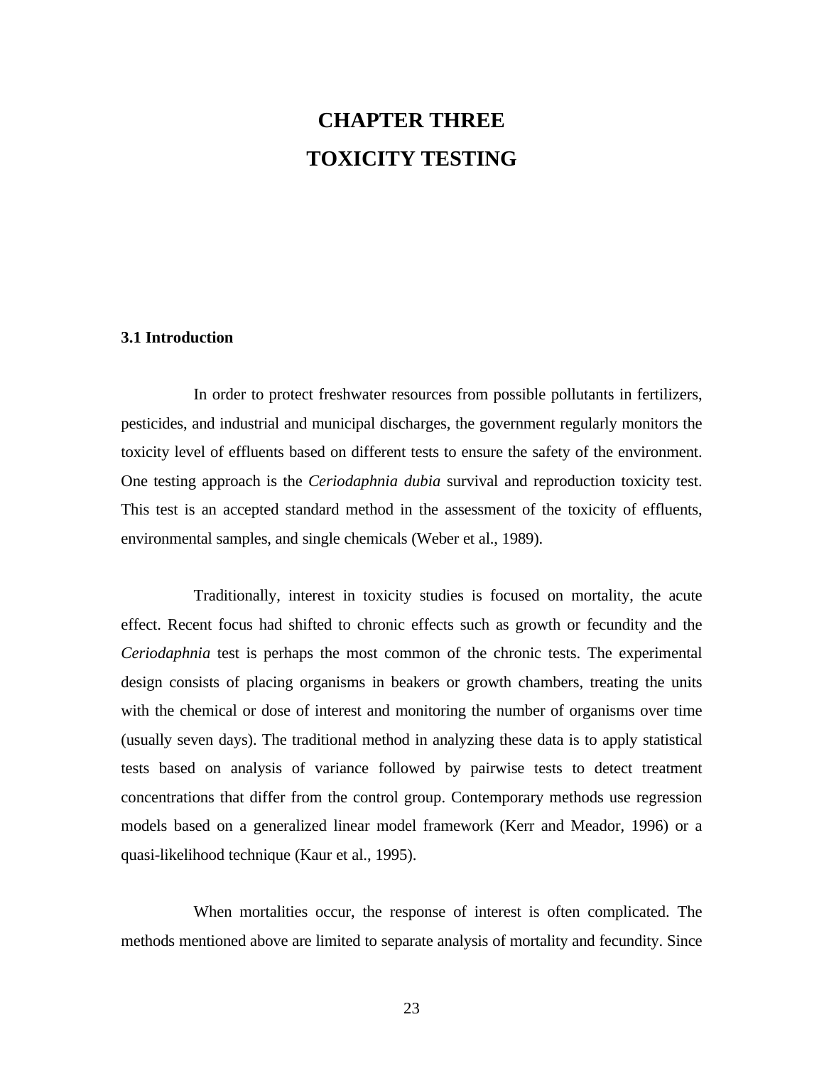# CHAPTER THREE

# TOXICITY TESTING

## 3.1 Introduction

In order to protect freshwater resources from possible pollutants in fertilizers, pesticides, and industrial and municipal discharges, the government regularly monitors the toxicity level of effluents based on different tests to ensure the safety of the environment. One testing approach is the *Ceriodaphnia dubia* survival and reproduction toxicity test. This test is an accepted standard method in the assessment of the toxicity of effluents, environmental samples, and single chemicals (Weber et al., 1989).

Traditionally, interest in toxicity studies is focused on mortality, the acute effect. Recent focus had shifted to chronic effects such as growth or fecundity and the *Ceriodaphnia* test is perhaps the most common of the chronic tests. The experimental design consists of placing organisms in beakers or growth chambers, treating the units with the chemical or dose of interest and monitoring the number of organisms over time (usually seven days). The traditional method in analyzing these data is to apply statistical tests based on analysis of variance followed by pairwise tests to detect treatment concentrations that differ from the control group. Contemporary methods use regression models based on a generalized linear model framework (Kerr and Meador, 1996) or a quasi-likelihood technique (Kaur et al., 1995).

When mortalities occur, the response of interest is often complicated. The methods mentioned above are limited to separate analysis of mortality and fecundity. Since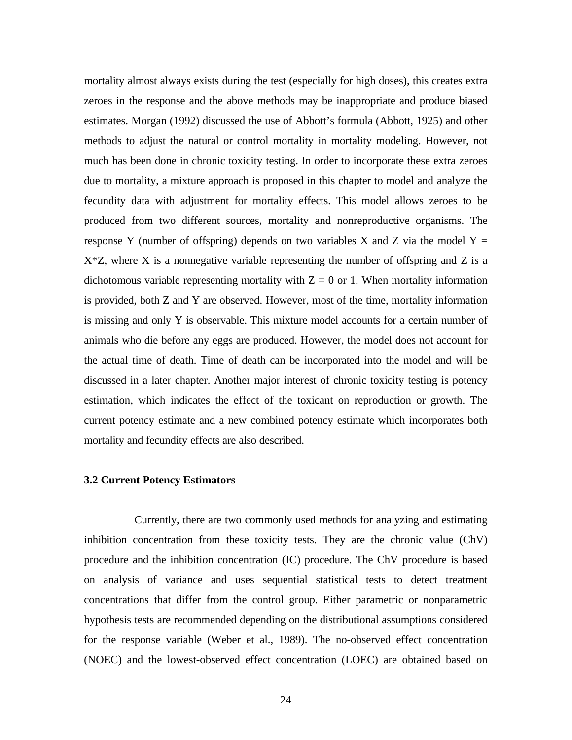mortality almost always exists during the test (especially for high doses), this creates extra zeroes in the response and the above methods may be inappropriate and produce biased estimates. Morgan (1992) discussed the use of Abbott's formula (Abbott, 1925) and other methods to adjust the natural or control mortality in mortality modeling. However, not much has been done in chronic toxicity testing. In order to incorporate these extra zeroes due to mortality, a mixture approach is proposed in this chapter to model and analyze the fecundity data with adjustment for mortality effects. This model allows zeroes to be produced from two different sources, mortality and nonreproductive organisms. The response Y (number of offspring) depends on two variables X and Z via the model $Y = X*Z$, where X is a nonnegative variable representing the number of offspring and Z is a dichotomous variable representing mortality with $Z = 0$ or 1. When mortality information is provided, both Z and Y are observed. However, most of the time, mortality information is missing and only Y is observable. This mixture model accounts for a certain number of animals who die before any eggs are produced. However, the model does not account for the actual time of death. Time of death can be incorporated into the model and will be discussed in a later chapter. Another major interest of chronic toxicity testing is potency estimation, which indicates the effect of the toxicant on reproduction or growth. The current potency estimate and a new combined potency estimate which incorporates both mortality and fecundity effects are also described.

### 3.2 Current Potency Estimators

Currently, there are two commonly used methods for analyzing and estimating inhibition concentration from these toxicity tests. They are the chronic value (ChV) procedure and the inhibition concentration (IC) procedure. The ChV procedure is based on analysis of variance and uses sequential statistical tests to detect treatment concentrations that differ from the control group. Either parametric or nonparametric hypothesis tests are recommended depending on the distributional assumptions considered for the response variable (Weber et al., 1989). The no-observed effect concentration (NOEC) and the lowest-observed effect concentration (LOEC) are obtained based on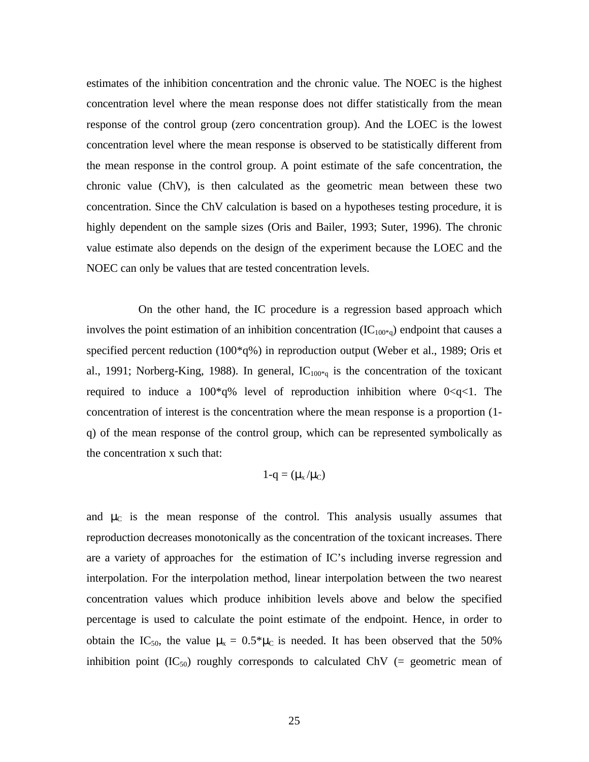estimates of the inhibition concentration and the chronic value. The NOEC is the highest concentration level where the mean response does not differ statistically from the mean response of the control group (zero concentration group). And the LOEC is the lowest concentration level where the mean response is observed to be statistically different from the mean response in the control group. A point estimate of the safe concentration, the chronic value (ChV), is then calculated as the geometric mean between these two concentration. Since the ChV calculation is based on a hypotheses testing procedure, it is highly dependent on the sample sizes (Oris and Bailer, 1993; Suter, 1996). The chronic value estimate also depends on the design of the experiment because the LOEC and the NOEC can only be values that are tested concentration levels.

On the other hand, the IC procedure is a regression based approach which involves the point estimation of an inhibition concentration ($IC_{100*q}$) endpoint that causes a specified percent reduction (100*q%) in reproduction output (Weber et al., 1989; Oris et al., 1991; Norberg-King, 1988). In general, $IC_{100*q}$ is the concentration of the toxicant required to induce a 100*q% level of reproduction inhibition where $0<q<1$. The concentration of interest is the concentration where the mean response is a proportion (1-q) of the mean response of the control group, which can be represented symbolically as the concentration x such that:

$$1-q = (\mu_x / \mu_C)$$

and $\mu_C$ is the mean response of the control. This analysis usually assumes that reproduction decreases monotonically as the concentration of the toxicant increases. There are a variety of approaches for the estimation of IC's including inverse regression and interpolation. For the interpolation method, linear interpolation between the two nearest concentration values which produce inhibition levels above and below the specified percentage is used to calculate the point estimate of the endpoint. Hence, in order to obtain the $IC_{50}$, the value $\mu_x = 0.5*\mu_C$ is needed. It has been observed that the 50% inhibition point ($IC_{50}$) roughly corresponds to calculated ChV (= geometric mean of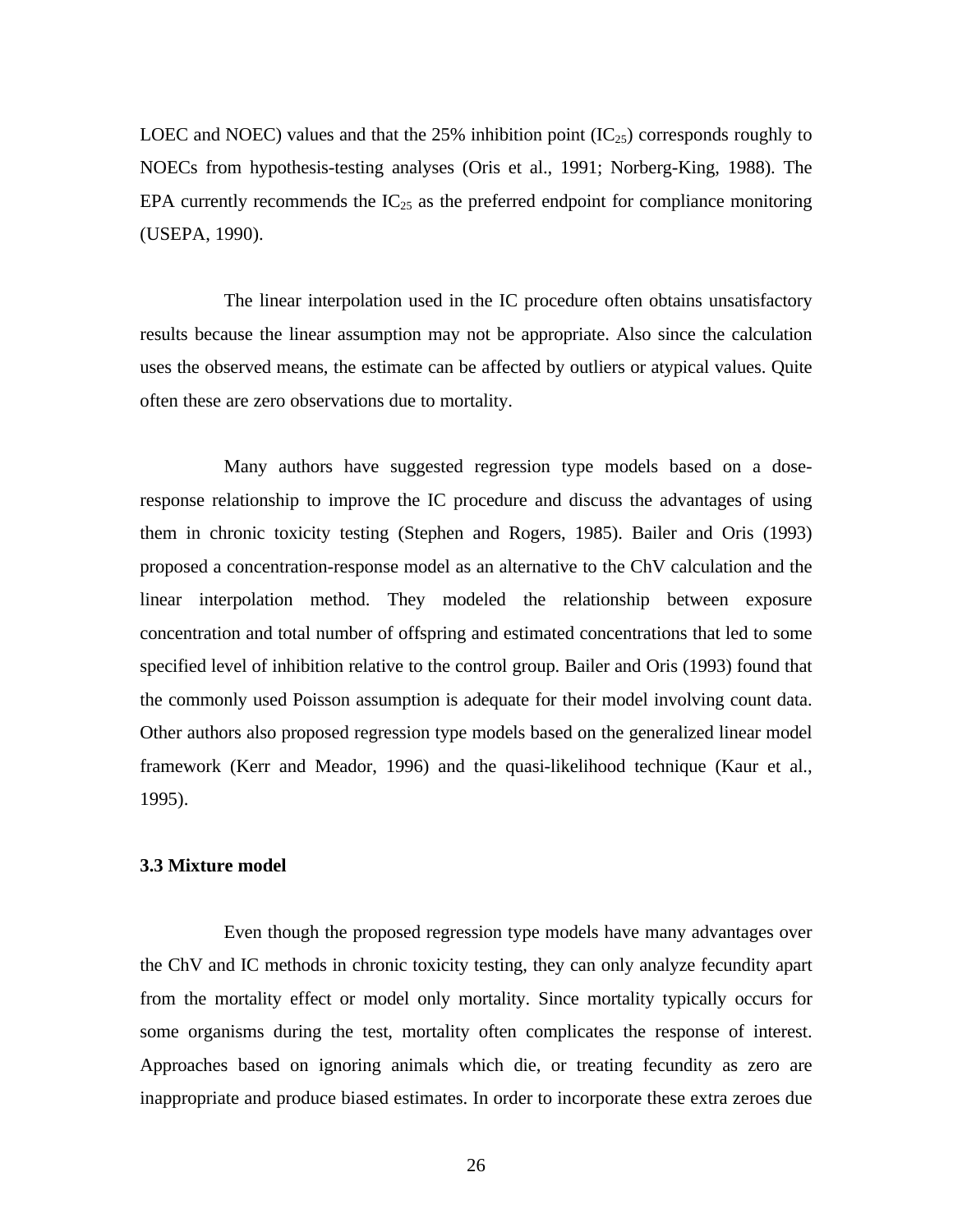LOEC and NOEC) values and that the 25% inhibition point ($IC_{25}$) corresponds roughly to NOECs from hypothesis-testing analyses (Oris et al., 1991; Norberg-King, 1988). The EPA currently recommends the $IC_{25}$ as the preferred endpoint for compliance monitoring (USEPA, 1990).

The linear interpolation used in the IC procedure often obtains unsatisfactory results because the linear assumption may not be appropriate. Also since the calculation uses the observed means, the estimate can be affected by outliers or atypical values. Quite often these are zero observations due to mortality.

Many authors have suggested regression type models based on a dose-response relationship to improve the IC procedure and discuss the advantages of using them in chronic toxicity testing (Stephen and Rogers, 1985). Bailer and Oris (1993) proposed a concentration-response model as an alternative to the ChV calculation and the linear interpolation method. They modeled the relationship between exposure concentration and total number of offspring and estimated concentrations that led to some specified level of inhibition relative to the control group. Bailer and Oris (1993) found that the commonly used Poisson assumption is adequate for their model involving count data. Other authors also proposed regression type models based on the generalized linear model framework (Kerr and Meador, 1996) and the quasi-likelihood technique (Kaur et al., 1995).

### 3.3 Mixture model

Even though the proposed regression type models have many advantages over the ChV and IC methods in chronic toxicity testing, they can only analyze fecundity apart from the mortality effect or model only mortality. Since mortality typically occurs for some organisms during the test, mortality often complicates the response of interest. Approaches based on ignoring animals which die, or treating fecundity as zero are inappropriate and produce biased estimates. In order to incorporate these extra zeroes due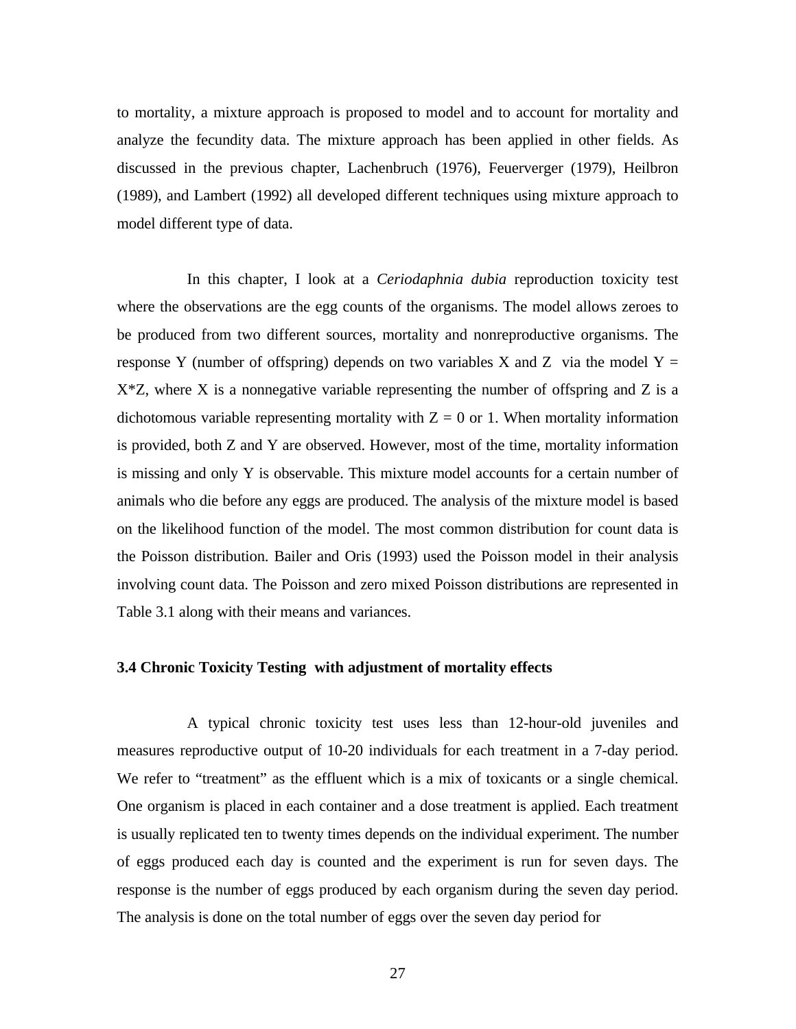to mortality, a mixture approach is proposed to model and to account for mortality and analyze the fecundity data. The mixture approach has been applied in other fields. As discussed in the previous chapter, Lachenbruch (1976), Feuerverger (1979), Heilbron (1989), and Lambert (1992) all developed different techniques using mixture approach to model different type of data.

In this chapter, I look at a *Ceriodaphnia dubia* reproduction toxicity test where the observations are the egg counts of the organisms. The model allows zeroes to be produced from two different sources, mortality and nonreproductive organisms. The response Y (number of offspring) depends on two variables X and Z via the model $Y = X*Z$, where X is a nonnegative variable representing the number of offspring and Z is a dichotomous variable representing mortality with $Z = 0$ or 1. When mortality information is provided, both Z and Y are observed. However, most of the time, mortality information is missing and only Y is observable. This mixture model accounts for a certain number of animals who die before any eggs are produced. The analysis of the mixture model is based on the likelihood function of the model. The most common distribution for count data is the Poisson distribution. Bailer and Oris (1993) used the Poisson model in their analysis involving count data. The Poisson and zero mixed Poisson distributions are represented in Table 3.1 along with their means and variances.

### 3.4 Chronic Toxicity Testing with adjustment of mortality effects

A typical chronic toxicity test uses less than 12-hour-old juveniles and measures reproductive output of 10-20 individuals for each treatment in a 7-day period. We refer to "treatment" as the effluent which is a mix of toxicants or a single chemical. One organism is placed in each container and a dose treatment is applied. Each treatment is usually replicated ten to twenty times depends on the individual experiment. The number of eggs produced each day is counted and the experiment is run for seven days. The response is the number of eggs produced by each organism during the seven day period. The analysis is done on the total number of eggs over the seven day period for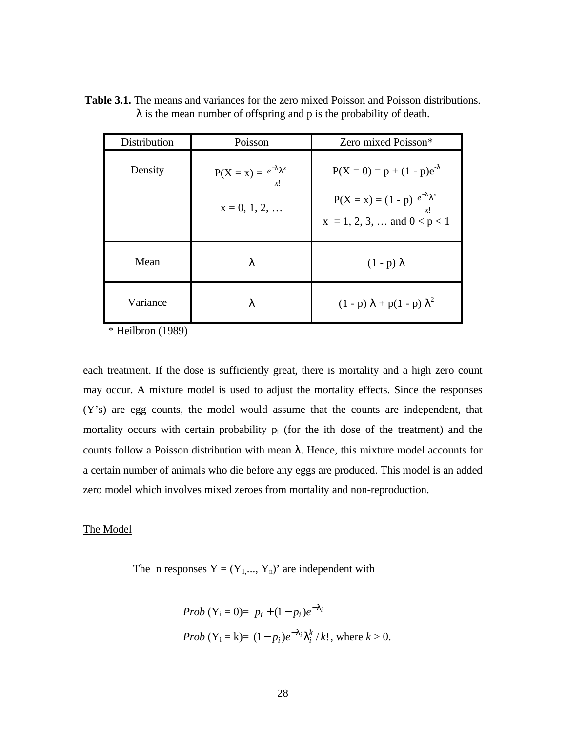**Table 3.1.** The means and variances for the zero mixed Poisson and Poisson distributions. $\lambda$ is the mean number of offspring and p is the probability of death.

| Distribution | Poisson | Zero mixed Poisson* |
|---|---|---|
| Density | $P(X = x) = \frac{e^{-\lambda}\lambda^x}{x!}$ <br> $x = 0, 1, 2, \ldots$ | $P(X = 0) = p + (1 - p)e^{-\lambda}$ <br> $P(X = x) = (1 - p)\frac{e^{-\lambda}\lambda^x}{x!}$ <br> $x = 1, 2, 3, \ldots$ and $0 < p < 1$ |
| Mean | $\lambda$ | $(1 - p)\lambda$ |
| Variance | $\lambda$ | $(1 - p)\lambda + p(1 - p)\lambda^2$ |

\* Heilbron (1989)

each treatment. If the dose is sufficiently great, there is mortality and a high zero count may occur. A mixture model is used to adjust the mortality effects. Since the responses (Y's) are egg counts, the model would assume that the counts are independent, that mortality occurs with certain probability $p_i$ (for the ith dose of the treatment) and the counts follow a Poisson distribution with mean $\lambda$. Hence, this mixture model accounts for a certain number of animals who die before any eggs are produced. This model is an added zero model which involves mixed zeroes from mortality and non-reproduction.

The Model

The n responses $\underline{Y} = (Y_1, \ldots, Y_n)'$ are independent with

$$Prob\,(Y_i = 0) = p_i + (1 - p_i)e^{-\lambda_i}$$

$$Prob\,(Y_i = k) = (1 - p_i)e^{-\lambda_i}\lambda_i^k / k!\text{, where } k > 0.$$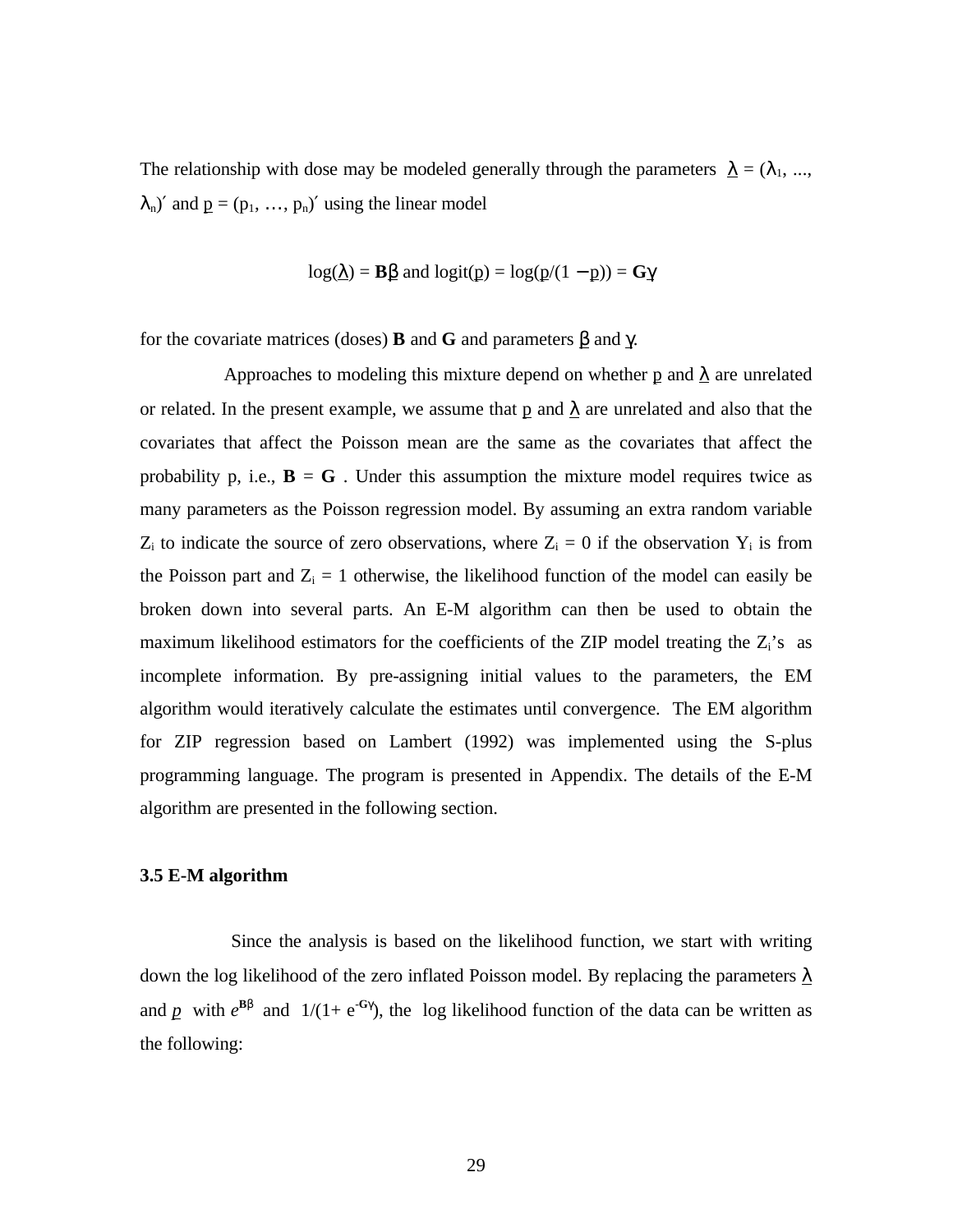The relationship with dose may be modeled generally through the parameters $\underline{\lambda} = (\lambda_1, \ldots, \lambda_n)'$ and $\underline{p} = (p_1, \ldots, p_n)'$ using the linear model

$$\log(\underline{\lambda}) = \mathbf{B}\underline{\beta} \text{ and } \operatorname{logit}(\underline{p}) = \log(\underline{p}/(1 - \underline{p})) = \mathbf{G}\underline{\gamma}$$

for the covariate matrices (doses) **B** and **G** and parameters $\underline{\beta}$ and $\underline{\gamma}$.

Approaches to modeling this mixture depend on whether $\underline{p}$ and $\underline{\lambda}$ are unrelated or related. In the present example, we assume that $\underline{p}$ and $\underline{\lambda}$ are unrelated and also that the covariates that affect the Poisson mean are the same as the covariates that affect the probability p, i.e., $\mathbf{B} = \mathbf{G}$ . Under this assumption the mixture model requires twice as many parameters as the Poisson regression model. By assuming an extra random variable $Z_i$ to indicate the source of zero observations, where $Z_i = 0$ if the observation $Y_i$ is from the Poisson part and $Z_i = 1$ otherwise, the likelihood function of the model can easily be broken down into several parts. An E-M algorithm can then be used to obtain the maximum likelihood estimators for the coefficients of the ZIP model treating the $Z_i$'s as incomplete information. By pre-assigning initial values to the parameters, the EM algorithm would iteratively calculate the estimates until convergence. The EM algorithm for ZIP regression based on Lambert (1992) was implemented using the S-plus programming language. The program is presented in Appendix. The details of the E-M algorithm are presented in the following section.

### 3.5 E-M algorithm

Since the analysis is based on the likelihood function, we start with writing down the log likelihood of the zero inflated Poisson model. By replacing the parameters $\underline{\lambda}$ and $\underline{p}$ with $e^{\mathbf{B}\beta}$ and $1/(1+ e^{-\mathbf{G}\gamma})$, the log likelihood function of the data can be written as the following: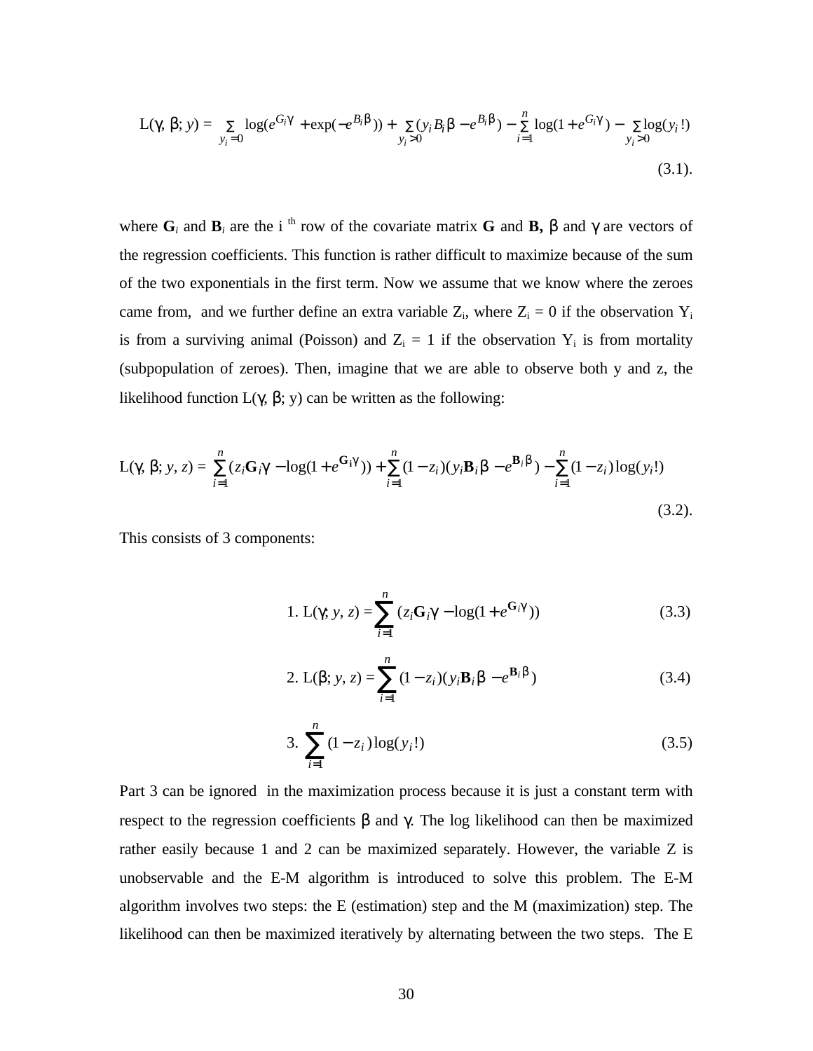$$L(\gamma,\ \beta;\ y) = \sum_{y_i=0} \log(e^{G_i\gamma} + \exp(-e^{B_i\beta})) + \sum_{y_i>0}(y_i B_i\beta - e^{B_i\beta}) - \sum_{i=1}^{n}\log(1+e^{G_i\gamma}) - \sum_{y_i>0}\log(y_i!) \tag{3.1}$$

where $\mathbf{G}_i$ and $\mathbf{B}_i$ are the i $^{th}$ row of the covariate matrix **G** and **B,** $\beta$ and $\gamma$ are vectors of the regression coefficients. This function is rather difficult to maximize because of the sum of the two exponentials in the first term. Now we assume that we know where the zeroes came from, and we further define an extra variable $Z_i$, where $Z_i = 0$ if the observation $Y_i$ is from a surviving animal (Poisson) and $Z_i = 1$ if the observation $Y_i$ is from mortality (subpopulation of zeroes). Then, imagine that we are able to observe both y and z, the likelihood function L($\gamma$, $\beta$; y) can be written as the following:

$$L(\gamma,\ \beta;\ y,\ z) = \sum_{i=1}^{n}(z_i\mathbf{G}_i\gamma - \log(1+e^{\mathbf{G}_i\gamma})) + \sum_{i=1}^{n}(1-z_i)(y_i\mathbf{B}_i\beta - e^{\mathbf{B}_i\beta}) - \sum_{i=1}^{n}(1-z_i)\log(y_i!) \tag{3.2}$$

This consists of 3 components:

$$1.\ L(\gamma;\ y,\ z) = \sum_{i=1}^{n}(z_i\mathbf{G}_i\gamma - \log(1+e^{\mathbf{G}_i\gamma})) \tag{3.3}$$

$$2.\ L(\beta;\ y,\ z) = \sum_{i=1}^{n}(1-z_i)(y_i\mathbf{B}_i\beta - e^{\mathbf{B}_i\beta}) \tag{3.4}$$

$$3.\ \sum_{i=1}^{n}(1-z_i)\log(y_i!) \tag{3.5}$$

Part 3 can be ignored in the maximization process because it is just a constant term with respect to the regression coefficients $\beta$ and $\gamma$. The log likelihood can then be maximized rather easily because 1 and 2 can be maximized separately. However, the variable Z is unobservable and the E-M algorithm is introduced to solve this problem. The E-M algorithm involves two steps: the E (estimation) step and the M (maximization) step. The likelihood can then be maximized iteratively by alternating between the two steps. The E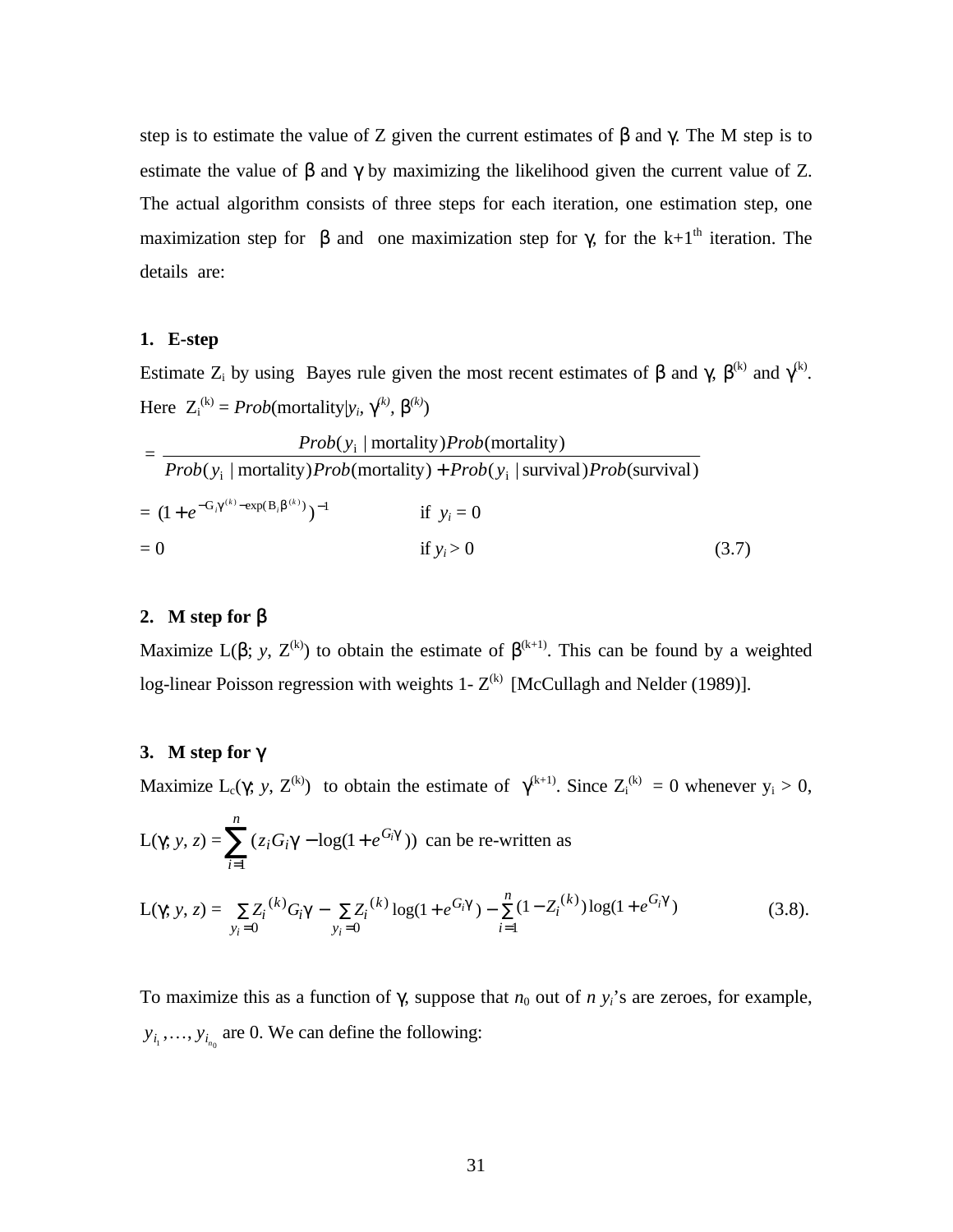step is to estimate the value of Z given the current estimates of β and γ. The M step is to estimate the value of β and γ by maximizing the likelihood given the current value of Z. The actual algorithm consists of three steps for each iteration, one estimation step, one maximization step for β and one maximization step for γ, for the k+1th iteration. The details are:

**1. E-step**

Estimate $Z_i$ by using Bayes rule given the most recent estimates of β and γ, $\beta^{(k)}$ and $\gamma^{(k)}$. Here $Z_i^{(k)} = Prob(\text{mortality}|y_i, \gamma^{(k)}, \beta^{(k)})$

$$= \frac{Prob(y_i \mid \text{mortality})Prob(\text{mortality})}{Prob(y_i \mid \text{mortality})Prob(\text{mortality}) + Prob(y_i \mid \text{survival})Prob(\text{survival})}$$

$$= (1 + e^{-G_i\gamma^{(k)} - \exp(B_i\beta^{(k)})})^{-1} \qquad \text{if } y_i = 0$$

$$= 0 \qquad \text{if } y_i > 0 \qquad (3.7)$$

**2. M step for β**

Maximize $L(\beta; y, Z^{(k)})$ to obtain the estimate of $\beta^{(k+1)}$. This can be found by a weighted log-linear Poisson regression with weights $1 - Z^{(k)}$ [McCullagh and Nelder (1989)].

**3. M step for γ**

Maximize $L_c(\gamma; y, Z^{(k)})$ to obtain the estimate of $\gamma^{(k+1)}$. Since $Z_i^{(k)} = 0$ whenever $y_i > 0$, $L(\gamma; y, z) = \sum_{i=1}^{n} (z_i G_i\gamma - \log(1 + e^{G_i\gamma}))$ can be re-written as

$$L(\gamma; y, z) = \sum_{y_i=0} Z_i^{(k)} G_i\gamma - \sum_{y_i=0} Z_i^{(k)} \log(1 + e^{G_i\gamma}) - \sum_{i=1}^{n} (1 - Z_i^{(k)}) \log(1 + e^{G_i\gamma}) \qquad (3.8).$$

To maximize this as a function of γ, suppose that $n_0$ out of $n$ $y_i$'s are zeroes, for example, $y_{i_1}, \ldots, y_{i_{n_0}}$ are 0. We can define the following: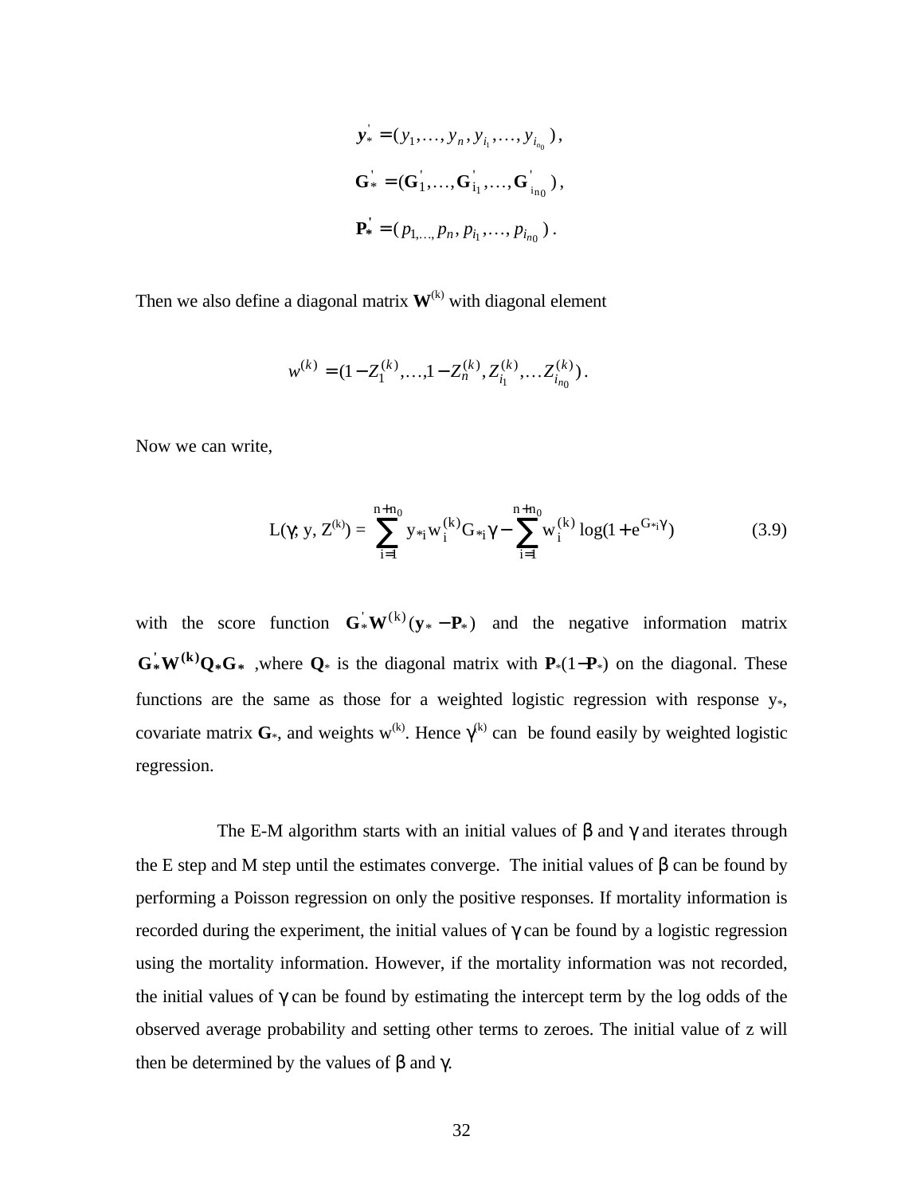$$\mathbf{y}_*' = (y_1, \ldots, y_n, y_{i_1}, \ldots, y_{i_{n_0}}),$$

$$\mathbf{G}_*' = (\mathbf{G}_1', \ldots, \mathbf{G}_{i_1}', \ldots, \mathbf{G}_{i_{n_0}}'),$$

$$\mathbf{P}_*' = (p_{1,\ldots,} p_n, p_{i_1}, \ldots, p_{i_{n_0}}).$$

Then we also define a diagonal matrix $\mathbf{W}^{(k)}$ with diagonal element

$$w^{(k)} = (1 - Z_1^{(k)}, \ldots, 1 - Z_n^{(k)}, Z_{i_1}^{(k)}, \ldots Z_{i_{n_0}}^{(k)}).$$

Now we can write,

$$L(\gamma; y, Z^{(k)}) = \sum_{i=1}^{n+n_0} y_{*i} w_i^{(k)} G_{*i}\gamma - \sum_{i=1}^{n+n_0} w_i^{(k)} \log(1 + e^{G_{*i}\gamma}) \tag{3.9}$$

with the score function $\mathbf{G}_*'\mathbf{W}^{(k)}(\mathbf{y}_* - \mathbf{P}_*)$ and the negative information matrix $\mathbf{G}_*'\mathbf{W}^{(k)}\mathbf{Q}_*\mathbf{G}_*$ ,where $\mathbf{Q}_*$ is the diagonal matrix with $\mathbf{P}_*(1-\mathbf{P}_*)$ on the diagonal. These functions are the same as those for a weighted logistic regression with response $y_*$, covariate matrix $\mathbf{G}_*$, and weights $w^{(k)}$. Hence $\gamma^{(k)}$ can be found easily by weighted logistic regression.

The E-M algorithm starts with an initial values of $\beta$ and $\gamma$ and iterates through the E step and M step until the estimates converge. The initial values of $\beta$ can be found by performing a Poisson regression on only the positive responses. If mortality information is recorded during the experiment, the initial values of $\gamma$ can be found by a logistic regression using the mortality information. However, if the mortality information was not recorded, the initial values of $\gamma$ can be found by estimating the intercept term by the log odds of the observed average probability and setting other terms to zeroes. The initial value of z will then be determined by the values of $\beta$ and $\gamma$.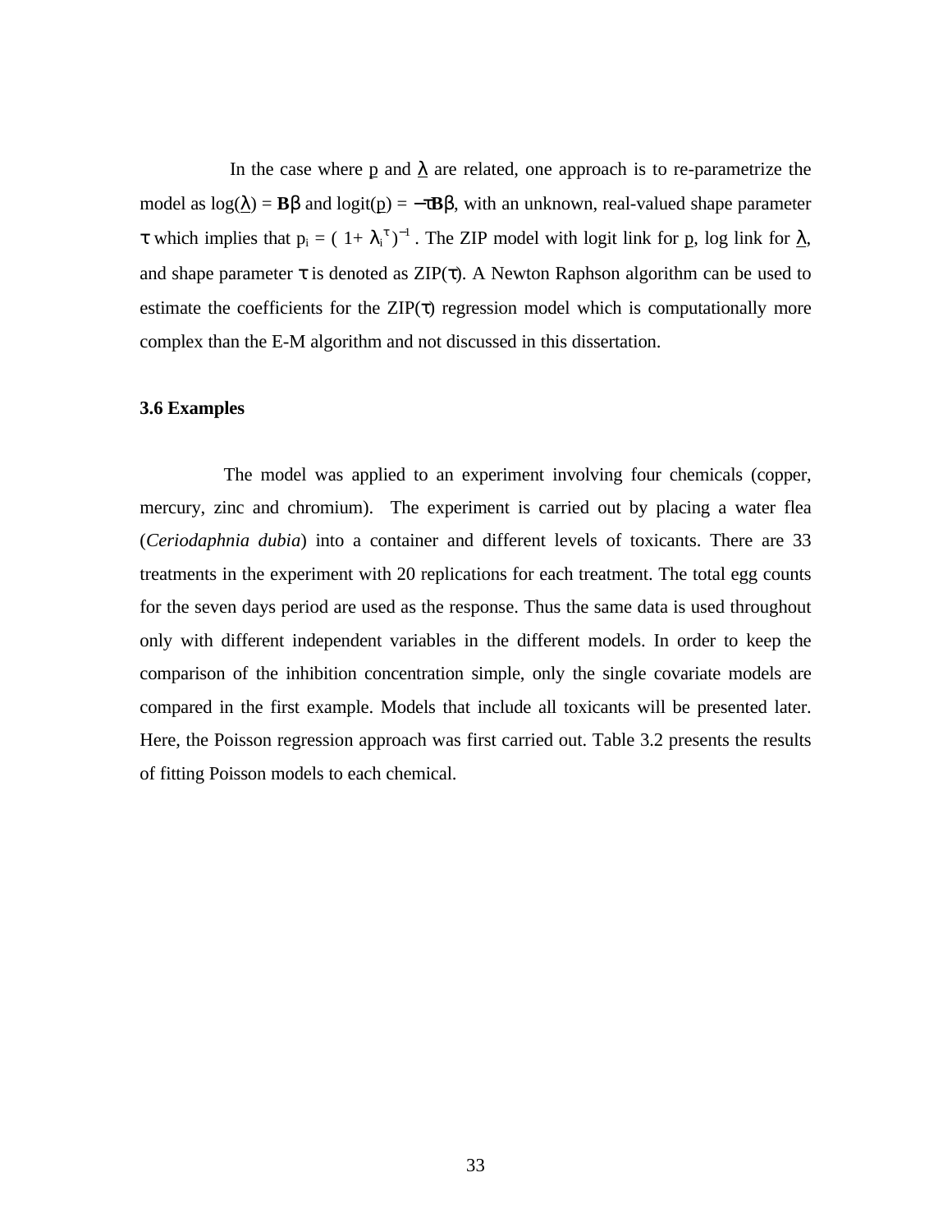In the case where $\underline{p}$ and $\underline{\lambda}$ are related, one approach is to re-parametrize the model as $\log(\underline{\lambda}) = \mathbf{B}\beta$ and $\text{logit}(\underline{p}) = -\tau\mathbf{B}\beta$, with an unknown, real-valued shape parameter $\tau$ which implies that $p_i = (1 + \lambda_i^{\tau})^{-1}$. The ZIP model with logit link for $\underline{p}$, log link for $\underline{\lambda}$, and shape parameter $\tau$ is denoted as ZIP($\tau$). A Newton Raphson algorithm can be used to estimate the coefficients for the ZIP($\tau$) regression model which is computationally more complex than the E-M algorithm and not discussed in this dissertation.

### 3.6 Examples

The model was applied to an experiment involving four chemicals (copper, mercury, zinc and chromium). The experiment is carried out by placing a water flea (*Ceriodaphnia dubia*) into a container and different levels of toxicants. There are 33 treatments in the experiment with 20 replications for each treatment. The total egg counts for the seven days period are used as the response. Thus the same data is used throughout only with different independent variables in the different models. In order to keep the comparison of the inhibition concentration simple, only the single covariate models are compared in the first example. Models that include all toxicants will be presented later. Here, the Poisson regression approach was first carried out. Table 3.2 presents the results of fitting Poisson models to each chemical.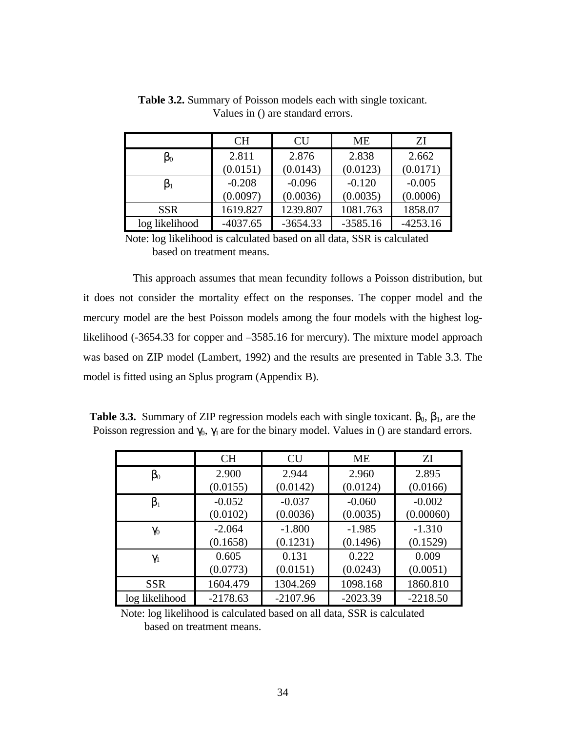**Table 3.2.** Summary of Poisson models each with single toxicant. Values in () are standard errors.

| | CH | CU | ME | ZI |
|---|---|---|---|---|
| $\beta_0$ | 2.811 (0.0151) | 2.876 (0.0143) | 2.838 (0.0123) | 2.662 (0.0171) |
| $\beta_1$ | -0.208 (0.0097) | -0.096 (0.0036) | -0.120 (0.0035) | -0.005 (0.0006) |
| SSR | 1619.827 | 1239.807 | 1081.763 | 1858.07 |
| log likelihood | -4037.65 | -3654.33 | -3585.16 | -4253.16 |

Note: log likelihood is calculated based on all data, SSR is calculated based on treatment means.

This approach assumes that mean fecundity follows a Poisson distribution, but it does not consider the mortality effect on the responses. The copper model and the mercury model are the best Poisson models among the four models with the highest log-likelihood (-3654.33 for copper and –3585.16 for mercury). The mixture model approach was based on ZIP model (Lambert, 1992) and the results are presented in Table 3.3. The model is fitted using an Splus program (Appendix B).

**Table 3.3.** Summary of ZIP regression models each with single toxicant. $\beta_0$, $\beta_1$, are the Poisson regression and $\gamma_0$, $\gamma_1$ are for the binary model. Values in () are standard errors.

| | CH | CU | ME | ZI |
|---|---|---|---|---|
| $\beta_0$ | 2.900 (0.0155) | 2.944 (0.0142) | 2.960 (0.0124) | 2.895 (0.0166) |
| $\beta_1$ | -0.052 (0.0102) | -0.037 (0.0036) | -0.060 (0.0035) | -0.002 (0.00060) |
| $\gamma_0$ | -2.064 (0.1658) | -1.800 (0.1231) | -1.985 (0.1496) | -1.310 (0.1529) |
| $\gamma_1$ | 0.605 (0.0773) | 0.131 (0.0151) | 0.222 (0.0243) | 0.009 (0.0051) |
| SSR | 1604.479 | 1304.269 | 1098.168 | 1860.810 |
| log likelihood | -2178.63 | -2107.96 | -2023.39 | -2218.50 |

Note: log likelihood is calculated based on all data, SSR is calculated based on treatment means.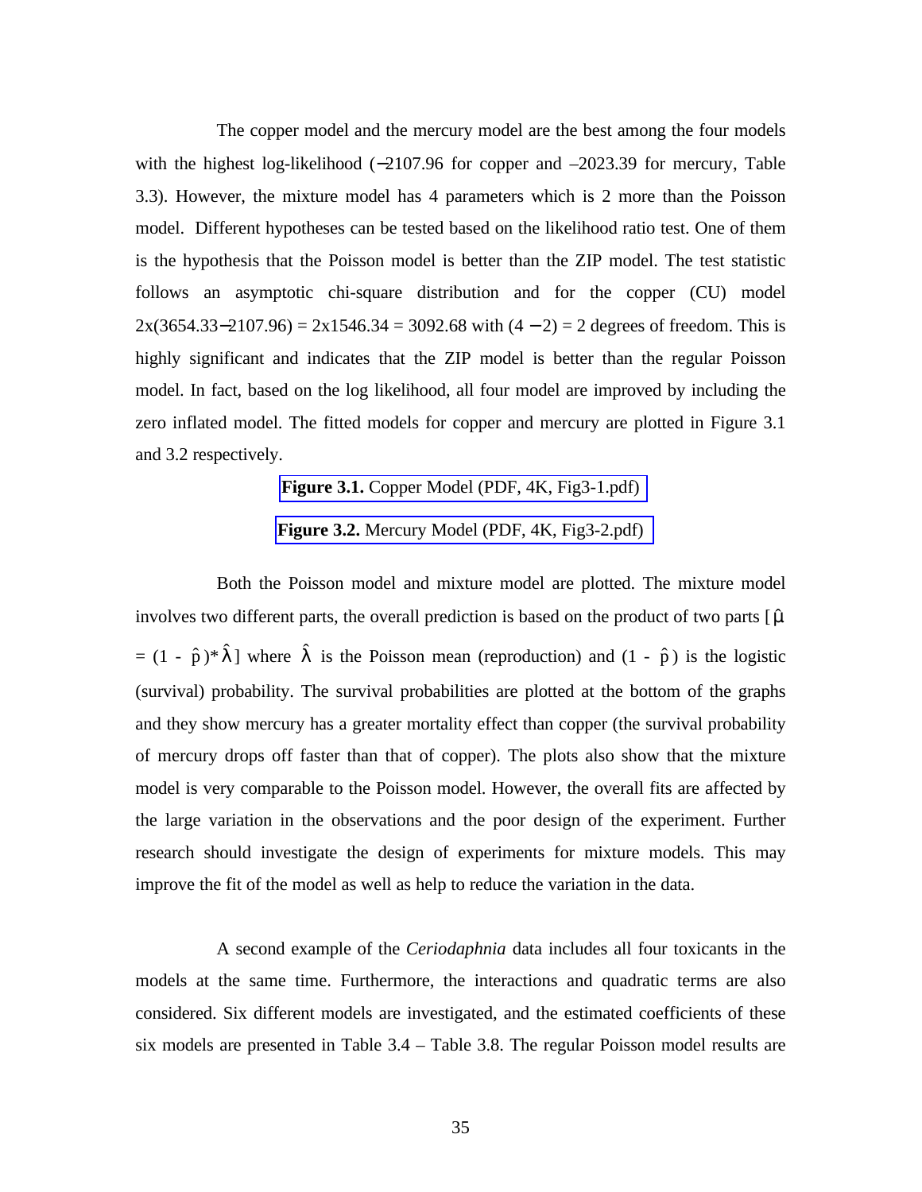The copper model and the mercury model are the best among the four models with the highest log-likelihood (−2107.96 for copper and –2023.39 for mercury, Table 3.3). However, the mixture model has 4 parameters which is 2 more than the Poisson model. Different hypotheses can be tested based on the likelihood ratio test. One of them is the hypothesis that the Poisson model is better than the ZIP model. The test statistic follows an asymptotic chi-square distribution and for the copper (CU) model $2\text{x}(3654.33-2107.96) = 2\text{x}1546.34 = 3092.68$ with $(4-2) = 2$ degrees of freedom. This is highly significant and indicates that the ZIP model is better than the regular Poisson model. In fact, based on the log likelihood, all four model are improved by including the zero inflated model. The fitted models for copper and mercury are plotted in Figure 3.1 and 3.2 respectively.

**Figure 3.1.** Copper Model (PDF, 4K, Fig3-1.pdf)

**Figure 3.2.** Mercury Model (PDF, 4K, Fig3-2.pdf)

Both the Poisson model and mixture model are plotted. The mixture model involves two different parts, the overall prediction is based on the product of two parts [$\hat{\mu} = (1 - \hat{p})*\hat{\lambda}$] where $\hat{\lambda}$ is the Poisson mean (reproduction) and $(1 - \hat{p})$ is the logistic (survival) probability. The survival probabilities are plotted at the bottom of the graphs and they show mercury has a greater mortality effect than copper (the survival probability of mercury drops off faster than that of copper). The plots also show that the mixture model is very comparable to the Poisson model. However, the overall fits are affected by the large variation in the observations and the poor design of the experiment. Further research should investigate the design of experiments for mixture models. This may improve the fit of the model as well as help to reduce the variation in the data.

A second example of the *Ceriodaphnia* data includes all four toxicants in the models at the same time. Furthermore, the interactions and quadratic terms are also considered. Six different models are investigated, and the estimated coefficients of these six models are presented in Table 3.4 – Table 3.8. The regular Poisson model results are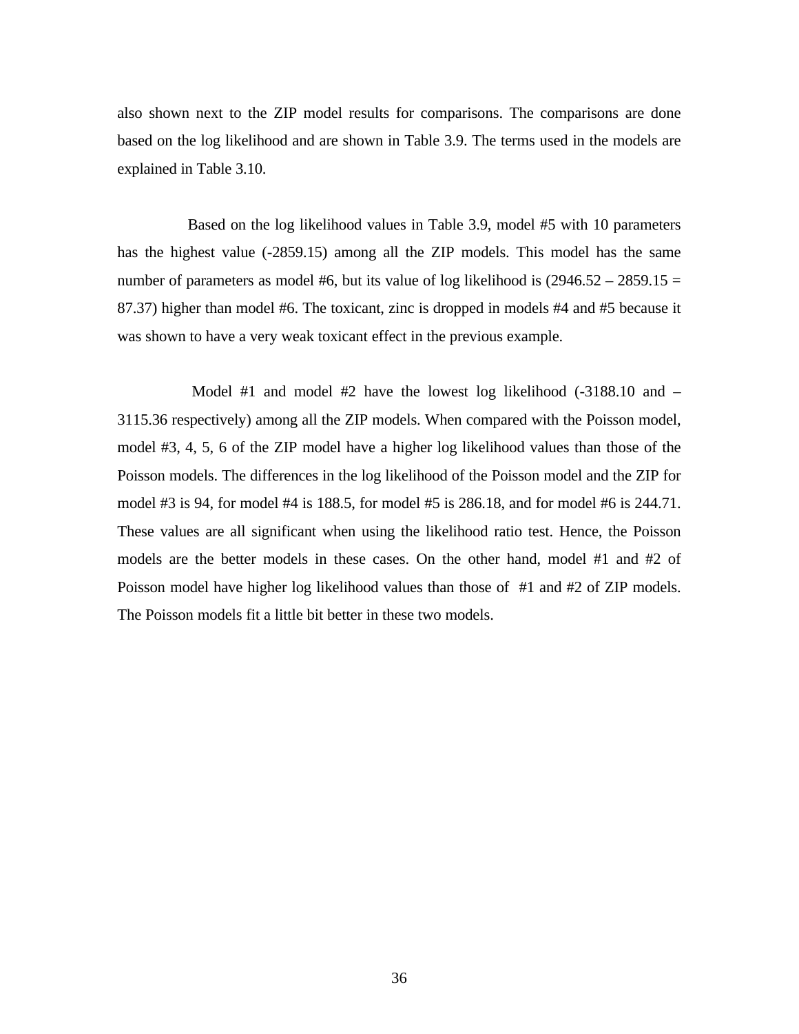also shown next to the ZIP model results for comparisons. The comparisons are done based on the log likelihood and are shown in Table 3.9. The terms used in the models are explained in Table 3.10.

Based on the log likelihood values in Table 3.9, model #5 with 10 parameters has the highest value (-2859.15) among all the ZIP models. This model has the same number of parameters as model #6, but its value of log likelihood is (2946.52 – 2859.15 = 87.37) higher than model #6. The toxicant, zinc is dropped in models #4 and #5 because it was shown to have a very weak toxicant effect in the previous example.

Model #1 and model #2 have the lowest log likelihood (-3188.10 and –3115.36 respectively) among all the ZIP models. When compared with the Poisson model, model #3, 4, 5, 6 of the ZIP model have a higher log likelihood values than those of the Poisson models. The differences in the log likelihood of the Poisson model and the ZIP for model #3 is 94, for model #4 is 188.5, for model #5 is 286.18, and for model #6 is 244.71. These values are all significant when using the likelihood ratio test. Hence, the Poisson models are the better models in these cases. On the other hand, model #1 and #2 of Poisson model have higher log likelihood values than those of #1 and #2 of ZIP models. The Poisson models fit a little bit better in these two models.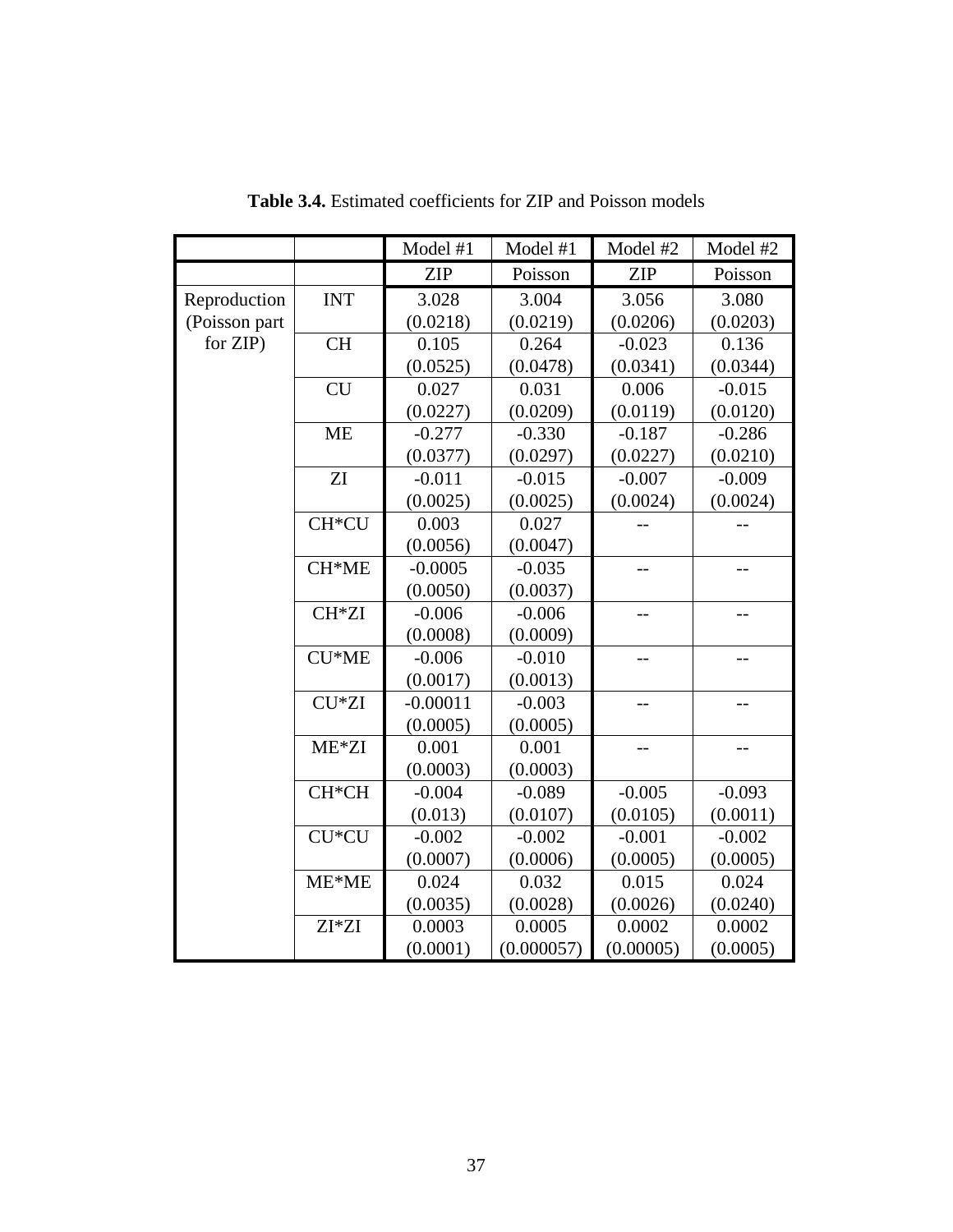**Table 3.4.** Estimated coefficients for ZIP and Poisson models

| | | Model #1 | Model #1 | Model #2 | Model #2 |
|---|---|---|---|---|---|
| | | ZIP | Poisson | ZIP | Poisson |
| Reproduction (Poisson part for ZIP) | INT | 3.028 (0.0218) | 3.004 (0.0219) | 3.056 (0.0206) | 3.080 (0.0203) |
| | CH | 0.105 (0.0525) | 0.264 (0.0478) | -0.023 (0.0341) | 0.136 (0.0344) |
| | CU | 0.027 (0.0227) | 0.031 (0.0209) | 0.006 (0.0119) | -0.015 (0.0120) |
| | ME | -0.277 (0.0377) | -0.330 (0.0297) | -0.187 (0.0227) | -0.286 (0.0210) |
| | ZI | -0.011 (0.0025) | -0.015 (0.0025) | -0.007 (0.0024) | -0.009 (0.0024) |
| | CH*CU | 0.003 (0.0056) | 0.027 (0.0047) | -- | -- |
| | CH*ME | -0.0005 (0.0050) | -0.035 (0.0037) | -- | -- |
| | CH*ZI | -0.006 (0.0008) | -0.006 (0.0009) | -- | -- |
| | CU*ME | -0.006 (0.0017) | -0.010 (0.0013) | -- | -- |
| | CU*ZI | -0.00011 (0.0005) | -0.003 (0.0005) | -- | -- |
| | ME*ZI | 0.001 (0.0003) | 0.001 (0.0003) | -- | -- |
| | CH*CH | -0.004 (0.013) | -0.089 (0.0107) | -0.005 (0.0105) | -0.093 (0.0011) |
| | CU*CU | -0.002 (0.0007) | -0.002 (0.0006) | -0.001 (0.0005) | -0.002 (0.0005) |
| | ME*ME | 0.024 (0.0035) | 0.032 (0.0028) | 0.015 (0.0026) | 0.024 (0.0240) |
| | ZI*ZI | 0.0003 (0.0001) | 0.0005 (0.000057) | 0.0002 (0.00005) | 0.0002 (0.0005) |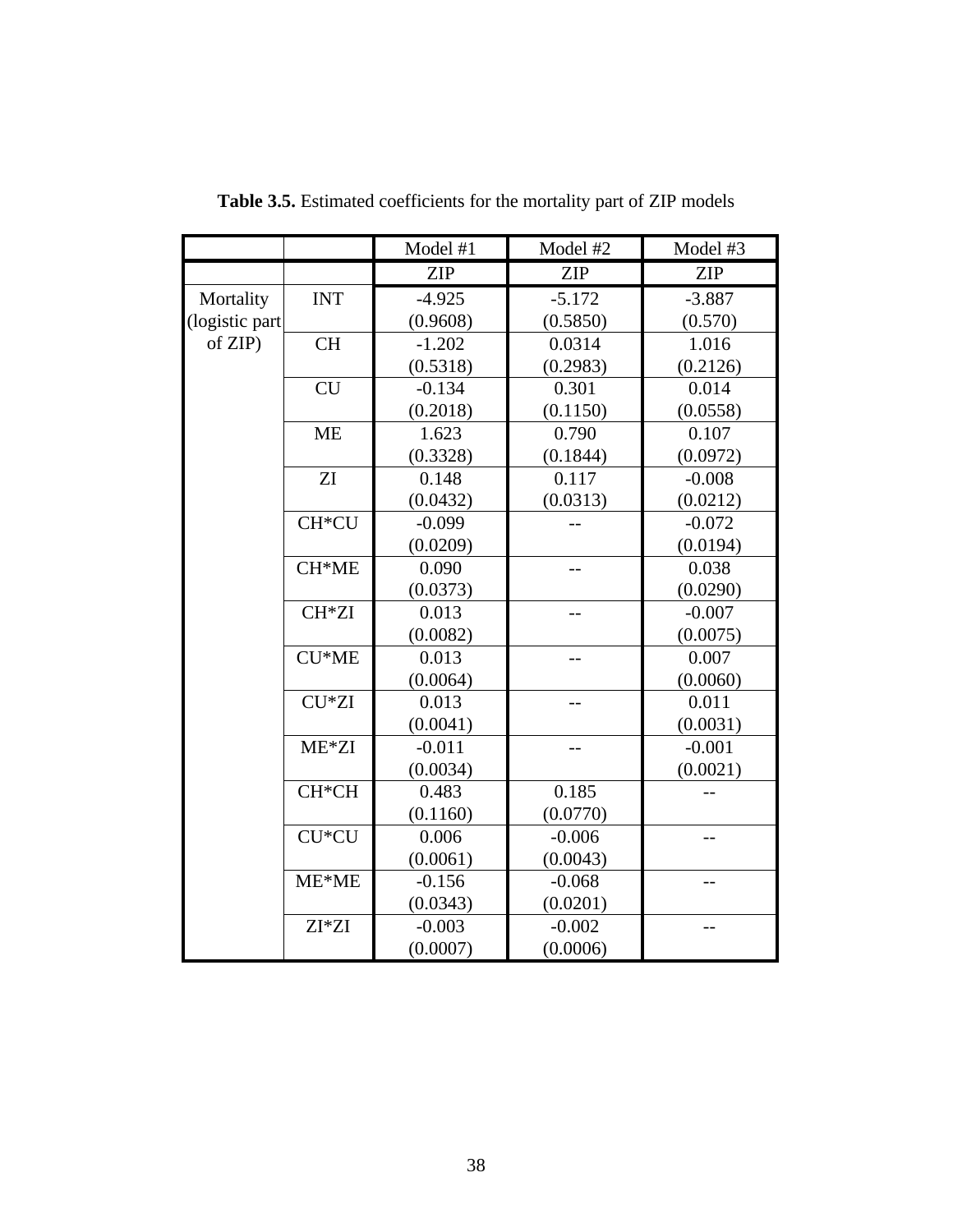**Table 3.5.** Estimated coefficients for the mortality part of ZIP models

| | | Model #1 | Model #2 | Model #3 |
|---|---|---|---|---|
| | | ZIP | ZIP | ZIP |
| Mortality (logistic part of ZIP) | INT | -4.925 (0.9608) | -5.172 (0.5850) | -3.887 (0.570) |
| | CH | -1.202 (0.5318) | 0.0314 (0.2983) | 1.016 (0.2126) |
| | CU | -0.134 (0.2018) | 0.301 (0.1150) | 0.014 (0.0558) |
| | ME | 1.623 (0.3328) | 0.790 (0.1844) | 0.107 (0.0972) |
| | ZI | 0.148 (0.0432) | 0.117 (0.0313) | -0.008 (0.0212) |
| | CH*CU | -0.099 (0.0209) | -- | -0.072 (0.0194) |
| | CH*ME | 0.090 (0.0373) | -- | 0.038 (0.0290) |
| | CH*ZI | 0.013 (0.0082) | -- | -0.007 (0.0075) |
| | CU*ME | 0.013 (0.0064) | -- | 0.007 (0.0060) |
| | CU*ZI | 0.013 (0.0041) | -- | 0.011 (0.0031) |
| | ME*ZI | -0.011 (0.0034) | -- | -0.001 (0.0021) |
| | CH*CH | 0.483 (0.1160) | 0.185 (0.0770) | -- |
| | CU*CU | 0.006 (0.0061) | -0.006 (0.0043) | -- |
| | ME*ME | -0.156 (0.0343) | -0.068 (0.0201) | -- |
| | ZI*ZI | -0.003 (0.0007) | -0.002 (0.0006) | -- |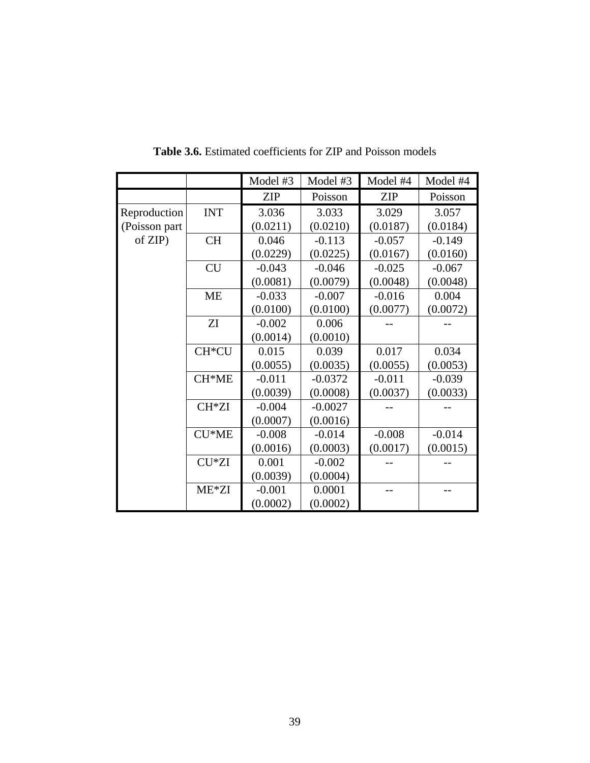**Table 3.6.** Estimated coefficients for ZIP and Poisson models

| | | Model #3 | Model #3 | Model #4 | Model #4 |
|---|---|---|---|---|---|
| | | ZIP | Poisson | ZIP | Poisson |
| Reproduction (Poisson part of ZIP) | INT | 3.036 (0.0211) | 3.033 (0.0210) | 3.029 (0.0187) | 3.057 (0.0184) |
| | CH | 0.046 (0.0229) | -0.113 (0.0225) | -0.057 (0.0167) | -0.149 (0.0160) |
| | CU | -0.043 (0.0081) | -0.046 (0.0079) | -0.025 (0.0048) | -0.067 (0.0048) |
| | ME | -0.033 (0.0100) | -0.007 (0.0100) | -0.016 (0.0077) | 0.004 (0.0072) |
| | ZI | -0.002 (0.0014) | 0.006 (0.0010) | -- | -- |
| | CH*CU | 0.015 (0.0055) | 0.039 (0.0035) | 0.017 (0.0055) | 0.034 (0.0053) |
| | CH*ME | -0.011 (0.0039) | -0.0372 (0.0008) | -0.011 (0.0037) | -0.039 (0.0033) |
| | CH*ZI | -0.004 (0.0007) | -0.0027 (0.0016) | -- | -- |
| | CU*ME | -0.008 (0.0016) | -0.014 (0.0003) | -0.008 (0.0017) | -0.014 (0.0015) |
| | CU*ZI | 0.001 (0.0039) | -0.002 (0.0004) | -- | -- |
| | ME*ZI | -0.001 (0.0002) | 0.0001 (0.0002) | -- | -- |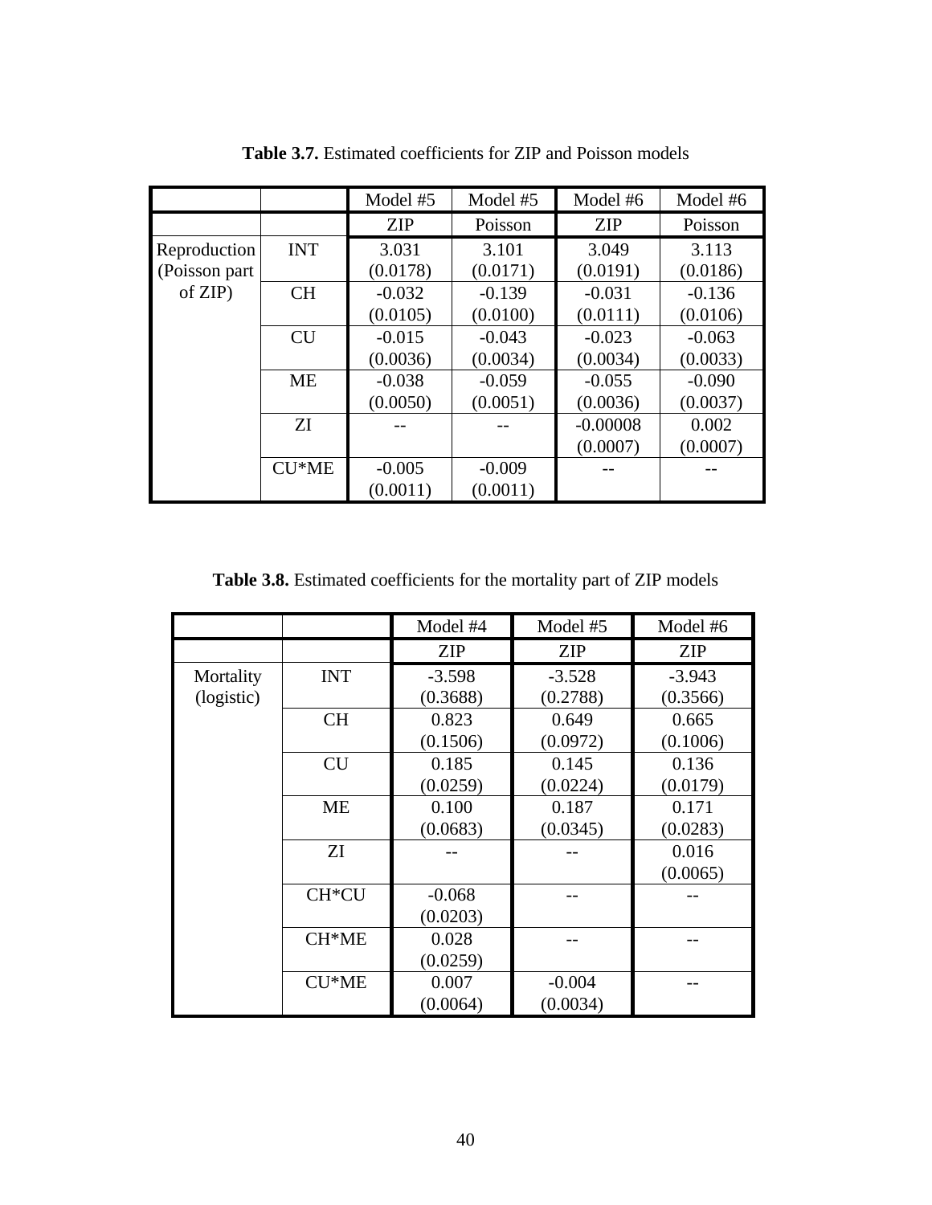**Table 3.7.** Estimated coefficients for ZIP and Poisson models

| | | Model #5 | Model #5 | Model #6 | Model #6 |
|---|---|---|---|---|---|
| | | ZIP | Poisson | ZIP | Poisson |
| Reproduction (Poisson part of ZIP) | INT | 3.031 (0.0178) | 3.101 (0.0171) | 3.049 (0.0191) | 3.113 (0.0186) |
| | CH | -0.032 (0.0105) | -0.139 (0.0100) | -0.031 (0.0111) | -0.136 (0.0106) |
| | CU | -0.015 (0.0036) | -0.043 (0.0034) | -0.023 (0.0034) | -0.063 (0.0033) |
| | ME | -0.038 (0.0050) | -0.059 (0.0051) | -0.055 (0.0036) | -0.090 (0.0037) |
| | ZI | -- | -- | -0.00008 (0.0007) | 0.002 (0.0007) |
| | CU*ME | -0.005 (0.0011) | -0.009 (0.0011) | -- | -- |

**Table 3.8.** Estimated coefficients for the mortality part of ZIP models

| | | Model #4 | Model #5 | Model #6 |
|---|---|---|---|---|
| | | ZIP | ZIP | ZIP |
| Mortality (logistic) | INT | -3.598 (0.3688) | -3.528 (0.2788) | -3.943 (0.3566) |
| | CH | 0.823 (0.1506) | 0.649 (0.0972) | 0.665 (0.1006) |
| | CU | 0.185 (0.0259) | 0.145 (0.0224) | 0.136 (0.0179) |
| | ME | 0.100 (0.0683) | 0.187 (0.0345) | 0.171 (0.0283) |
| | ZI | -- | -- | 0.016 (0.0065) |
| | CH*CU | -0.068 (0.0203) | -- | -- |
| | CH*ME | 0.028 (0.0259) | -- | -- |
| | CU*ME | 0.007 (0.0064) | -0.004 (0.0034) | -- |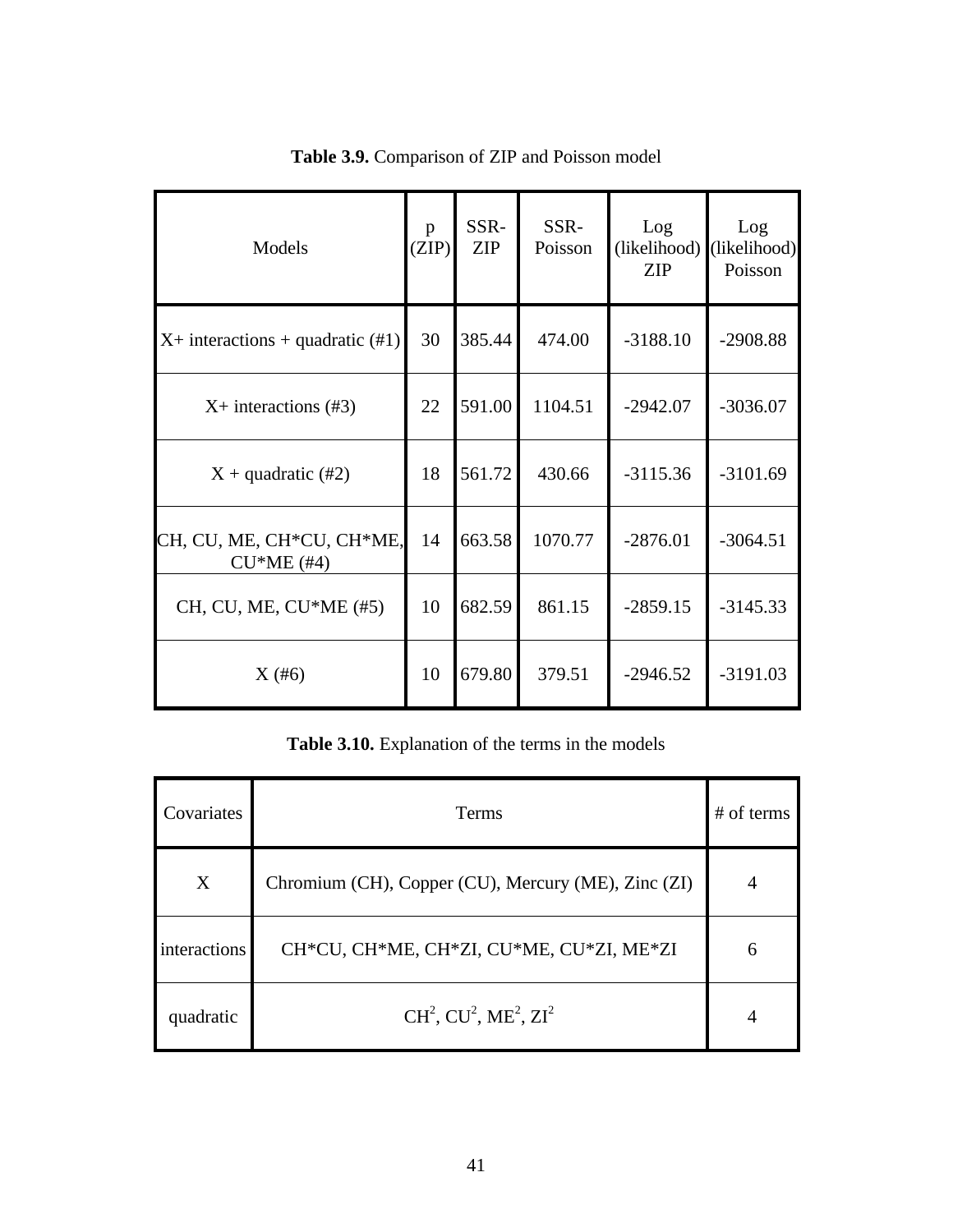**Table 3.9.** Comparison of ZIP and Poisson model

| Models | p (ZIP) | SSR-ZIP | SSR-Poisson | Log (likelihood) ZIP | Log (likelihood) Poisson |
|---|---|---|---|---|---|
| X+ interactions + quadratic (#1) | 30 | 385.44 | 474.00 | -3188.10 | -2908.88 |
| X+ interactions (#3) | 22 | 591.00 | 1104.51 | -2942.07 | -3036.07 |
| X + quadratic (#2) | 18 | 561.72 | 430.66 | -3115.36 | -3101.69 |
| CH, CU, ME, CH*CU, CH*ME, CU*ME (#4) | 14 | 663.58 | 1070.77 | -2876.01 | -3064.51 |
| CH, CU, ME, CU*ME (#5) | 10 | 682.59 | 861.15 | -2859.15 | -3145.33 |
| X (#6) | 10 | 679.80 | 379.51 | -2946.52 | -3191.03 |

**Table 3.10.** Explanation of the terms in the models

| Covariates | Terms | # of terms |
|---|---|---|
| X | Chromium (CH), Copper (CU), Mercury (ME), Zinc (ZI) | 4 |
| interactions | CH*CU, CH*ME, CH*ZI, CU*ME, CU*ZI, ME*ZI | 6 |
| quadratic | $CH^2$, $CU^2$, $ME^2$, $ZI^2$ | 4 |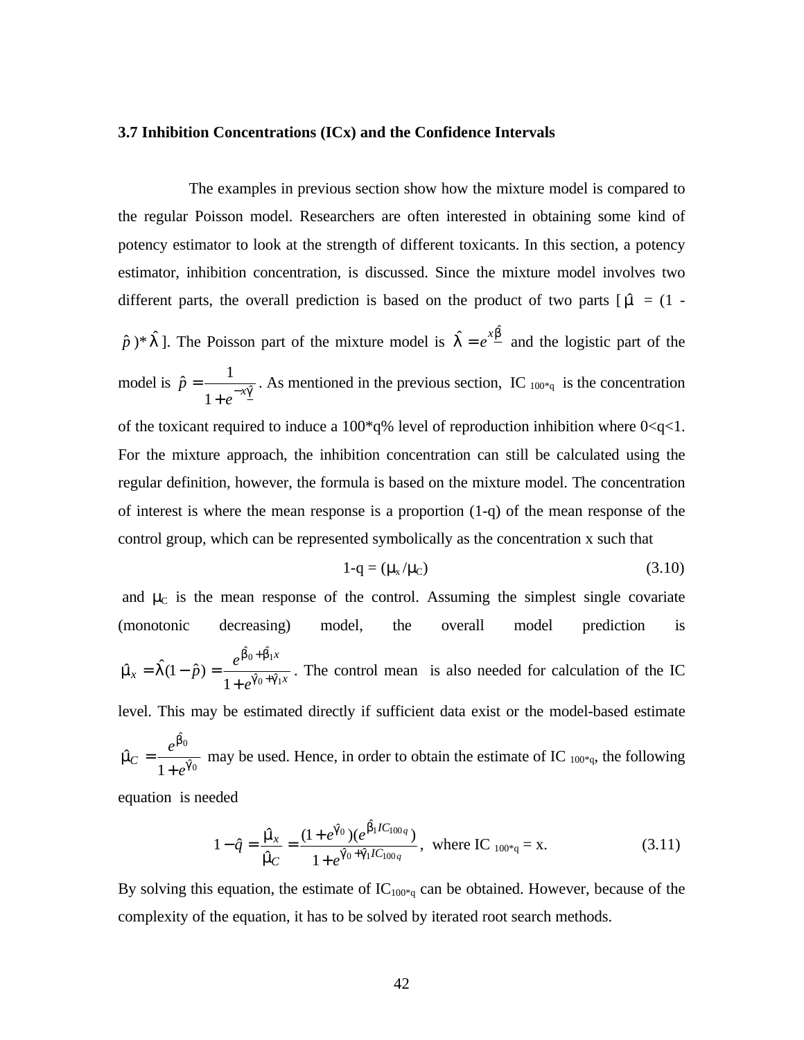### 3.7 Inhibition Concentrations (ICx) and the Confidence Intervals

The examples in previous section show how the mixture model is compared to the regular Poisson model. Researchers are often interested in obtaining some kind of potency estimator to look at the strength of different toxicants. In this section, a potency estimator, inhibition concentration, is discussed. Since the mixture model involves two different parts, the overall prediction is based on the product of two parts [ $\hat{\mu}$ = (1 - $\hat{p}$ )* $\hat{\lambda}$ ]. The Poisson part of the mixture model is $\hat{\lambda} = e^{\underline{x}\hat{\beta}}$ and the logistic part of the model is $\hat{p} = \dfrac{1}{1+e^{-\underline{x}\hat{\gamma}}}$. As mentioned in the previous section, IC $_{100*q}$ is the concentration of the toxicant required to induce a 100*q% level of reproduction inhibition where 0<q<1. For the mixture approach, the inhibition concentration can still be calculated using the regular definition, however, the formula is based on the mixture model. The concentration of interest is where the mean response is a proportion (1-q) of the mean response of the control group, which can be represented symbolically as the concentration x such that

$$1\text{-q} = (\mu_x / \mu_C) \tag{3.10}$$

and $\mu_C$ is the mean response of the control. Assuming the simplest single covariate (monotonic decreasing) model, the overall model prediction is $\hat{\mu}_x = \hat{\lambda}(1-\hat{p}) = \dfrac{e^{\hat{\beta}_0+\hat{\beta}_1 x}}{1+e^{\hat{\gamma}_0+\hat{\gamma}_1 x}}$. The control mean is also needed for calculation of the IC level. This may be estimated directly if sufficient data exist or the model-based estimate $\hat{\mu}_C = \dfrac{e^{\hat{\beta}_0}}{1+e^{\hat{\gamma}_0}}$ may be used. Hence, in order to obtain the estimate of IC $_{100*q}$, the following equation is needed

$$1-\hat{q} = \frac{\hat{\mu}_x}{\hat{\mu}_C} = \frac{(1+e^{\hat{\gamma}_0})(e^{\hat{\beta}_1 IC_{100q}})}{1+e^{\hat{\gamma}_0+\hat{\gamma}_1 IC_{100q}}}, \text{ where IC}_{100*q} = \text{x}. \tag{3.11}$$

By solving this equation, the estimate of $IC_{100*q}$ can be obtained. However, because of the complexity of the equation, it has to be solved by iterated root search methods.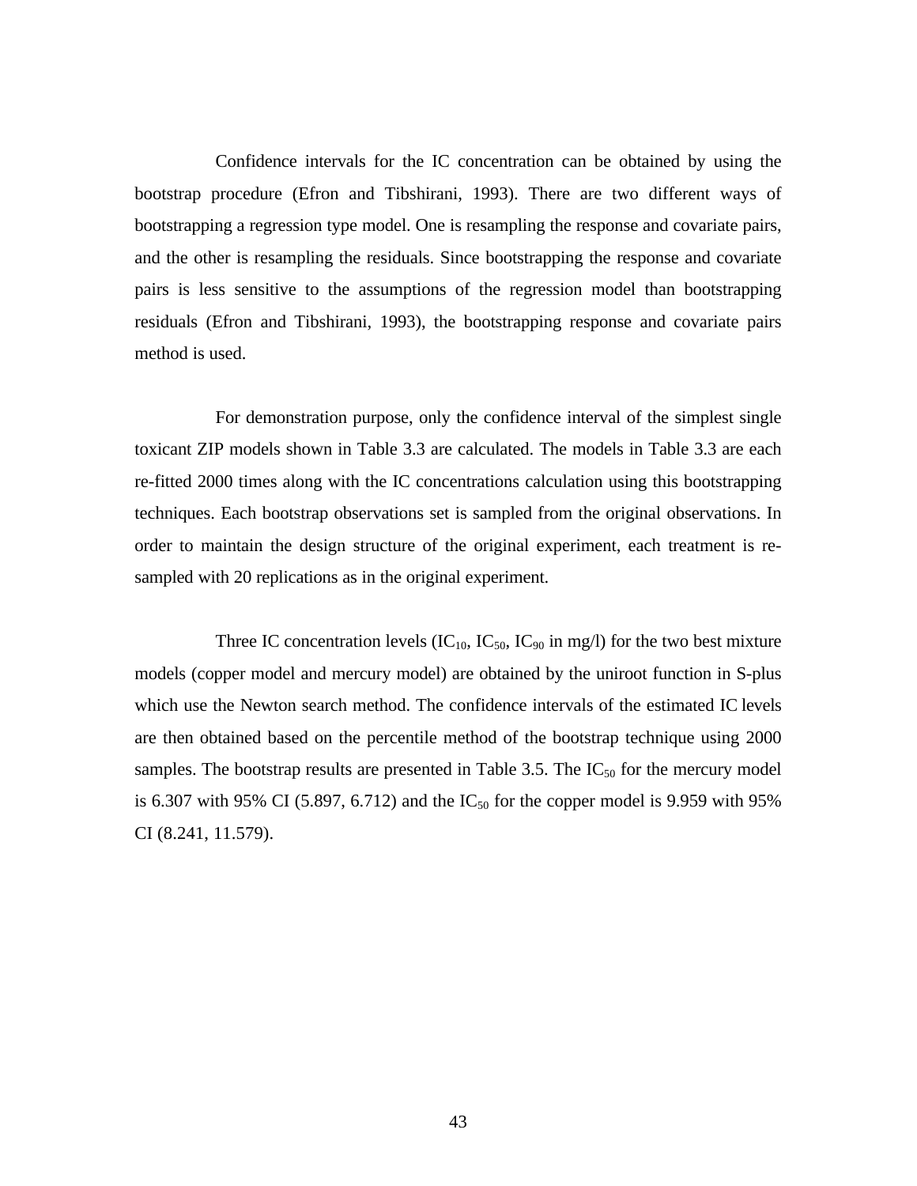Confidence intervals for the IC concentration can be obtained by using the bootstrap procedure (Efron and Tibshirani, 1993). There are two different ways of bootstrapping a regression type model. One is resampling the response and covariate pairs, and the other is resampling the residuals. Since bootstrapping the response and covariate pairs is less sensitive to the assumptions of the regression model than bootstrapping residuals (Efron and Tibshirani, 1993), the bootstrapping response and covariate pairs method is used.

For demonstration purpose, only the confidence interval of the simplest single toxicant ZIP models shown in Table 3.3 are calculated. The models in Table 3.3 are each re-fitted 2000 times along with the IC concentrations calculation using this bootstrapping techniques. Each bootstrap observations set is sampled from the original observations. In order to maintain the design structure of the original experiment, each treatment is re-sampled with 20 replications as in the original experiment.

Three IC concentration levels ($IC_{10}$, $IC_{50}$, $IC_{90}$ in mg/l) for the two best mixture models (copper model and mercury model) are obtained by the uniroot function in S-plus which use the Newton search method. The confidence intervals of the estimated IC levels are then obtained based on the percentile method of the bootstrap technique using 2000 samples. The bootstrap results are presented in Table 3.5. The $IC_{50}$ for the mercury model is 6.307 with 95% CI (5.897, 6.712) and the $IC_{50}$ for the copper model is 9.959 with 95% CI (8.241, 11.579).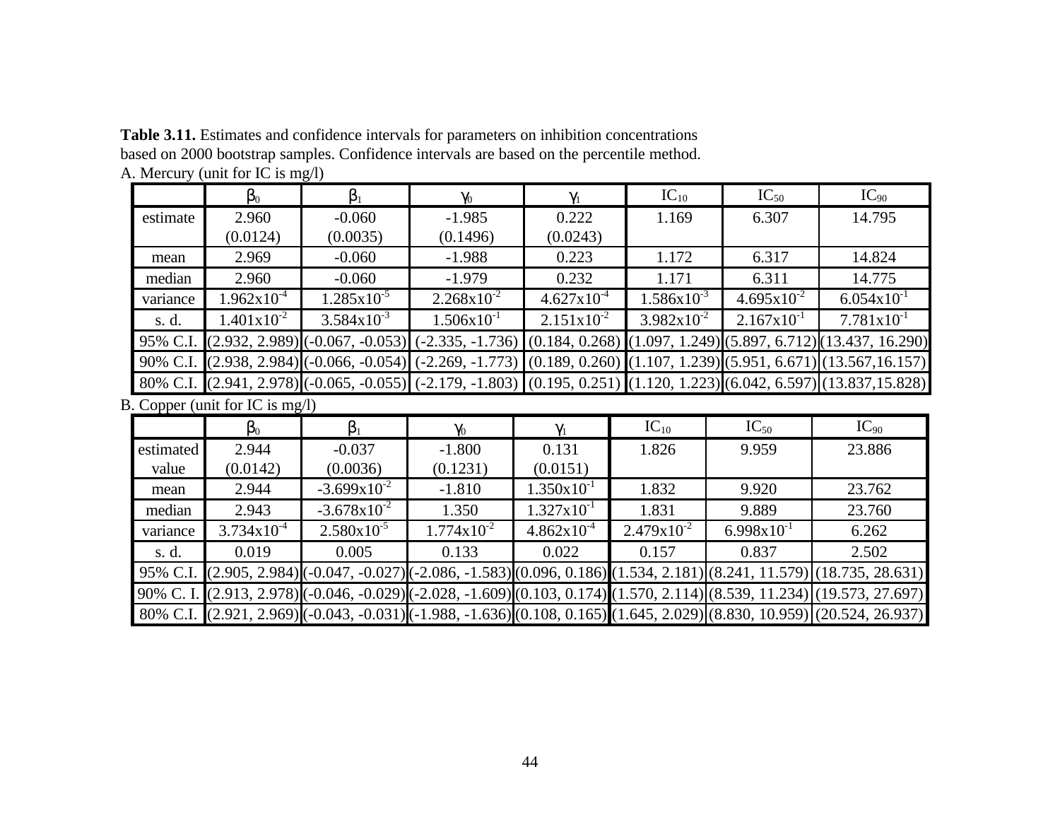**Table 3.11.** Estimates and confidence intervals for parameters on inhibition concentrations based on 2000 bootstrap samples. Confidence intervals are based on the percentile method.

A. Mercury (unit for IC is mg/l)

| | $\beta_0$ | $\beta_1$ | $\gamma_0$ | $\gamma_1$ | $IC_{10}$ | $IC_{50}$ | $IC_{90}$ |
|---|---|---|---|---|---|---|---|
| estimate | 2.960 (0.0124) | -0.060 (0.0035) | -1.985 (0.1496) | 0.222 (0.0243) | 1.169 | 6.307 | 14.795 |
| mean | 2.969 | -0.060 | -1.988 | 0.223 | 1.172 | 6.317 | 14.824 |
| median | 2.960 | -0.060 | -1.979 | 0.232 | 1.171 | 6.311 | 14.775 |
| variance | $1.962 \times 10^{-4}$ | $1.285 \times 10^{-5}$ | $2.268 \times 10^{-2}$ | $4.627 \times 10^{-4}$ | $1.586 \times 10^{-3}$ | $4.695 \times 10^{-2}$ | $6.054 \times 10^{-1}$ |
| s. d. | $1.401 \times 10^{-2}$ | $3.584 \times 10^{-3}$ | $1.506 \times 10^{-1}$ | $2.151 \times 10^{-2}$ | $3.982 \times 10^{-2}$ | $2.167 \times 10^{-1}$ | $7.781 \times 10^{-1}$ |
| 95% C.I. | (2.932, 2.989) | (-0.067, -0.053) | (-2.335, -1.736) | (0.184, 0.268) | (1.097, 1.249) | (5.897, 6.712) | (13.437, 16.290) |
| 90% C.I. | (2.938, 2.984) | (-0.066, -0.054) | (-2.269, -1.773) | (0.189, 0.260) | (1.107, 1.239) | (5.951, 6.671) | (13.567,16.157) |
| 80% C.I. | (2.941, 2.978) | (-0.065, -0.055) | (-2.179, -1.803) | (0.195, 0.251) | (1.120, 1.223) | (6.042, 6.597) | (13.837,15.828) |

B. Copper (unit for IC is mg/l)

| | $\beta_0$ | $\beta_1$ | $\gamma_0$ | $\gamma_1$ | $IC_{10}$ | $IC_{50}$ | $IC_{90}$ |
|---|---|---|---|---|---|---|---|
| estimated value | 2.944 (0.0142) | -0.037 (0.0036) | -1.800 (0.1231) | 0.131 (0.0151) | 1.826 | 9.959 | 23.886 |
| mean | 2.944 | $-3.699 \times 10^{-2}$ | -1.810 | $1.350 \times 10^{-1}$ | 1.832 | 9.920 | 23.762 |
| median | 2.943 | $-3.678 \times 10^{-2}$ | 1.350 | $1.327 \times 10^{-1}$ | 1.831 | 9.889 | 23.760 |
| variance | $3.734 \times 10^{-4}$ | $2.580 \times 10^{-5}$ | $1.774 \times 10^{-2}$ | $4.862 \times 10^{-4}$ | $2.479 \times 10^{-2}$ | $6.998 \times 10^{-1}$ | 6.262 |
| s. d. | 0.019 | 0.005 | 0.133 | 0.022 | 0.157 | 0.837 | 2.502 |
| 95% C.I. | (2.905, 2.984) | (-0.047, -0.027) | (-2.086, -1.583) | (0.096, 0.186) | (1.534, 2.181) | (8.241, 11.579) | (18.735, 28.631) |
| 90% C. I. | (2.913, 2.978) | (-0.046, -0.029) | (-2.028, -1.609) | (0.103, 0.174) | (1.570, 2.114) | (8.539, 11.234) | (19.573, 27.697) |
| 80% C.I. | (2.921, 2.969) | (-0.043, -0.031) | (-1.988, -1.636) | (0.108, 0.165) | (1.645, 2.029) | (8.830, 10.959) | (20.524, 26.937) |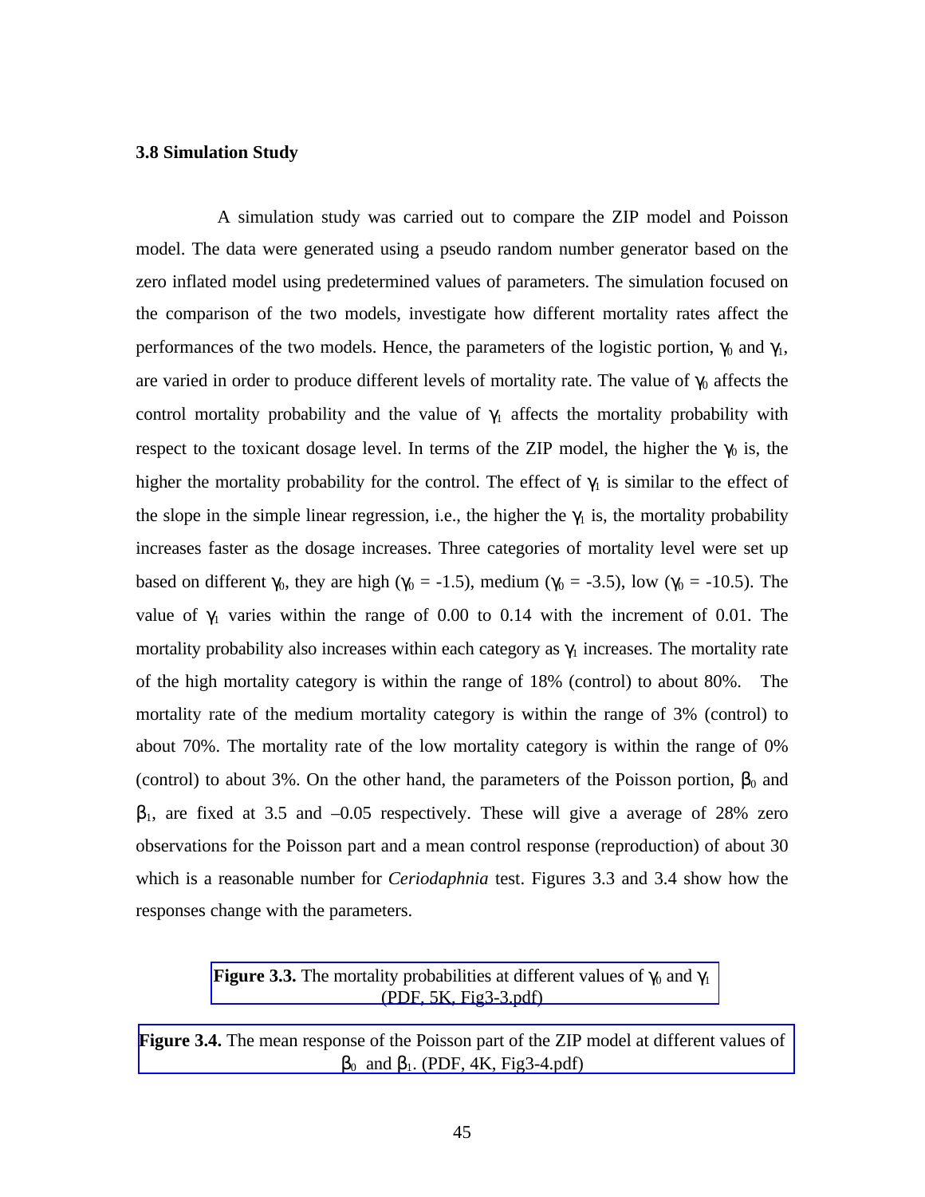### 3.8 Simulation Study

A simulation study was carried out to compare the ZIP model and Poisson model. The data were generated using a pseudo random number generator based on the zero inflated model using predetermined values of parameters. The simulation focused on the comparison of the two models, investigate how different mortality rates affect the performances of the two models. Hence, the parameters of the logistic portion, $\gamma_0$ and $\gamma_1$, are varied in order to produce different levels of mortality rate. The value of $\gamma_0$ affects the control mortality probability and the value of $\gamma_1$ affects the mortality probability with respect to the toxicant dosage level. In terms of the ZIP model, the higher the $\gamma_0$ is, the higher the mortality probability for the control. The effect of $\gamma_1$ is similar to the effect of the slope in the simple linear regression, i.e., the higher the $\gamma_1$ is, the mortality probability increases faster as the dosage increases. Three categories of mortality level were set up based on different $\gamma_0$, they are high ($\gamma_0 = -1.5$), medium ($\gamma_0 = -3.5$), low ($\gamma_0 = -10.5$). The value of $\gamma_1$ varies within the range of 0.00 to 0.14 with the increment of 0.01. The mortality probability also increases within each category as $\gamma_1$ increases. The mortality rate of the high mortality category is within the range of 18% (control) to about 80%. The mortality rate of the medium mortality category is within the range of 3% (control) to about 70%. The mortality rate of the low mortality category is within the range of 0% (control) to about 3%. On the other hand, the parameters of the Poisson portion, $\beta_0$ and $\beta_1$, are fixed at 3.5 and –0.05 respectively. These will give a average of 28% zero observations for the Poisson part and a mean control response (reproduction) of about 30 which is a reasonable number for *Ceriodaphnia* test. Figures 3.3 and 3.4 show how the responses change with the parameters.

**Figure 3.3.** The mortality probabilities at different values of $\gamma_0$ and $\gamma_1$ (PDF, 5K, Fig3-3.pdf)

**Figure 3.4.** The mean response of the Poisson part of the ZIP model at different values of $\beta_0$ and $\beta_1$. (PDF, 4K, Fig3-4.pdf)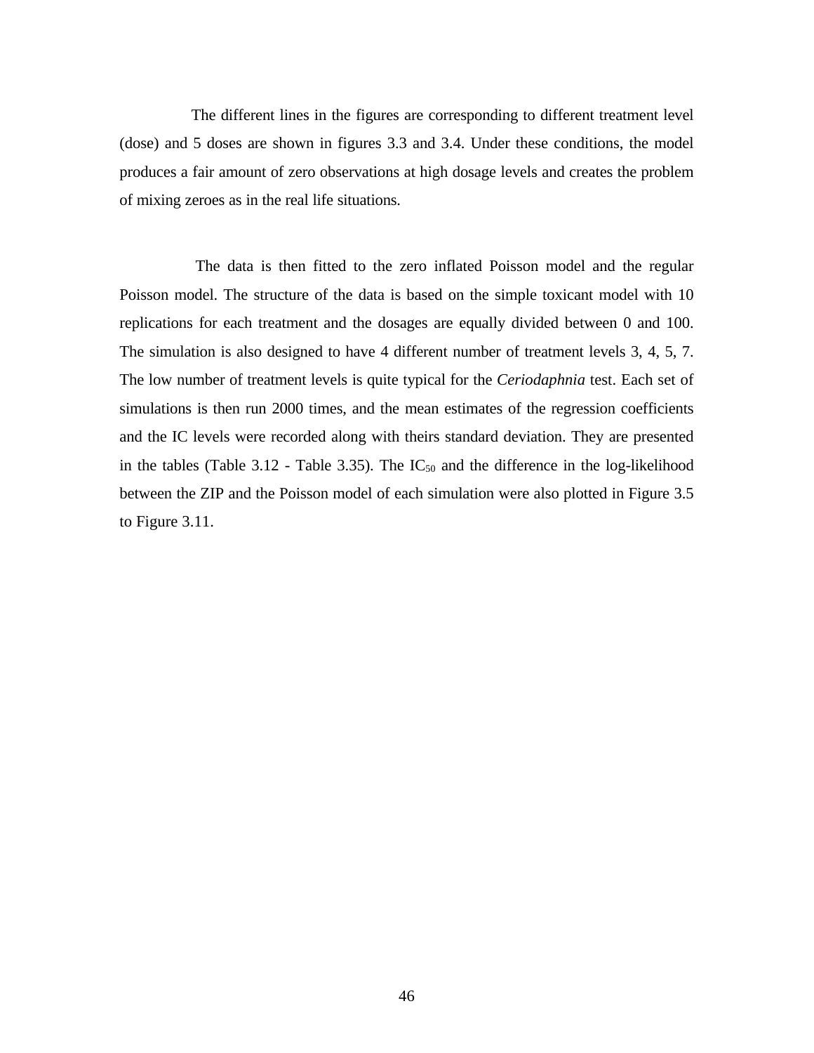The different lines in the figures are corresponding to different treatment level (dose) and 5 doses are shown in figures 3.3 and 3.4. Under these conditions, the model produces a fair amount of zero observations at high dosage levels and creates the problem of mixing zeroes as in the real life situations.

The data is then fitted to the zero inflated Poisson model and the regular Poisson model. The structure of the data is based on the simple toxicant model with 10 replications for each treatment and the dosages are equally divided between 0 and 100. The simulation is also designed to have 4 different number of treatment levels 3, 4, 5, 7. The low number of treatment levels is quite typical for the *Ceriodaphnia* test. Each set of simulations is then run 2000 times, and the mean estimates of the regression coefficients and the IC levels were recorded along with theirs standard deviation. They are presented in the tables (Table 3.12 - Table 3.35). The $IC_{50}$ and the difference in the log-likelihood between the ZIP and the Poisson model of each simulation were also plotted in Figure 3.5 to Figure 3.11.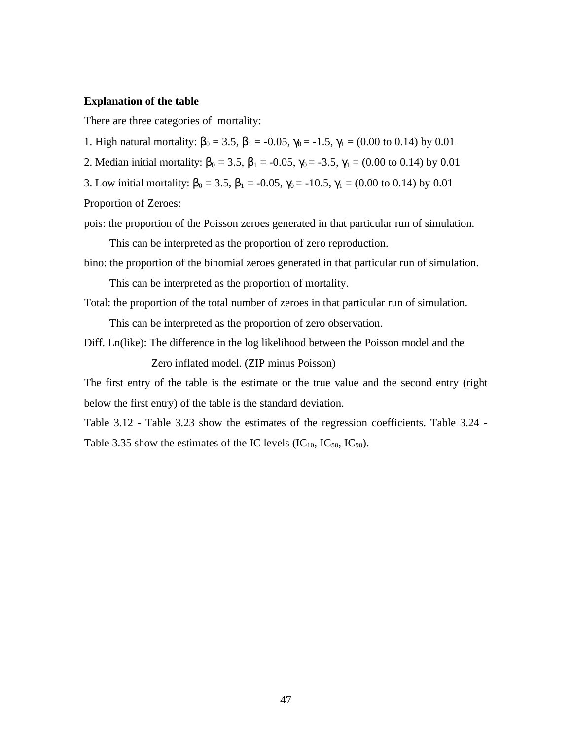**Explanation of the table**

There are three categories of mortality:

1. High natural mortality: $\beta_0 = 3.5$, $\beta_1 = -0.05$, $\gamma_0 = -1.5$, $\gamma_1 = (0.00 \text{ to } 0.14)$ by 0.01
2. Median initial mortality: $\beta_0 = 3.5$, $\beta_1 = -0.05$, $\gamma_0 = -3.5$, $\gamma_1 = (0.00 \text{ to } 0.14)$ by 0.01
3. Low initial mortality: $\beta_0 = 3.5$, $\beta_1 = -0.05$, $\gamma_0 = -10.5$, $\gamma_1 = (0.00 \text{ to } 0.14)$ by 0.01

Proportion of Zeroes:

pois: the proportion of the Poisson zeroes generated in that particular run of simulation. This can be interpreted as the proportion of zero reproduction.

bino: the proportion of the binomial zeroes generated in that particular run of simulation. This can be interpreted as the proportion of mortality.

Total: the proportion of the total number of zeroes in that particular run of simulation. This can be interpreted as the proportion of zero observation.

Diff. Ln(like): The difference in the log likelihood between the Poisson model and the Zero inflated model. (ZIP minus Poisson)

The first entry of the table is the estimate or the true value and the second entry (right below the first entry) of the table is the standard deviation.

Table 3.12 - Table 3.23 show the estimates of the regression coefficients. Table 3.24 - Table 3.35 show the estimates of the IC levels ($IC_{10}$, $IC_{50}$, $IC_{90}$).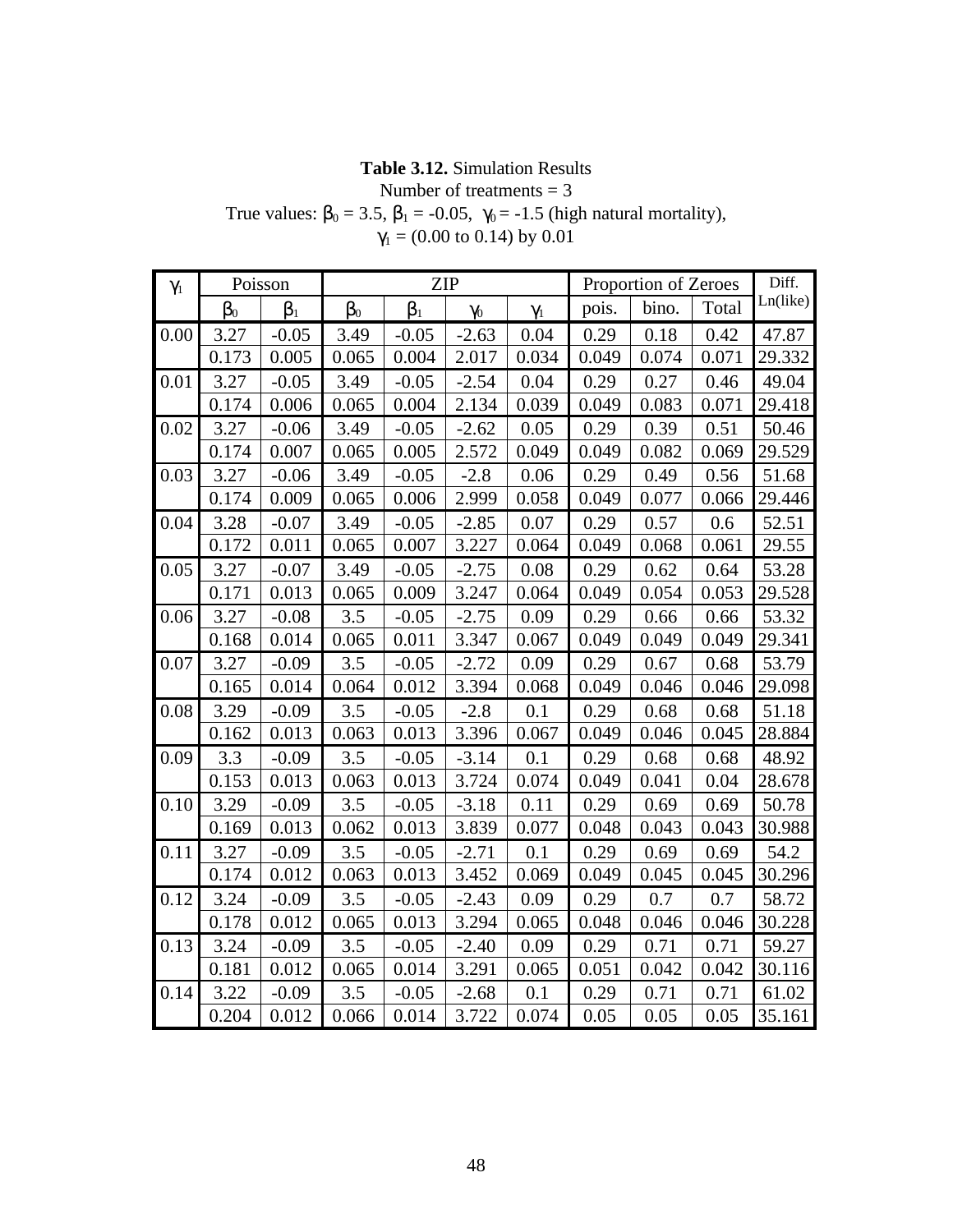**Table 3.12.** Simulation Results
Number of treatments = 3
True values: $\beta_0$ = 3.5, $\beta_1$ = -0.05, $\gamma_0$ = -1.5 (high natural mortality),
$\gamma_1$ = (0.00 to 0.14) by 0.01

| $\gamma_1$ | Poisson | | ZIP | | | | Proportion of Zeroes | | | Diff. Ln(like) |
|---|---|---|---|---|---|---|---|---|---|---|
| | $\beta_0$ | $\beta_1$ | $\beta_0$ | $\beta_1$ | $\gamma_0$ | $\gamma_1$ | pois. | bino. | Total | |
| 0.00 | 3.27 | -0.05 | 3.49 | -0.05 | -2.63 | 0.04 | 0.29 | 0.18 | 0.42 | 47.87 |
| | 0.173 | 0.005 | 0.065 | 0.004 | 2.017 | 0.034 | 0.049 | 0.074 | 0.071 | 29.332 |
| 0.01 | 3.27 | -0.05 | 3.49 | -0.05 | -2.54 | 0.04 | 0.29 | 0.27 | 0.46 | 49.04 |
| | 0.174 | 0.006 | 0.065 | 0.004 | 2.134 | 0.039 | 0.049 | 0.083 | 0.071 | 29.418 |
| 0.02 | 3.27 | -0.06 | 3.49 | -0.05 | -2.62 | 0.05 | 0.29 | 0.39 | 0.51 | 50.46 |
| | 0.174 | 0.007 | 0.065 | 0.005 | 2.572 | 0.049 | 0.049 | 0.082 | 0.069 | 29.529 |
| 0.03 | 3.27 | -0.06 | 3.49 | -0.05 | -2.8 | 0.06 | 0.29 | 0.49 | 0.56 | 51.68 |
| | 0.174 | 0.009 | 0.065 | 0.006 | 2.999 | 0.058 | 0.049 | 0.077 | 0.066 | 29.446 |
| 0.04 | 3.28 | -0.07 | 3.49 | -0.05 | -2.85 | 0.07 | 0.29 | 0.57 | 0.6 | 52.51 |
| | 0.172 | 0.011 | 0.065 | 0.007 | 3.227 | 0.064 | 0.049 | 0.068 | 0.061 | 29.55 |
| 0.05 | 3.27 | -0.07 | 3.49 | -0.05 | -2.75 | 0.08 | 0.29 | 0.62 | 0.64 | 53.28 |
| | 0.171 | 0.013 | 0.065 | 0.009 | 3.247 | 0.064 | 0.049 | 0.054 | 0.053 | 29.528 |
| 0.06 | 3.27 | -0.08 | 3.5 | -0.05 | -2.75 | 0.09 | 0.29 | 0.66 | 0.66 | 53.32 |
| | 0.168 | 0.014 | 0.065 | 0.011 | 3.347 | 0.067 | 0.049 | 0.049 | 0.049 | 29.341 |
| 0.07 | 3.27 | -0.09 | 3.5 | -0.05 | -2.72 | 0.09 | 0.29 | 0.67 | 0.68 | 53.79 |
| | 0.165 | 0.014 | 0.064 | 0.012 | 3.394 | 0.068 | 0.049 | 0.046 | 0.046 | 29.098 |
| 0.08 | 3.29 | -0.09 | 3.5 | -0.05 | -2.8 | 0.1 | 0.29 | 0.68 | 0.68 | 51.18 |
| | 0.162 | 0.013 | 0.063 | 0.013 | 3.396 | 0.067 | 0.049 | 0.046 | 0.045 | 28.884 |
| 0.09 | 3.3 | -0.09 | 3.5 | -0.05 | -3.14 | 0.1 | 0.29 | 0.68 | 0.68 | 48.92 |
| | 0.153 | 0.013 | 0.063 | 0.013 | 3.724 | 0.074 | 0.049 | 0.041 | 0.04 | 28.678 |
| 0.10 | 3.29 | -0.09 | 3.5 | -0.05 | -3.18 | 0.11 | 0.29 | 0.69 | 0.69 | 50.78 |
| | 0.169 | 0.013 | 0.062 | 0.013 | 3.839 | 0.077 | 0.048 | 0.043 | 0.043 | 30.988 |
| 0.11 | 3.27 | -0.09 | 3.5 | -0.05 | -2.71 | 0.1 | 0.29 | 0.69 | 0.69 | 54.2 |
| | 0.174 | 0.012 | 0.063 | 0.013 | 3.452 | 0.069 | 0.049 | 0.045 | 0.045 | 30.296 |
| 0.12 | 3.24 | -0.09 | 3.5 | -0.05 | -2.43 | 0.09 | 0.29 | 0.7 | 0.7 | 58.72 |
| | 0.178 | 0.012 | 0.065 | 0.013 | 3.294 | 0.065 | 0.048 | 0.046 | 0.046 | 30.228 |
| 0.13 | 3.24 | -0.09 | 3.5 | -0.05 | -2.40 | 0.09 | 0.29 | 0.71 | 0.71 | 59.27 |
| | 0.181 | 0.012 | 0.065 | 0.014 | 3.291 | 0.065 | 0.051 | 0.042 | 0.042 | 30.116 |
| 0.14 | 3.22 | -0.09 | 3.5 | -0.05 | -2.68 | 0.1 | 0.29 | 0.71 | 0.71 | 61.02 |
| | 0.204 | 0.012 | 0.066 | 0.014 | 3.722 | 0.074 | 0.05 | 0.05 | 0.05 | 35.161 |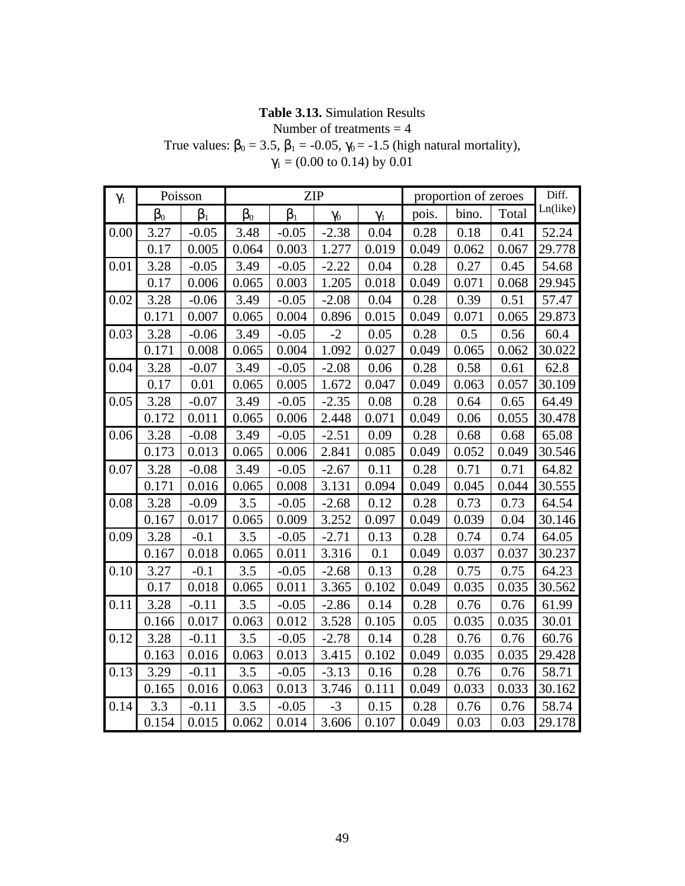**Table 3.13.** Simulation Results
Number of treatments = 4
True values: $\beta_0$ = 3.5, $\beta_1$ = -0.05, $\gamma_0$ = -1.5 (high natural mortality),
$\gamma_1$ = (0.00 to 0.14) by 0.01

| $\gamma_1$ | Poisson | | ZIP | | | | proportion of zeroes | | | Diff. Ln(like) |
|---|---|---|---|---|---|---|---|---|---|---|
| | $\beta_0$ | $\beta_1$ | $\beta_0$ | $\beta_1$ | $\gamma_0$ | $\gamma_1$ | pois. | bino. | Total | |
| 0.00 | 3.27 | -0.05 | 3.48 | -0.05 | -2.38 | 0.04 | 0.28 | 0.18 | 0.41 | 52.24 |
| | 0.17 | 0.005 | 0.064 | 0.003 | 1.277 | 0.019 | 0.049 | 0.062 | 0.067 | 29.778 |
| 0.01 | 3.28 | -0.05 | 3.49 | -0.05 | -2.22 | 0.04 | 0.28 | 0.27 | 0.45 | 54.68 |
| | 0.17 | 0.006 | 0.065 | 0.003 | 1.205 | 0.018 | 0.049 | 0.071 | 0.068 | 29.945 |
| 0.02 | 3.28 | -0.06 | 3.49 | -0.05 | -2.08 | 0.04 | 0.28 | 0.39 | 0.51 | 57.47 |
| | 0.171 | 0.007 | 0.065 | 0.004 | 0.896 | 0.015 | 0.049 | 0.071 | 0.065 | 29.873 |
| 0.03 | 3.28 | -0.06 | 3.49 | -0.05 | -2 | 0.05 | 0.28 | 0.5 | 0.56 | 60.4 |
| | 0.171 | 0.008 | 0.065 | 0.004 | 1.092 | 0.027 | 0.049 | 0.065 | 0.062 | 30.022 |
| 0.04 | 3.28 | -0.07 | 3.49 | -0.05 | -2.08 | 0.06 | 0.28 | 0.58 | 0.61 | 62.8 |
| | 0.17 | 0.01 | 0.065 | 0.005 | 1.672 | 0.047 | 0.049 | 0.063 | 0.057 | 30.109 |
| 0.05 | 3.28 | -0.07 | 3.49 | -0.05 | -2.35 | 0.08 | 0.28 | 0.64 | 0.65 | 64.49 |
| | 0.172 | 0.011 | 0.065 | 0.006 | 2.448 | 0.071 | 0.049 | 0.06 | 0.055 | 30.478 |
| 0.06 | 3.28 | -0.08 | 3.49 | -0.05 | -2.51 | 0.09 | 0.28 | 0.68 | 0.68 | 65.08 |
| | 0.173 | 0.013 | 0.065 | 0.006 | 2.841 | 0.085 | 0.049 | 0.052 | 0.049 | 30.546 |
| 0.07 | 3.28 | -0.08 | 3.49 | -0.05 | -2.67 | 0.11 | 0.28 | 0.71 | 0.71 | 64.82 |
| | 0.171 | 0.016 | 0.065 | 0.008 | 3.131 | 0.094 | 0.049 | 0.045 | 0.044 | 30.555 |
| 0.08 | 3.28 | -0.09 | 3.5 | -0.05 | -2.68 | 0.12 | 0.28 | 0.73 | 0.73 | 64.54 |
| | 0.167 | 0.017 | 0.065 | 0.009 | 3.252 | 0.097 | 0.049 | 0.039 | 0.04 | 30.146 |
| 0.09 | 3.28 | -0.1 | 3.5 | -0.05 | -2.71 | 0.13 | 0.28 | 0.74 | 0.74 | 64.05 |
| | 0.167 | 0.018 | 0.065 | 0.011 | 3.316 | 0.1 | 0.049 | 0.037 | 0.037 | 30.237 |
| 0.10 | 3.27 | -0.1 | 3.5 | -0.05 | -2.68 | 0.13 | 0.28 | 0.75 | 0.75 | 64.23 |
| | 0.17 | 0.018 | 0.065 | 0.011 | 3.365 | 0.102 | 0.049 | 0.035 | 0.035 | 30.562 |
| 0.11 | 3.28 | -0.11 | 3.5 | -0.05 | -2.86 | 0.14 | 0.28 | 0.76 | 0.76 | 61.99 |
| | 0.166 | 0.017 | 0.063 | 0.012 | 3.528 | 0.105 | 0.05 | 0.035 | 0.035 | 30.01 |
| 0.12 | 3.28 | -0.11 | 3.5 | -0.05 | -2.78 | 0.14 | 0.28 | 0.76 | 0.76 | 60.76 |
| | 0.163 | 0.016 | 0.063 | 0.013 | 3.415 | 0.102 | 0.049 | 0.035 | 0.035 | 29.428 |
| 0.13 | 3.29 | -0.11 | 3.5 | -0.05 | -3.13 | 0.16 | 0.28 | 0.76 | 0.76 | 58.71 |
| | 0.165 | 0.016 | 0.063 | 0.013 | 3.746 | 0.111 | 0.049 | 0.033 | 0.033 | 30.162 |
| 0.14 | 3.3 | -0.11 | 3.5 | -0.05 | -3 | 0.15 | 0.28 | 0.76 | 0.76 | 58.74 |
| | 0.154 | 0.015 | 0.062 | 0.014 | 3.606 | 0.107 | 0.049 | 0.03 | 0.03 | 29.178 |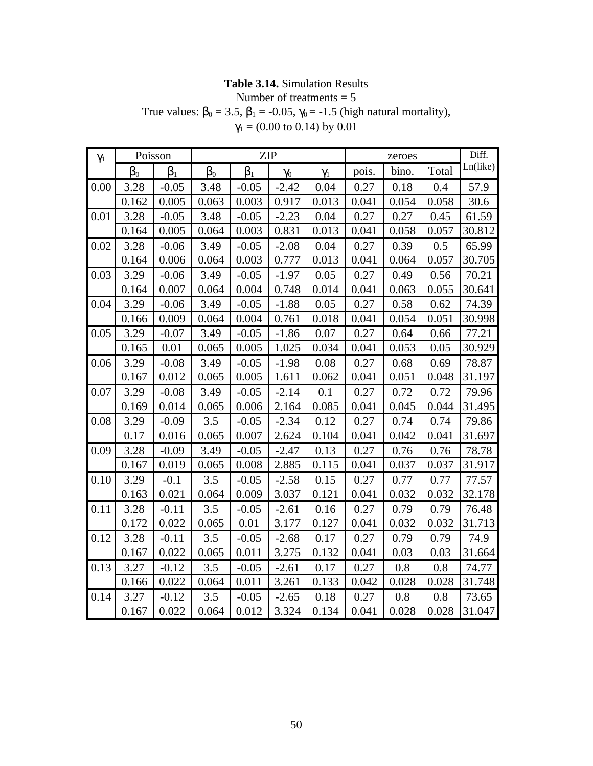**Table 3.14.** Simulation Results
Number of treatments = 5
True values: $\beta_0$ = 3.5, $\beta_1$ = -0.05, $\gamma_0$ = -1.5 (high natural mortality),
$\gamma_1$ = (0.00 to 0.14) by 0.01

| $\gamma_1$ | Poisson | | ZIP | | | | zeroes | | | Diff. Ln(like) |
|---|---|---|---|---|---|---|---|---|---|---|
| | $\beta_0$ | $\beta_1$ | $\beta_0$ | $\beta_1$ | $\gamma_0$ | $\gamma_1$ | pois. | bino. | Total | |
| 0.00 | 3.28 | -0.05 | 3.48 | -0.05 | -2.42 | 0.04 | 0.27 | 0.18 | 0.4 | 57.9 |
| | 0.162 | 0.005 | 0.063 | 0.003 | 0.917 | 0.013 | 0.041 | 0.054 | 0.058 | 30.6 |
| 0.01 | 3.28 | -0.05 | 3.48 | -0.05 | -2.23 | 0.04 | 0.27 | 0.27 | 0.45 | 61.59 |
| | 0.164 | 0.005 | 0.064 | 0.003 | 0.831 | 0.013 | 0.041 | 0.058 | 0.057 | 30.812 |
| 0.02 | 3.28 | -0.06 | 3.49 | -0.05 | -2.08 | 0.04 | 0.27 | 0.39 | 0.5 | 65.99 |
| | 0.164 | 0.006 | 0.064 | 0.003 | 0.777 | 0.013 | 0.041 | 0.064 | 0.057 | 30.705 |
| 0.03 | 3.29 | -0.06 | 3.49 | -0.05 | -1.97 | 0.05 | 0.27 | 0.49 | 0.56 | 70.21 |
| | 0.164 | 0.007 | 0.064 | 0.004 | 0.748 | 0.014 | 0.041 | 0.063 | 0.055 | 30.641 |
| 0.04 | 3.29 | -0.06 | 3.49 | -0.05 | -1.88 | 0.05 | 0.27 | 0.58 | 0.62 | 74.39 |
| | 0.166 | 0.009 | 0.064 | 0.004 | 0.761 | 0.018 | 0.041 | 0.054 | 0.051 | 30.998 |
| 0.05 | 3.29 | -0.07 | 3.49 | -0.05 | -1.86 | 0.07 | 0.27 | 0.64 | 0.66 | 77.21 |
| | 0.165 | 0.01 | 0.065 | 0.005 | 1.025 | 0.034 | 0.041 | 0.053 | 0.05 | 30.929 |
| 0.06 | 3.29 | -0.08 | 3.49 | -0.05 | -1.98 | 0.08 | 0.27 | 0.68 | 0.69 | 78.87 |
| | 0.167 | 0.012 | 0.065 | 0.005 | 1.611 | 0.062 | 0.041 | 0.051 | 0.048 | 31.197 |
| 0.07 | 3.29 | -0.08 | 3.49 | -0.05 | -2.14 | 0.1 | 0.27 | 0.72 | 0.72 | 79.96 |
| | 0.169 | 0.014 | 0.065 | 0.006 | 2.164 | 0.085 | 0.041 | 0.045 | 0.044 | 31.495 |
| 0.08 | 3.29 | -0.09 | 3.5 | -0.05 | -2.34 | 0.12 | 0.27 | 0.74 | 0.74 | 79.86 |
| | 0.17 | 0.016 | 0.065 | 0.007 | 2.624 | 0.104 | 0.041 | 0.042 | 0.041 | 31.697 |
| 0.09 | 3.28 | -0.09 | 3.49 | -0.05 | -2.47 | 0.13 | 0.27 | 0.76 | 0.76 | 78.78 |
| | 0.167 | 0.019 | 0.065 | 0.008 | 2.885 | 0.115 | 0.041 | 0.037 | 0.037 | 31.917 |
| 0.10 | 3.29 | -0.1 | 3.5 | -0.05 | -2.58 | 0.15 | 0.27 | 0.77 | 0.77 | 77.57 |
| | 0.163 | 0.021 | 0.064 | 0.009 | 3.037 | 0.121 | 0.041 | 0.032 | 0.032 | 32.178 |
| 0.11 | 3.28 | -0.11 | 3.5 | -0.05 | -2.61 | 0.16 | 0.27 | 0.79 | 0.79 | 76.48 |
| | 0.172 | 0.022 | 0.065 | 0.01 | 3.177 | 0.127 | 0.041 | 0.032 | 0.032 | 31.713 |
| 0.12 | 3.28 | -0.11 | 3.5 | -0.05 | -2.68 | 0.17 | 0.27 | 0.79 | 0.79 | 74.9 |
| | 0.167 | 0.022 | 0.065 | 0.011 | 3.275 | 0.132 | 0.041 | 0.03 | 0.03 | 31.664 |
| 0.13 | 3.27 | -0.12 | 3.5 | -0.05 | -2.61 | 0.17 | 0.27 | 0.8 | 0.8 | 74.77 |
| | 0.166 | 0.022 | 0.064 | 0.011 | 3.261 | 0.133 | 0.042 | 0.028 | 0.028 | 31.748 |
| 0.14 | 3.27 | -0.12 | 3.5 | -0.05 | -2.65 | 0.18 | 0.27 | 0.8 | 0.8 | 73.65 |
| | 0.167 | 0.022 | 0.064 | 0.012 | 3.324 | 0.134 | 0.041 | 0.028 | 0.028 | 31.047 |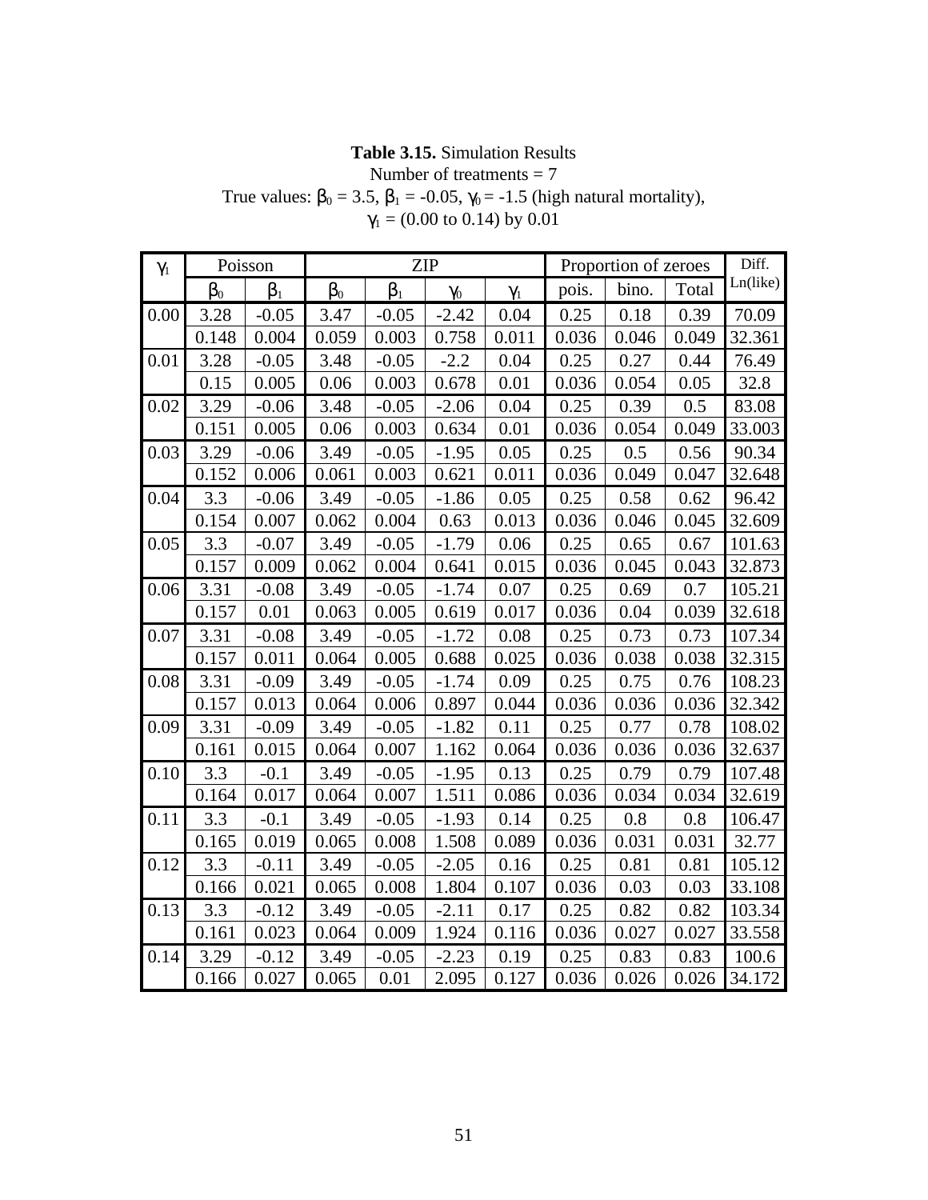**Table 3.15.** Simulation Results
Number of treatments = 7
True values: $\beta_0$ = 3.5, $\beta_1$ = -0.05, $\gamma_0$ = -1.5 (high natural mortality),
$\gamma_1$ = (0.00 to 0.14) by 0.01

| $\gamma_1$ | Poisson | | ZIP | | | | Proportion of zeroes | | | Diff. Ln(like) |
|---|---|---|---|---|---|---|---|---|---|---|
| | $\beta_0$ | $\beta_1$ | $\beta_0$ | $\beta_1$ | $\gamma_0$ | $\gamma_1$ | pois. | bino. | Total | |
| 0.00 | 3.28 | -0.05 | 3.47 | -0.05 | -2.42 | 0.04 | 0.25 | 0.18 | 0.39 | 70.09 |
| | 0.148 | 0.004 | 0.059 | 0.003 | 0.758 | 0.011 | 0.036 | 0.046 | 0.049 | 32.361 |
| 0.01 | 3.28 | -0.05 | 3.48 | -0.05 | -2.2 | 0.04 | 0.25 | 0.27 | 0.44 | 76.49 |
| | 0.15 | 0.005 | 0.06 | 0.003 | 0.678 | 0.01 | 0.036 | 0.054 | 0.05 | 32.8 |
| 0.02 | 3.29 | -0.06 | 3.48 | -0.05 | -2.06 | 0.04 | 0.25 | 0.39 | 0.5 | 83.08 |
| | 0.151 | 0.005 | 0.06 | 0.003 | 0.634 | 0.01 | 0.036 | 0.054 | 0.049 | 33.003 |
| 0.03 | 3.29 | -0.06 | 3.49 | -0.05 | -1.95 | 0.05 | 0.25 | 0.5 | 0.56 | 90.34 |
| | 0.152 | 0.006 | 0.061 | 0.003 | 0.621 | 0.011 | 0.036 | 0.049 | 0.047 | 32.648 |
| 0.04 | 3.3 | -0.06 | 3.49 | -0.05 | -1.86 | 0.05 | 0.25 | 0.58 | 0.62 | 96.42 |
| | 0.154 | 0.007 | 0.062 | 0.004 | 0.63 | 0.013 | 0.036 | 0.046 | 0.045 | 32.609 |
| 0.05 | 3.3 | -0.07 | 3.49 | -0.05 | -1.79 | 0.06 | 0.25 | 0.65 | 0.67 | 101.63 |
| | 0.157 | 0.009 | 0.062 | 0.004 | 0.641 | 0.015 | 0.036 | 0.045 | 0.043 | 32.873 |
| 0.06 | 3.31 | -0.08 | 3.49 | -0.05 | -1.74 | 0.07 | 0.25 | 0.69 | 0.7 | 105.21 |
| | 0.157 | 0.01 | 0.063 | 0.005 | 0.619 | 0.017 | 0.036 | 0.04 | 0.039 | 32.618 |
| 0.07 | 3.31 | -0.08 | 3.49 | -0.05 | -1.72 | 0.08 | 0.25 | 0.73 | 0.73 | 107.34 |
| | 0.157 | 0.011 | 0.064 | 0.005 | 0.688 | 0.025 | 0.036 | 0.038 | 0.038 | 32.315 |
| 0.08 | 3.31 | -0.09 | 3.49 | -0.05 | -1.74 | 0.09 | 0.25 | 0.75 | 0.76 | 108.23 |
| | 0.157 | 0.013 | 0.064 | 0.006 | 0.897 | 0.044 | 0.036 | 0.036 | 0.036 | 32.342 |
| 0.09 | 3.31 | -0.09 | 3.49 | -0.05 | -1.82 | 0.11 | 0.25 | 0.77 | 0.78 | 108.02 |
| | 0.161 | 0.015 | 0.064 | 0.007 | 1.162 | 0.064 | 0.036 | 0.036 | 0.036 | 32.637 |
| 0.10 | 3.3 | -0.1 | 3.49 | -0.05 | -1.95 | 0.13 | 0.25 | 0.79 | 0.79 | 107.48 |
| | 0.164 | 0.017 | 0.064 | 0.007 | 1.511 | 0.086 | 0.036 | 0.034 | 0.034 | 32.619 |
| 0.11 | 3.3 | -0.1 | 3.49 | -0.05 | -1.93 | 0.14 | 0.25 | 0.8 | 0.8 | 106.47 |
| | 0.165 | 0.019 | 0.065 | 0.008 | 1.508 | 0.089 | 0.036 | 0.031 | 0.031 | 32.77 |
| 0.12 | 3.3 | -0.11 | 3.49 | -0.05 | -2.05 | 0.16 | 0.25 | 0.81 | 0.81 | 105.12 |
| | 0.166 | 0.021 | 0.065 | 0.008 | 1.804 | 0.107 | 0.036 | 0.03 | 0.03 | 33.108 |
| 0.13 | 3.3 | -0.12 | 3.49 | -0.05 | -2.11 | 0.17 | 0.25 | 0.82 | 0.82 | 103.34 |
| | 0.161 | 0.023 | 0.064 | 0.009 | 1.924 | 0.116 | 0.036 | 0.027 | 0.027 | 33.558 |
| 0.14 | 3.29 | -0.12 | 3.49 | -0.05 | -2.23 | 0.19 | 0.25 | 0.83 | 0.83 | 100.6 |
| | 0.166 | 0.027 | 0.065 | 0.01 | 2.095 | 0.127 | 0.036 | 0.026 | 0.026 | 34.172 |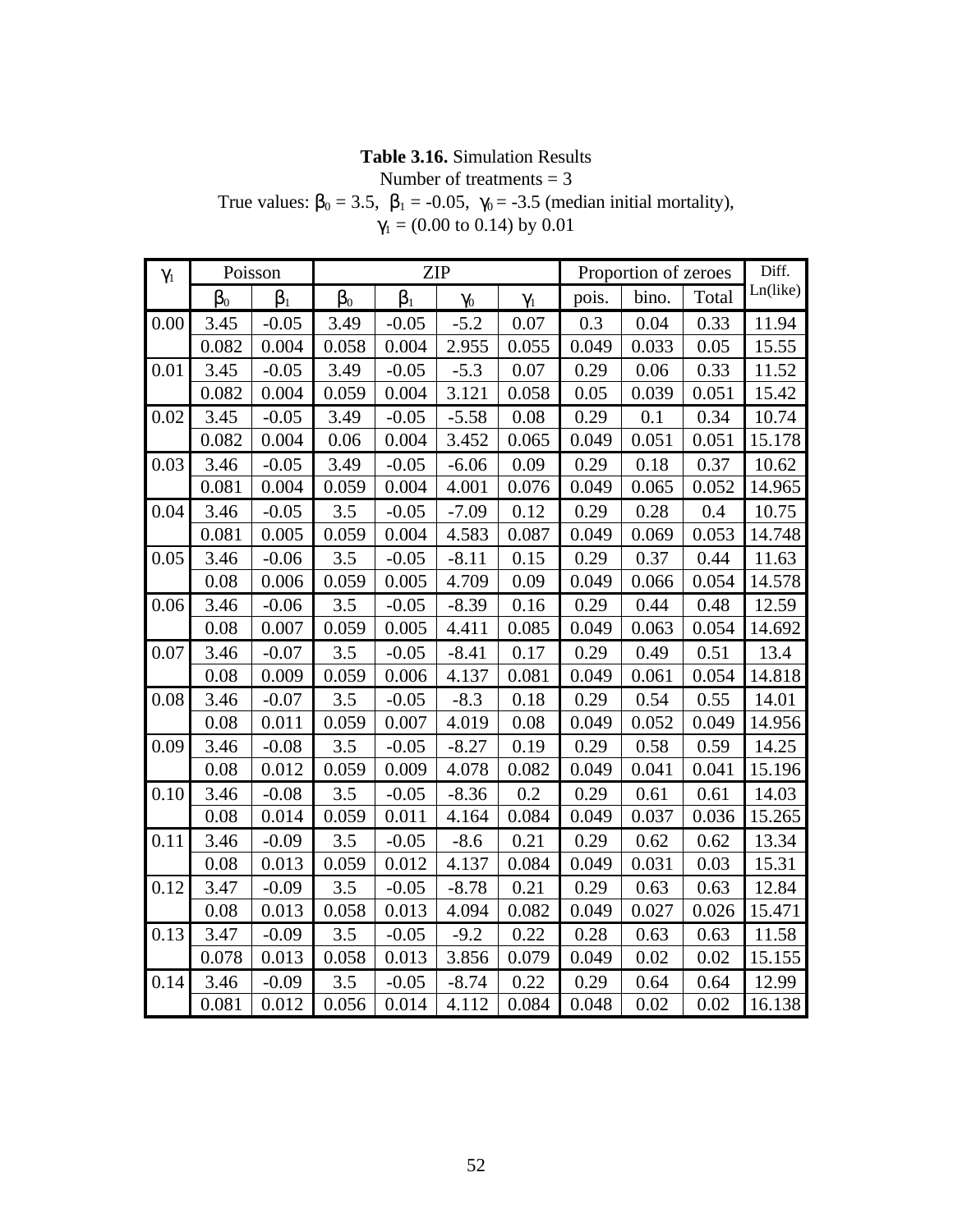**Table 3.16.** Simulation Results

Number of treatments = 3

True values: $\beta_0$ = 3.5, $\beta_1$ = -0.05, $\gamma_0$ = -3.5 (median initial mortality),

$\gamma_1$ = (0.00 to 0.14) by 0.01

| $\gamma_1$ | Poisson | | ZIP | | | | Proportion of zeroes | | | Diff. Ln(like) |
|---|---|---|---|---|---|---|---|---|---|---|
| | $\beta_0$ | $\beta_1$ | $\beta_0$ | $\beta_1$ | $\gamma_0$ | $\gamma_1$ | pois. | bino. | Total | |
| 0.00 | 3.45 | -0.05 | 3.49 | -0.05 | -5.2 | 0.07 | 0.3 | 0.04 | 0.33 | 11.94 |
| | 0.082 | 0.004 | 0.058 | 0.004 | 2.955 | 0.055 | 0.049 | 0.033 | 0.05 | 15.55 |
| 0.01 | 3.45 | -0.05 | 3.49 | -0.05 | -5.3 | 0.07 | 0.29 | 0.06 | 0.33 | 11.52 |
| | 0.082 | 0.004 | 0.059 | 0.004 | 3.121 | 0.058 | 0.05 | 0.039 | 0.051 | 15.42 |
| 0.02 | 3.45 | -0.05 | 3.49 | -0.05 | -5.58 | 0.08 | 0.29 | 0.1 | 0.34 | 10.74 |
| | 0.082 | 0.004 | 0.06 | 0.004 | 3.452 | 0.065 | 0.049 | 0.051 | 0.051 | 15.178 |
| 0.03 | 3.46 | -0.05 | 3.49 | -0.05 | -6.06 | 0.09 | 0.29 | 0.18 | 0.37 | 10.62 |
| | 0.081 | 0.004 | 0.059 | 0.004 | 4.001 | 0.076 | 0.049 | 0.065 | 0.052 | 14.965 |
| 0.04 | 3.46 | -0.05 | 3.5 | -0.05 | -7.09 | 0.12 | 0.29 | 0.28 | 0.4 | 10.75 |
| | 0.081 | 0.005 | 0.059 | 0.004 | 4.583 | 0.087 | 0.049 | 0.069 | 0.053 | 14.748 |
| 0.05 | 3.46 | -0.06 | 3.5 | -0.05 | -8.11 | 0.15 | 0.29 | 0.37 | 0.44 | 11.63 |
| | 0.08 | 0.006 | 0.059 | 0.005 | 4.709 | 0.09 | 0.049 | 0.066 | 0.054 | 14.578 |
| 0.06 | 3.46 | -0.06 | 3.5 | -0.05 | -8.39 | 0.16 | 0.29 | 0.44 | 0.48 | 12.59 |
| | 0.08 | 0.007 | 0.059 | 0.005 | 4.411 | 0.085 | 0.049 | 0.063 | 0.054 | 14.692 |
| 0.07 | 3.46 | -0.07 | 3.5 | -0.05 | -8.41 | 0.17 | 0.29 | 0.49 | 0.51 | 13.4 |
| | 0.08 | 0.009 | 0.059 | 0.006 | 4.137 | 0.081 | 0.049 | 0.061 | 0.054 | 14.818 |
| 0.08 | 3.46 | -0.07 | 3.5 | -0.05 | -8.3 | 0.18 | 0.29 | 0.54 | 0.55 | 14.01 |
| | 0.08 | 0.011 | 0.059 | 0.007 | 4.019 | 0.08 | 0.049 | 0.052 | 0.049 | 14.956 |
| 0.09 | 3.46 | -0.08 | 3.5 | -0.05 | -8.27 | 0.19 | 0.29 | 0.58 | 0.59 | 14.25 |
| | 0.08 | 0.012 | 0.059 | 0.009 | 4.078 | 0.082 | 0.049 | 0.041 | 0.041 | 15.196 |
| 0.10 | 3.46 | -0.08 | 3.5 | -0.05 | -8.36 | 0.2 | 0.29 | 0.61 | 0.61 | 14.03 |
| | 0.08 | 0.014 | 0.059 | 0.011 | 4.164 | 0.084 | 0.049 | 0.037 | 0.036 | 15.265 |
| 0.11 | 3.46 | -0.09 | 3.5 | -0.05 | -8.6 | 0.21 | 0.29 | 0.62 | 0.62 | 13.34 |
| | 0.08 | 0.013 | 0.059 | 0.012 | 4.137 | 0.084 | 0.049 | 0.031 | 0.03 | 15.31 |
| 0.12 | 3.47 | -0.09 | 3.5 | -0.05 | -8.78 | 0.21 | 0.29 | 0.63 | 0.63 | 12.84 |
| | 0.08 | 0.013 | 0.058 | 0.013 | 4.094 | 0.082 | 0.049 | 0.027 | 0.026 | 15.471 |
| 0.13 | 3.47 | -0.09 | 3.5 | -0.05 | -9.2 | 0.22 | 0.28 | 0.63 | 0.63 | 11.58 |
| | 0.078 | 0.013 | 0.058 | 0.013 | 3.856 | 0.079 | 0.049 | 0.02 | 0.02 | 15.155 |
| 0.14 | 3.46 | -0.09 | 3.5 | -0.05 | -8.74 | 0.22 | 0.29 | 0.64 | 0.64 | 12.99 |
| | 0.081 | 0.012 | 0.056 | 0.014 | 4.112 | 0.084 | 0.048 | 0.02 | 0.02 | 16.138 |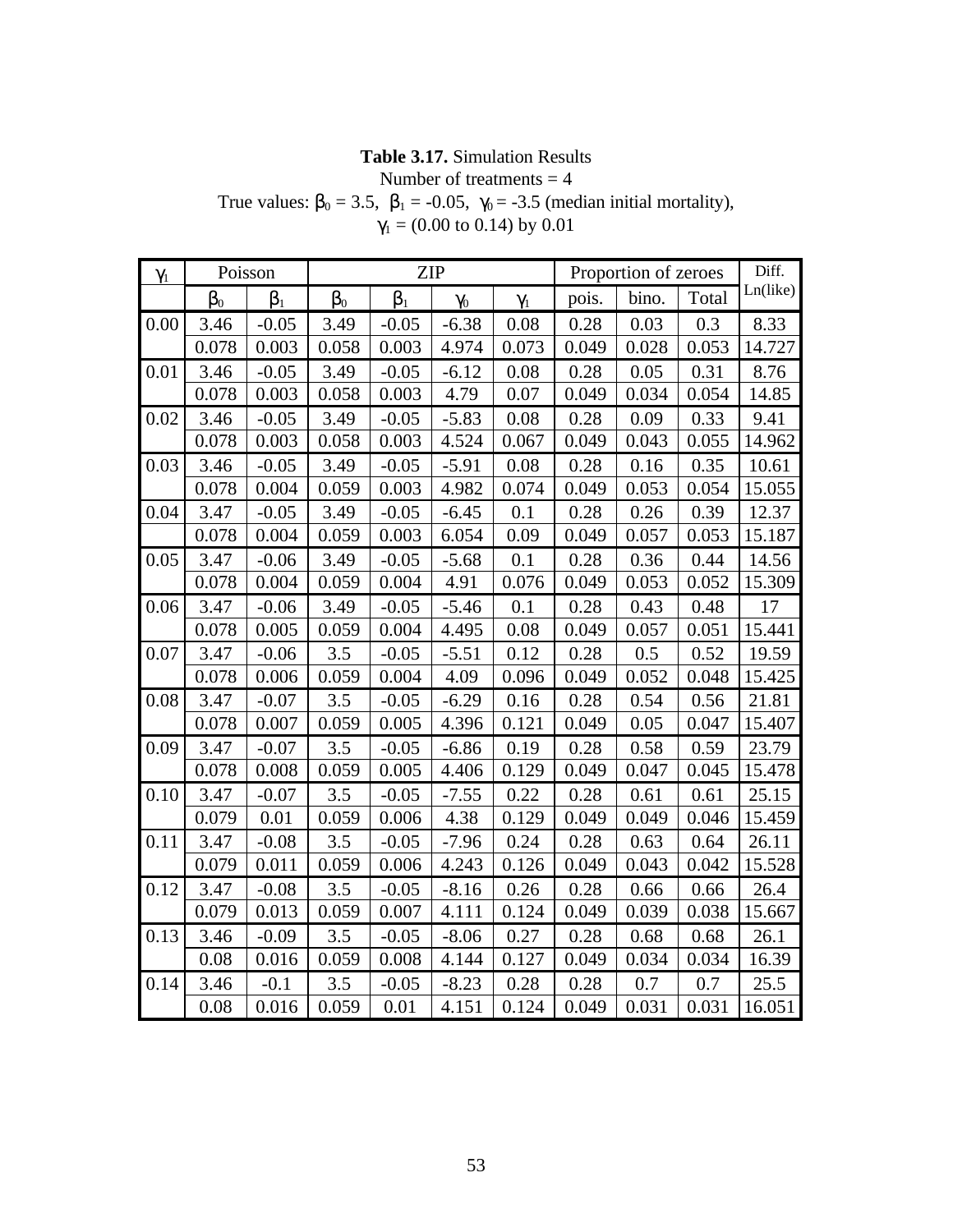**Table 3.17.** Simulation Results
Number of treatments = 4
True values: $\beta_0$ = 3.5, $\beta_1$ = -0.05, $\gamma_0$ = -3.5 (median initial mortality),
$\gamma_1$ = (0.00 to 0.14) by 0.01

| $\gamma_1$ | Poisson | | ZIP | | | | Proportion of zeroes | | | Diff. Ln(like) |
|---|---|---|---|---|---|---|---|---|---|---|
| | $\beta_0$ | $\beta_1$ | $\beta_0$ | $\beta_1$ | $\gamma_0$ | $\gamma_1$ | pois. | bino. | Total | |
| 0.00 | 3.46 | -0.05 | 3.49 | -0.05 | -6.38 | 0.08 | 0.28 | 0.03 | 0.3 | 8.33 |
| | 0.078 | 0.003 | 0.058 | 0.003 | 4.974 | 0.073 | 0.049 | 0.028 | 0.053 | 14.727 |
| 0.01 | 3.46 | -0.05 | 3.49 | -0.05 | -6.12 | 0.08 | 0.28 | 0.05 | 0.31 | 8.76 |
| | 0.078 | 0.003 | 0.058 | 0.003 | 4.79 | 0.07 | 0.049 | 0.034 | 0.054 | 14.85 |
| 0.02 | 3.46 | -0.05 | 3.49 | -0.05 | -5.83 | 0.08 | 0.28 | 0.09 | 0.33 | 9.41 |
| | 0.078 | 0.003 | 0.058 | 0.003 | 4.524 | 0.067 | 0.049 | 0.043 | 0.055 | 14.962 |
| 0.03 | 3.46 | -0.05 | 3.49 | -0.05 | -5.91 | 0.08 | 0.28 | 0.16 | 0.35 | 10.61 |
| | 0.078 | 0.004 | 0.059 | 0.003 | 4.982 | 0.074 | 0.049 | 0.053 | 0.054 | 15.055 |
| 0.04 | 3.47 | -0.05 | 3.49 | -0.05 | -6.45 | 0.1 | 0.28 | 0.26 | 0.39 | 12.37 |
| | 0.078 | 0.004 | 0.059 | 0.003 | 6.054 | 0.09 | 0.049 | 0.057 | 0.053 | 15.187 |
| 0.05 | 3.47 | -0.06 | 3.49 | -0.05 | -5.68 | 0.1 | 0.28 | 0.36 | 0.44 | 14.56 |
| | 0.078 | 0.004 | 0.059 | 0.004 | 4.91 | 0.076 | 0.049 | 0.053 | 0.052 | 15.309 |
| 0.06 | 3.47 | -0.06 | 3.49 | -0.05 | -5.46 | 0.1 | 0.28 | 0.43 | 0.48 | 17 |
| | 0.078 | 0.005 | 0.059 | 0.004 | 4.495 | 0.08 | 0.049 | 0.057 | 0.051 | 15.441 |
| 0.07 | 3.47 | -0.06 | 3.5 | -0.05 | -5.51 | 0.12 | 0.28 | 0.5 | 0.52 | 19.59 |
| | 0.078 | 0.006 | 0.059 | 0.004 | 4.09 | 0.096 | 0.049 | 0.052 | 0.048 | 15.425 |
| 0.08 | 3.47 | -0.07 | 3.5 | -0.05 | -6.29 | 0.16 | 0.28 | 0.54 | 0.56 | 21.81 |
| | 0.078 | 0.007 | 0.059 | 0.005 | 4.396 | 0.121 | 0.049 | 0.05 | 0.047 | 15.407 |
| 0.09 | 3.47 | -0.07 | 3.5 | -0.05 | -6.86 | 0.19 | 0.28 | 0.58 | 0.59 | 23.79 |
| | 0.078 | 0.008 | 0.059 | 0.005 | 4.406 | 0.129 | 0.049 | 0.047 | 0.045 | 15.478 |
| 0.10 | 3.47 | -0.07 | 3.5 | -0.05 | -7.55 | 0.22 | 0.28 | 0.61 | 0.61 | 25.15 |
| | 0.079 | 0.01 | 0.059 | 0.006 | 4.38 | 0.129 | 0.049 | 0.049 | 0.046 | 15.459 |
| 0.11 | 3.47 | -0.08 | 3.5 | -0.05 | -7.96 | 0.24 | 0.28 | 0.63 | 0.64 | 26.11 |
| | 0.079 | 0.011 | 0.059 | 0.006 | 4.243 | 0.126 | 0.049 | 0.043 | 0.042 | 15.528 |
| 0.12 | 3.47 | -0.08 | 3.5 | -0.05 | -8.16 | 0.26 | 0.28 | 0.66 | 0.66 | 26.4 |
| | 0.079 | 0.013 | 0.059 | 0.007 | 4.111 | 0.124 | 0.049 | 0.039 | 0.038 | 15.667 |
| 0.13 | 3.46 | -0.09 | 3.5 | -0.05 | -8.06 | 0.27 | 0.28 | 0.68 | 0.68 | 26.1 |
| | 0.08 | 0.016 | 0.059 | 0.008 | 4.144 | 0.127 | 0.049 | 0.034 | 0.034 | 16.39 |
| 0.14 | 3.46 | -0.1 | 3.5 | -0.05 | -8.23 | 0.28 | 0.28 | 0.7 | 0.7 | 25.5 |
| | 0.08 | 0.016 | 0.059 | 0.01 | 4.151 | 0.124 | 0.049 | 0.031 | 0.031 | 16.051 |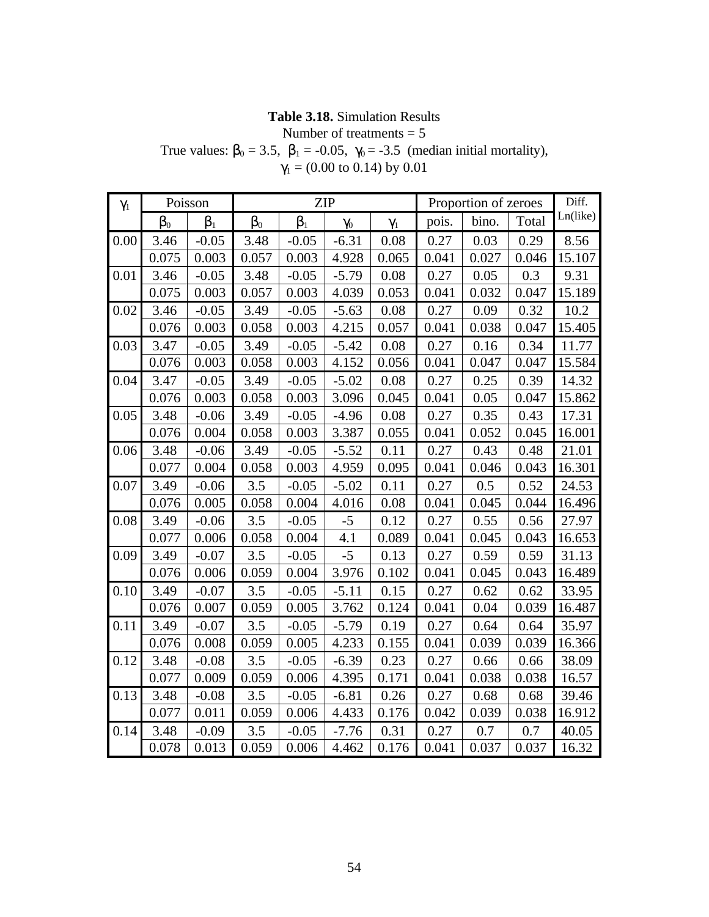**Table 3.18.** Simulation Results
Number of treatments = 5
True values: $\beta_0$ = 3.5, $\beta_1$ = -0.05, $\gamma_0$ = -3.5 (median initial mortality),
$\gamma_1$ = (0.00 to 0.14) by 0.01

| $\gamma_1$ | Poisson | | ZIP | | | | Proportion of zeroes | | | Diff. Ln(like) |
|---|---|---|---|---|---|---|---|---|---|---|
| | $\beta_0$ | $\beta_1$ | $\beta_0$ | $\beta_1$ | $\gamma_0$ | $\gamma_1$ | pois. | bino. | Total | |
| 0.00 | 3.46 | -0.05 | 3.48 | -0.05 | -6.31 | 0.08 | 0.27 | 0.03 | 0.29 | 8.56 |
| | 0.075 | 0.003 | 0.057 | 0.003 | 4.928 | 0.065 | 0.041 | 0.027 | 0.046 | 15.107 |
| 0.01 | 3.46 | -0.05 | 3.48 | -0.05 | -5.79 | 0.08 | 0.27 | 0.05 | 0.3 | 9.31 |
| | 0.075 | 0.003 | 0.057 | 0.003 | 4.039 | 0.053 | 0.041 | 0.032 | 0.047 | 15.189 |
| 0.02 | 3.46 | -0.05 | 3.49 | -0.05 | -5.63 | 0.08 | 0.27 | 0.09 | 0.32 | 10.2 |
| | 0.076 | 0.003 | 0.058 | 0.003 | 4.215 | 0.057 | 0.041 | 0.038 | 0.047 | 15.405 |
| 0.03 | 3.47 | -0.05 | 3.49 | -0.05 | -5.42 | 0.08 | 0.27 | 0.16 | 0.34 | 11.77 |
| | 0.076 | 0.003 | 0.058 | 0.003 | 4.152 | 0.056 | 0.041 | 0.047 | 0.047 | 15.584 |
| 0.04 | 3.47 | -0.05 | 3.49 | -0.05 | -5.02 | 0.08 | 0.27 | 0.25 | 0.39 | 14.32 |
| | 0.076 | 0.003 | 0.058 | 0.003 | 3.096 | 0.045 | 0.041 | 0.05 | 0.047 | 15.862 |
| 0.05 | 3.48 | -0.06 | 3.49 | -0.05 | -4.96 | 0.08 | 0.27 | 0.35 | 0.43 | 17.31 |
| | 0.076 | 0.004 | 0.058 | 0.003 | 3.387 | 0.055 | 0.041 | 0.052 | 0.045 | 16.001 |
| 0.06 | 3.48 | -0.06 | 3.49 | -0.05 | -5.52 | 0.11 | 0.27 | 0.43 | 0.48 | 21.01 |
| | 0.077 | 0.004 | 0.058 | 0.003 | 4.959 | 0.095 | 0.041 | 0.046 | 0.043 | 16.301 |
| 0.07 | 3.49 | -0.06 | 3.5 | -0.05 | -5.02 | 0.11 | 0.27 | 0.5 | 0.52 | 24.53 |
| | 0.076 | 0.005 | 0.058 | 0.004 | 4.016 | 0.08 | 0.041 | 0.045 | 0.044 | 16.496 |
| 0.08 | 3.49 | -0.06 | 3.5 | -0.05 | -5 | 0.12 | 0.27 | 0.55 | 0.56 | 27.97 |
| | 0.077 | 0.006 | 0.058 | 0.004 | 4.1 | 0.089 | 0.041 | 0.045 | 0.043 | 16.653 |
| 0.09 | 3.49 | -0.07 | 3.5 | -0.05 | -5 | 0.13 | 0.27 | 0.59 | 0.59 | 31.13 |
| | 0.076 | 0.006 | 0.059 | 0.004 | 3.976 | 0.102 | 0.041 | 0.045 | 0.043 | 16.489 |
| 0.10 | 3.49 | -0.07 | 3.5 | -0.05 | -5.11 | 0.15 | 0.27 | 0.62 | 0.62 | 33.95 |
| | 0.076 | 0.007 | 0.059 | 0.005 | 3.762 | 0.124 | 0.041 | 0.04 | 0.039 | 16.487 |
| 0.11 | 3.49 | -0.07 | 3.5 | -0.05 | -5.79 | 0.19 | 0.27 | 0.64 | 0.64 | 35.97 |
| | 0.076 | 0.008 | 0.059 | 0.005 | 4.233 | 0.155 | 0.041 | 0.039 | 0.039 | 16.366 |
| 0.12 | 3.48 | -0.08 | 3.5 | -0.05 | -6.39 | 0.23 | 0.27 | 0.66 | 0.66 | 38.09 |
| | 0.077 | 0.009 | 0.059 | 0.006 | 4.395 | 0.171 | 0.041 | 0.038 | 0.038 | 16.57 |
| 0.13 | 3.48 | -0.08 | 3.5 | -0.05 | -6.81 | 0.26 | 0.27 | 0.68 | 0.68 | 39.46 |
| | 0.077 | 0.011 | 0.059 | 0.006 | 4.433 | 0.176 | 0.042 | 0.039 | 0.038 | 16.912 |
| 0.14 | 3.48 | -0.09 | 3.5 | -0.05 | -7.76 | 0.31 | 0.27 | 0.7 | 0.7 | 40.05 |
| | 0.078 | 0.013 | 0.059 | 0.006 | 4.462 | 0.176 | 0.041 | 0.037 | 0.037 | 16.32 |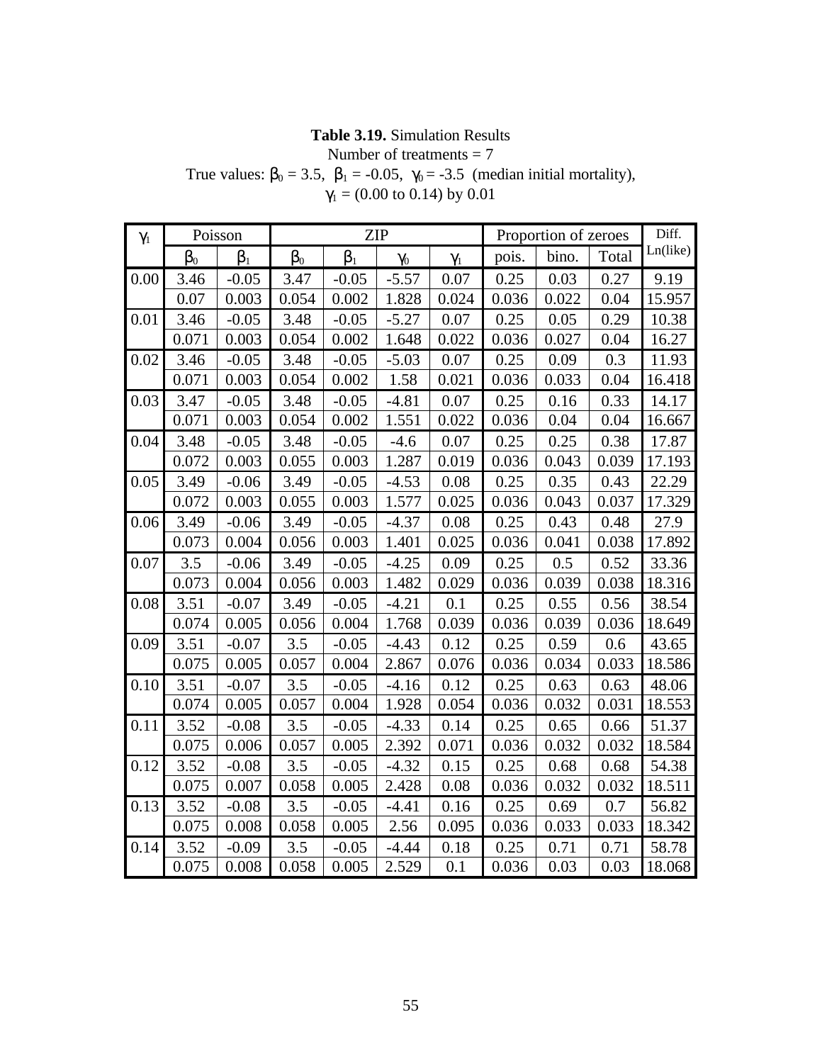**Table 3.19.** Simulation Results

Number of treatments = 7

True values: $\beta_0$ = 3.5, $\beta_1$ = -0.05, $\gamma_0$ = -3.5 (median initial mortality),

$\gamma_1$ = (0.00 to 0.14) by 0.01

| $\gamma_1$ | Poisson | | ZIP | | | | Proportion of zeroes | | | Diff. Ln(like) |
|---|---|---|---|---|---|---|---|---|---|---|
| | $\beta_0$ | $\beta_1$ | $\beta_0$ | $\beta_1$ | $\gamma_0$ | $\gamma_1$ | pois. | bino. | Total | |
| 0.00 | 3.46 | -0.05 | 3.47 | -0.05 | -5.57 | 0.07 | 0.25 | 0.03 | 0.27 | 9.19 |
| | 0.07 | 0.003 | 0.054 | 0.002 | 1.828 | 0.024 | 0.036 | 0.022 | 0.04 | 15.957 |
| 0.01 | 3.46 | -0.05 | 3.48 | -0.05 | -5.27 | 0.07 | 0.25 | 0.05 | 0.29 | 10.38 |
| | 0.071 | 0.003 | 0.054 | 0.002 | 1.648 | 0.022 | 0.036 | 0.027 | 0.04 | 16.27 |
| 0.02 | 3.46 | -0.05 | 3.48 | -0.05 | -5.03 | 0.07 | 0.25 | 0.09 | 0.3 | 11.93 |
| | 0.071 | 0.003 | 0.054 | 0.002 | 1.58 | 0.021 | 0.036 | 0.033 | 0.04 | 16.418 |
| 0.03 | 3.47 | -0.05 | 3.48 | -0.05 | -4.81 | 0.07 | 0.25 | 0.16 | 0.33 | 14.17 |
| | 0.071 | 0.003 | 0.054 | 0.002 | 1.551 | 0.022 | 0.036 | 0.04 | 0.04 | 16.667 |
| 0.04 | 3.48 | -0.05 | 3.48 | -0.05 | -4.6 | 0.07 | 0.25 | 0.25 | 0.38 | 17.87 |
| | 0.072 | 0.003 | 0.055 | 0.003 | 1.287 | 0.019 | 0.036 | 0.043 | 0.039 | 17.193 |
| 0.05 | 3.49 | -0.06 | 3.49 | -0.05 | -4.53 | 0.08 | 0.25 | 0.35 | 0.43 | 22.29 |
| | 0.072 | 0.003 | 0.055 | 0.003 | 1.577 | 0.025 | 0.036 | 0.043 | 0.037 | 17.329 |
| 0.06 | 3.49 | -0.06 | 3.49 | -0.05 | -4.37 | 0.08 | 0.25 | 0.43 | 0.48 | 27.9 |
| | 0.073 | 0.004 | 0.056 | 0.003 | 1.401 | 0.025 | 0.036 | 0.041 | 0.038 | 17.892 |
| 0.07 | 3.5 | -0.06 | 3.49 | -0.05 | -4.25 | 0.09 | 0.25 | 0.5 | 0.52 | 33.36 |
| | 0.073 | 0.004 | 0.056 | 0.003 | 1.482 | 0.029 | 0.036 | 0.039 | 0.038 | 18.316 |
| 0.08 | 3.51 | -0.07 | 3.49 | -0.05 | -4.21 | 0.1 | 0.25 | 0.55 | 0.56 | 38.54 |
| | 0.074 | 0.005 | 0.056 | 0.004 | 1.768 | 0.039 | 0.036 | 0.039 | 0.036 | 18.649 |
| 0.09 | 3.51 | -0.07 | 3.5 | -0.05 | -4.43 | 0.12 | 0.25 | 0.59 | 0.6 | 43.65 |
| | 0.075 | 0.005 | 0.057 | 0.004 | 2.867 | 0.076 | 0.036 | 0.034 | 0.033 | 18.586 |
| 0.10 | 3.51 | -0.07 | 3.5 | -0.05 | -4.16 | 0.12 | 0.25 | 0.63 | 0.63 | 48.06 |
| | 0.074 | 0.005 | 0.057 | 0.004 | 1.928 | 0.054 | 0.036 | 0.032 | 0.031 | 18.553 |
| 0.11 | 3.52 | -0.08 | 3.5 | -0.05 | -4.33 | 0.14 | 0.25 | 0.65 | 0.66 | 51.37 |
| | 0.075 | 0.006 | 0.057 | 0.005 | 2.392 | 0.071 | 0.036 | 0.032 | 0.032 | 18.584 |
| 0.12 | 3.52 | -0.08 | 3.5 | -0.05 | -4.32 | 0.15 | 0.25 | 0.68 | 0.68 | 54.38 |
| | 0.075 | 0.007 | 0.058 | 0.005 | 2.428 | 0.08 | 0.036 | 0.032 | 0.032 | 18.511 |
| 0.13 | 3.52 | -0.08 | 3.5 | -0.05 | -4.41 | 0.16 | 0.25 | 0.69 | 0.7 | 56.82 |
| | 0.075 | 0.008 | 0.058 | 0.005 | 2.56 | 0.095 | 0.036 | 0.033 | 0.033 | 18.342 |
| 0.14 | 3.52 | -0.09 | 3.5 | -0.05 | -4.44 | 0.18 | 0.25 | 0.71 | 0.71 | 58.78 |
| | 0.075 | 0.008 | 0.058 | 0.005 | 2.529 | 0.1 | 0.036 | 0.03 | 0.03 | 18.068 |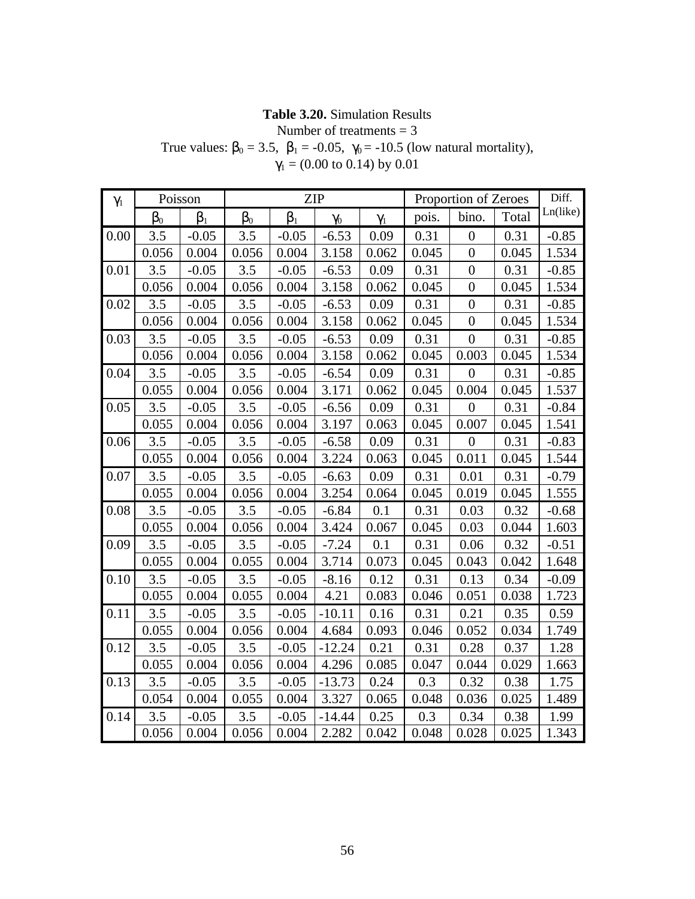**Table 3.20.** Simulation Results
Number of treatments = 3
True values: $\beta_0$ = 3.5, $\beta_1$ = -0.05, $\gamma_0$ = -10.5 (low natural mortality),
$\gamma_1$ = (0.00 to 0.14) by 0.01

| $\gamma_1$ | Poisson | | ZIP | | | | Proportion of Zeroes | | | Diff. Ln(like) |
|---|---|---|---|---|---|---|---|---|---|---|
| | $\beta_0$ | $\beta_1$ | $\beta_0$ | $\beta_1$ | $\gamma_0$ | $\gamma_1$ | pois. | bino. | Total | |
| 0.00 | 3.5 | -0.05 | 3.5 | -0.05 | -6.53 | 0.09 | 0.31 | 0 | 0.31 | -0.85 |
| | 0.056 | 0.004 | 0.056 | 0.004 | 3.158 | 0.062 | 0.045 | 0 | 0.045 | 1.534 |
| 0.01 | 3.5 | -0.05 | 3.5 | -0.05 | -6.53 | 0.09 | 0.31 | 0 | 0.31 | -0.85 |
| | 0.056 | 0.004 | 0.056 | 0.004 | 3.158 | 0.062 | 0.045 | 0 | 0.045 | 1.534 |
| 0.02 | 3.5 | -0.05 | 3.5 | -0.05 | -6.53 | 0.09 | 0.31 | 0 | 0.31 | -0.85 |
| | 0.056 | 0.004 | 0.056 | 0.004 | 3.158 | 0.062 | 0.045 | 0 | 0.045 | 1.534 |
| 0.03 | 3.5 | -0.05 | 3.5 | -0.05 | -6.53 | 0.09 | 0.31 | 0 | 0.31 | -0.85 |
| | 0.056 | 0.004 | 0.056 | 0.004 | 3.158 | 0.062 | 0.045 | 0.003 | 0.045 | 1.534 |
| 0.04 | 3.5 | -0.05 | 3.5 | -0.05 | -6.54 | 0.09 | 0.31 | 0 | 0.31 | -0.85 |
| | 0.055 | 0.004 | 0.056 | 0.004 | 3.171 | 0.062 | 0.045 | 0.004 | 0.045 | 1.537 |
| 0.05 | 3.5 | -0.05 | 3.5 | -0.05 | -6.56 | 0.09 | 0.31 | 0 | 0.31 | -0.84 |
| | 0.055 | 0.004 | 0.056 | 0.004 | 3.197 | 0.063 | 0.045 | 0.007 | 0.045 | 1.541 |
| 0.06 | 3.5 | -0.05 | 3.5 | -0.05 | -6.58 | 0.09 | 0.31 | 0 | 0.31 | -0.83 |
| | 0.055 | 0.004 | 0.056 | 0.004 | 3.224 | 0.063 | 0.045 | 0.011 | 0.045 | 1.544 |
| 0.07 | 3.5 | -0.05 | 3.5 | -0.05 | -6.63 | 0.09 | 0.31 | 0.01 | 0.31 | -0.79 |
| | 0.055 | 0.004 | 0.056 | 0.004 | 3.254 | 0.064 | 0.045 | 0.019 | 0.045 | 1.555 |
| 0.08 | 3.5 | -0.05 | 3.5 | -0.05 | -6.84 | 0.1 | 0.31 | 0.03 | 0.32 | -0.68 |
| | 0.055 | 0.004 | 0.056 | 0.004 | 3.424 | 0.067 | 0.045 | 0.03 | 0.044 | 1.603 |
| 0.09 | 3.5 | -0.05 | 3.5 | -0.05 | -7.24 | 0.1 | 0.31 | 0.06 | 0.32 | -0.51 |
| | 0.055 | 0.004 | 0.055 | 0.004 | 3.714 | 0.073 | 0.045 | 0.043 | 0.042 | 1.648 |
| 0.10 | 3.5 | -0.05 | 3.5 | -0.05 | -8.16 | 0.12 | 0.31 | 0.13 | 0.34 | -0.09 |
| | 0.055 | 0.004 | 0.055 | 0.004 | 4.21 | 0.083 | 0.046 | 0.051 | 0.038 | 1.723 |
| 0.11 | 3.5 | -0.05 | 3.5 | -0.05 | -10.11 | 0.16 | 0.31 | 0.21 | 0.35 | 0.59 |
| | 0.055 | 0.004 | 0.056 | 0.004 | 4.684 | 0.093 | 0.046 | 0.052 | 0.034 | 1.749 |
| 0.12 | 3.5 | -0.05 | 3.5 | -0.05 | -12.24 | 0.21 | 0.31 | 0.28 | 0.37 | 1.28 |
| | 0.055 | 0.004 | 0.056 | 0.004 | 4.296 | 0.085 | 0.047 | 0.044 | 0.029 | 1.663 |
| 0.13 | 3.5 | -0.05 | 3.5 | -0.05 | -13.73 | 0.24 | 0.3 | 0.32 | 0.38 | 1.75 |
| | 0.054 | 0.004 | 0.055 | 0.004 | 3.327 | 0.065 | 0.048 | 0.036 | 0.025 | 1.489 |
| 0.14 | 3.5 | -0.05 | 3.5 | -0.05 | -14.44 | 0.25 | 0.3 | 0.34 | 0.38 | 1.99 |
| | 0.056 | 0.004 | 0.056 | 0.004 | 2.282 | 0.042 | 0.048 | 0.028 | 0.025 | 1.343 |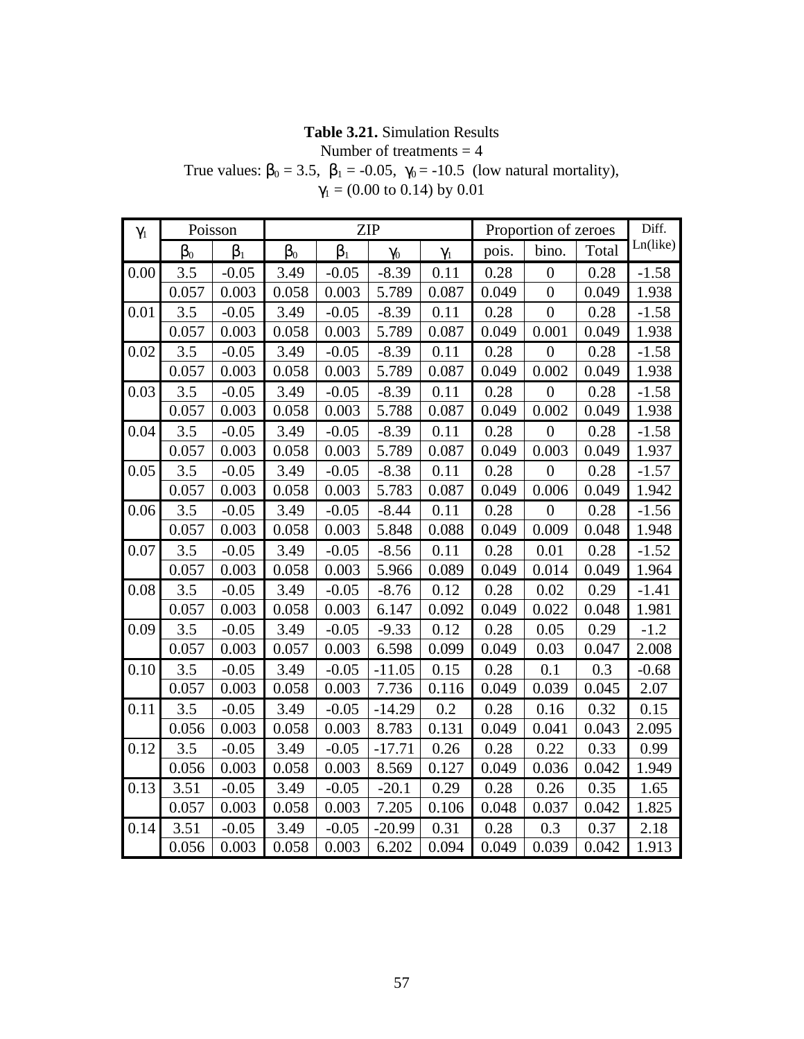**Table 3.21.** Simulation Results
Number of treatments = 4
True values: $\beta_0$ = 3.5, $\beta_1$ = -0.05, $\gamma_0$ = -10.5 (low natural mortality),
$\gamma_1$ = (0.00 to 0.14) by 0.01

| $\gamma_1$ | Poisson | | ZIP | | | | Proportion of zeroes | | | Diff. Ln(like) |
|---|---|---|---|---|---|---|---|---|---|---|
| | $\beta_0$ | $\beta_1$ | $\beta_0$ | $\beta_1$ | $\gamma_0$ | $\gamma_1$ | pois. | bino. | Total | |
| 0.00 | 3.5 | -0.05 | 3.49 | -0.05 | -8.39 | 0.11 | 0.28 | 0 | 0.28 | -1.58 |
| | 0.057 | 0.003 | 0.058 | 0.003 | 5.789 | 0.087 | 0.049 | 0 | 0.049 | 1.938 |
| 0.01 | 3.5 | -0.05 | 3.49 | -0.05 | -8.39 | 0.11 | 0.28 | 0 | 0.28 | -1.58 |
| | 0.057 | 0.003 | 0.058 | 0.003 | 5.789 | 0.087 | 0.049 | 0.001 | 0.049 | 1.938 |
| 0.02 | 3.5 | -0.05 | 3.49 | -0.05 | -8.39 | 0.11 | 0.28 | 0 | 0.28 | -1.58 |
| | 0.057 | 0.003 | 0.058 | 0.003 | 5.789 | 0.087 | 0.049 | 0.002 | 0.049 | 1.938 |
| 0.03 | 3.5 | -0.05 | 3.49 | -0.05 | -8.39 | 0.11 | 0.28 | 0 | 0.28 | -1.58 |
| | 0.057 | 0.003 | 0.058 | 0.003 | 5.788 | 0.087 | 0.049 | 0.002 | 0.049 | 1.938 |
| 0.04 | 3.5 | -0.05 | 3.49 | -0.05 | -8.39 | 0.11 | 0.28 | 0 | 0.28 | -1.58 |
| | 0.057 | 0.003 | 0.058 | 0.003 | 5.789 | 0.087 | 0.049 | 0.003 | 0.049 | 1.937 |
| 0.05 | 3.5 | -0.05 | 3.49 | -0.05 | -8.38 | 0.11 | 0.28 | 0 | 0.28 | -1.57 |
| | 0.057 | 0.003 | 0.058 | 0.003 | 5.783 | 0.087 | 0.049 | 0.006 | 0.049 | 1.942 |
| 0.06 | 3.5 | -0.05 | 3.49 | -0.05 | -8.44 | 0.11 | 0.28 | 0 | 0.28 | -1.56 |
| | 0.057 | 0.003 | 0.058 | 0.003 | 5.848 | 0.088 | 0.049 | 0.009 | 0.048 | 1.948 |
| 0.07 | 3.5 | -0.05 | 3.49 | -0.05 | -8.56 | 0.11 | 0.28 | 0.01 | 0.28 | -1.52 |
| | 0.057 | 0.003 | 0.058 | 0.003 | 5.966 | 0.089 | 0.049 | 0.014 | 0.049 | 1.964 |
| 0.08 | 3.5 | -0.05 | 3.49 | -0.05 | -8.76 | 0.12 | 0.28 | 0.02 | 0.29 | -1.41 |
| | 0.057 | 0.003 | 0.058 | 0.003 | 6.147 | 0.092 | 0.049 | 0.022 | 0.048 | 1.981 |
| 0.09 | 3.5 | -0.05 | 3.49 | -0.05 | -9.33 | 0.12 | 0.28 | 0.05 | 0.29 | -1.2 |
| | 0.057 | 0.003 | 0.057 | 0.003 | 6.598 | 0.099 | 0.049 | 0.03 | 0.047 | 2.008 |
| 0.10 | 3.5 | -0.05 | 3.49 | -0.05 | -11.05 | 0.15 | 0.28 | 0.1 | 0.3 | -0.68 |
| | 0.057 | 0.003 | 0.058 | 0.003 | 7.736 | 0.116 | 0.049 | 0.039 | 0.045 | 2.07 |
| 0.11 | 3.5 | -0.05 | 3.49 | -0.05 | -14.29 | 0.2 | 0.28 | 0.16 | 0.32 | 0.15 |
| | 0.056 | 0.003 | 0.058 | 0.003 | 8.783 | 0.131 | 0.049 | 0.041 | 0.043 | 2.095 |
| 0.12 | 3.5 | -0.05 | 3.49 | -0.05 | -17.71 | 0.26 | 0.28 | 0.22 | 0.33 | 0.99 |
| | 0.056 | 0.003 | 0.058 | 0.003 | 8.569 | 0.127 | 0.049 | 0.036 | 0.042 | 1.949 |
| 0.13 | 3.51 | -0.05 | 3.49 | -0.05 | -20.1 | 0.29 | 0.28 | 0.26 | 0.35 | 1.65 |
| | 0.057 | 0.003 | 0.058 | 0.003 | 7.205 | 0.106 | 0.048 | 0.037 | 0.042 | 1.825 |
| 0.14 | 3.51 | -0.05 | 3.49 | -0.05 | -20.99 | 0.31 | 0.28 | 0.3 | 0.37 | 2.18 |
| | 0.056 | 0.003 | 0.058 | 0.003 | 6.202 | 0.094 | 0.049 | 0.039 | 0.042 | 1.913 |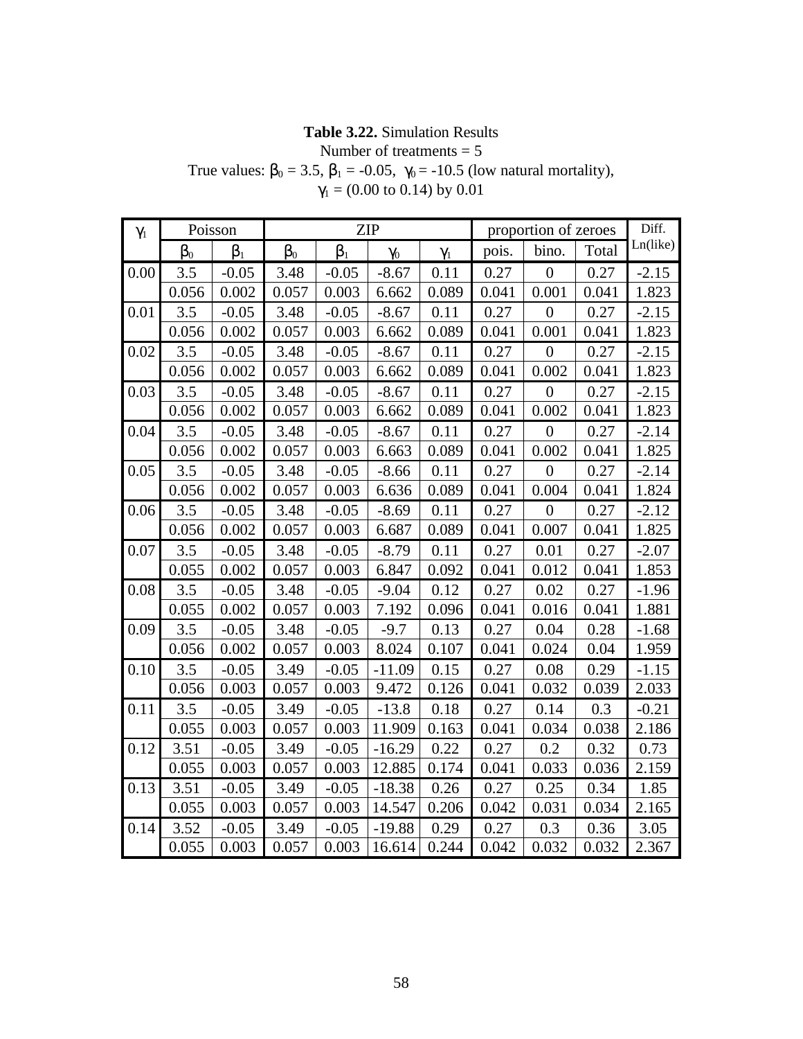**Table 3.22.** Simulation Results
Number of treatments = 5
True values: $\beta_0$ = 3.5, $\beta_1$ = -0.05, $\gamma_0$ = -10.5 (low natural mortality),
$\gamma_1$ = (0.00 to 0.14) by 0.01

| $\gamma_1$ | Poisson | | ZIP | | | | proportion of zeroes | | | Diff. Ln(like) |
|---|---|---|---|---|---|---|---|---|---|---|
| | $\beta_0$ | $\beta_1$ | $\beta_0$ | $\beta_1$ | $\gamma_0$ | $\gamma_1$ | pois. | bino. | Total | |
| 0.00 | 3.5 | -0.05 | 3.48 | -0.05 | -8.67 | 0.11 | 0.27 | 0 | 0.27 | -2.15 |
| | 0.056 | 0.002 | 0.057 | 0.003 | 6.662 | 0.089 | 0.041 | 0.001 | 0.041 | 1.823 |
| 0.01 | 3.5 | -0.05 | 3.48 | -0.05 | -8.67 | 0.11 | 0.27 | 0 | 0.27 | -2.15 |
| | 0.056 | 0.002 | 0.057 | 0.003 | 6.662 | 0.089 | 0.041 | 0.001 | 0.041 | 1.823 |
| 0.02 | 3.5 | -0.05 | 3.48 | -0.05 | -8.67 | 0.11 | 0.27 | 0 | 0.27 | -2.15 |
| | 0.056 | 0.002 | 0.057 | 0.003 | 6.662 | 0.089 | 0.041 | 0.002 | 0.041 | 1.823 |
| 0.03 | 3.5 | -0.05 | 3.48 | -0.05 | -8.67 | 0.11 | 0.27 | 0 | 0.27 | -2.15 |
| | 0.056 | 0.002 | 0.057 | 0.003 | 6.662 | 0.089 | 0.041 | 0.002 | 0.041 | 1.823 |
| 0.04 | 3.5 | -0.05 | 3.48 | -0.05 | -8.67 | 0.11 | 0.27 | 0 | 0.27 | -2.14 |
| | 0.056 | 0.002 | 0.057 | 0.003 | 6.663 | 0.089 | 0.041 | 0.002 | 0.041 | 1.825 |
| 0.05 | 3.5 | -0.05 | 3.48 | -0.05 | -8.66 | 0.11 | 0.27 | 0 | 0.27 | -2.14 |
| | 0.056 | 0.002 | 0.057 | 0.003 | 6.636 | 0.089 | 0.041 | 0.004 | 0.041 | 1.824 |
| 0.06 | 3.5 | -0.05 | 3.48 | -0.05 | -8.69 | 0.11 | 0.27 | 0 | 0.27 | -2.12 |
| | 0.056 | 0.002 | 0.057 | 0.003 | 6.687 | 0.089 | 0.041 | 0.007 | 0.041 | 1.825 |
| 0.07 | 3.5 | -0.05 | 3.48 | -0.05 | -8.79 | 0.11 | 0.27 | 0.01 | 0.27 | -2.07 |
| | 0.055 | 0.002 | 0.057 | 0.003 | 6.847 | 0.092 | 0.041 | 0.012 | 0.041 | 1.853 |
| 0.08 | 3.5 | -0.05 | 3.48 | -0.05 | -9.04 | 0.12 | 0.27 | 0.02 | 0.27 | -1.96 |
| | 0.055 | 0.002 | 0.057 | 0.003 | 7.192 | 0.096 | 0.041 | 0.016 | 0.041 | 1.881 |
| 0.09 | 3.5 | -0.05 | 3.48 | -0.05 | -9.7 | 0.13 | 0.27 | 0.04 | 0.28 | -1.68 |
| | 0.056 | 0.002 | 0.057 | 0.003 | 8.024 | 0.107 | 0.041 | 0.024 | 0.04 | 1.959 |
| 0.10 | 3.5 | -0.05 | 3.49 | -0.05 | -11.09 | 0.15 | 0.27 | 0.08 | 0.29 | -1.15 |
| | 0.056 | 0.003 | 0.057 | 0.003 | 9.472 | 0.126 | 0.041 | 0.032 | 0.039 | 2.033 |
| 0.11 | 3.5 | -0.05 | 3.49 | -0.05 | -13.8 | 0.18 | 0.27 | 0.14 | 0.3 | -0.21 |
| | 0.055 | 0.003 | 0.057 | 0.003 | 11.909 | 0.163 | 0.041 | 0.034 | 0.038 | 2.186 |
| 0.12 | 3.51 | -0.05 | 3.49 | -0.05 | -16.29 | 0.22 | 0.27 | 0.2 | 0.32 | 0.73 |
| | 0.055 | 0.003 | 0.057 | 0.003 | 12.885 | 0.174 | 0.041 | 0.033 | 0.036 | 2.159 |
| 0.13 | 3.51 | -0.05 | 3.49 | -0.05 | -18.38 | 0.26 | 0.27 | 0.25 | 0.34 | 1.85 |
| | 0.055 | 0.003 | 0.057 | 0.003 | 14.547 | 0.206 | 0.042 | 0.031 | 0.034 | 2.165 |
| 0.14 | 3.52 | -0.05 | 3.49 | -0.05 | -19.88 | 0.29 | 0.27 | 0.3 | 0.36 | 3.05 |
| | 0.055 | 0.003 | 0.057 | 0.003 | 16.614 | 0.244 | 0.042 | 0.032 | 0.032 | 2.367 |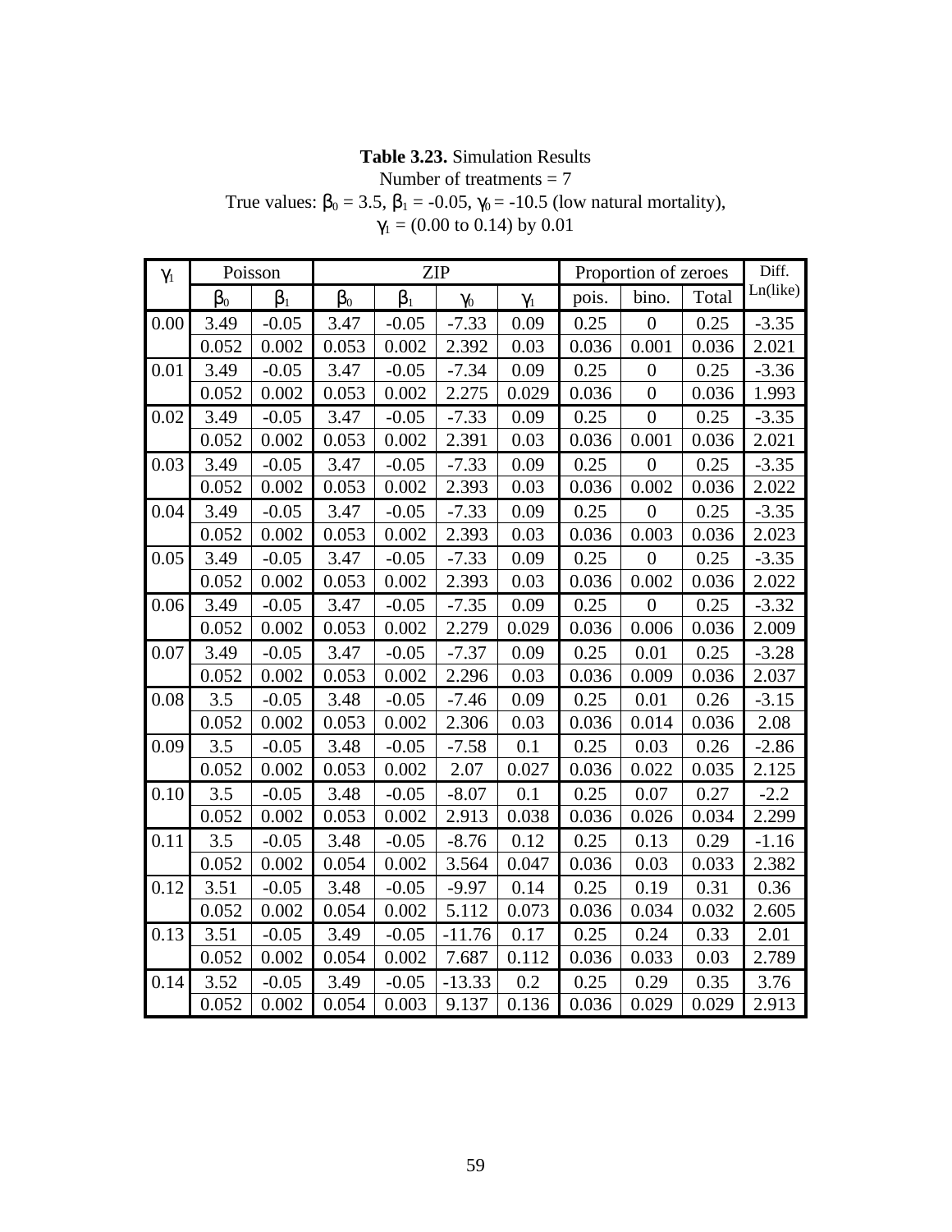**Table 3.23.** Simulation Results
Number of treatments = 7
True values: $\beta_0$ = 3.5, $\beta_1$ = -0.05, $\gamma_0$ = -10.5 (low natural mortality),
$\gamma_1$ = (0.00 to 0.14) by 0.01

| $\gamma_1$ | Poisson | | ZIP | | | | Proportion of zeroes | | | Diff. Ln(like) |
|---|---|---|---|---|---|---|---|---|---|---|
| | $\beta_0$ | $\beta_1$ | $\beta_0$ | $\beta_1$ | $\gamma_0$ | $\gamma_1$ | pois. | bino. | Total | |
| 0.00 | 3.49 | -0.05 | 3.47 | -0.05 | -7.33 | 0.09 | 0.25 | 0 | 0.25 | -3.35 |
| | 0.052 | 0.002 | 0.053 | 0.002 | 2.392 | 0.03 | 0.036 | 0.001 | 0.036 | 2.021 |
| 0.01 | 3.49 | -0.05 | 3.47 | -0.05 | -7.34 | 0.09 | 0.25 | 0 | 0.25 | -3.36 |
| | 0.052 | 0.002 | 0.053 | 0.002 | 2.275 | 0.029 | 0.036 | 0 | 0.036 | 1.993 |
| 0.02 | 3.49 | -0.05 | 3.47 | -0.05 | -7.33 | 0.09 | 0.25 | 0 | 0.25 | -3.35 |
| | 0.052 | 0.002 | 0.053 | 0.002 | 2.391 | 0.03 | 0.036 | 0.001 | 0.036 | 2.021 |
| 0.03 | 3.49 | -0.05 | 3.47 | -0.05 | -7.33 | 0.09 | 0.25 | 0 | 0.25 | -3.35 |
| | 0.052 | 0.002 | 0.053 | 0.002 | 2.393 | 0.03 | 0.036 | 0.002 | 0.036 | 2.022 |
| 0.04 | 3.49 | -0.05 | 3.47 | -0.05 | -7.33 | 0.09 | 0.25 | 0 | 0.25 | -3.35 |
| | 0.052 | 0.002 | 0.053 | 0.002 | 2.393 | 0.03 | 0.036 | 0.003 | 0.036 | 2.023 |
| 0.05 | 3.49 | -0.05 | 3.47 | -0.05 | -7.33 | 0.09 | 0.25 | 0 | 0.25 | -3.35 |
| | 0.052 | 0.002 | 0.053 | 0.002 | 2.393 | 0.03 | 0.036 | 0.002 | 0.036 | 2.022 |
| 0.06 | 3.49 | -0.05 | 3.47 | -0.05 | -7.35 | 0.09 | 0.25 | 0 | 0.25 | -3.32 |
| | 0.052 | 0.002 | 0.053 | 0.002 | 2.279 | 0.029 | 0.036 | 0.006 | 0.036 | 2.009 |
| 0.07 | 3.49 | -0.05 | 3.47 | -0.05 | -7.37 | 0.09 | 0.25 | 0.01 | 0.25 | -3.28 |
| | 0.052 | 0.002 | 0.053 | 0.002 | 2.296 | 0.03 | 0.036 | 0.009 | 0.036 | 2.037 |
| 0.08 | 3.5 | -0.05 | 3.48 | -0.05 | -7.46 | 0.09 | 0.25 | 0.01 | 0.26 | -3.15 |
| | 0.052 | 0.002 | 0.053 | 0.002 | 2.306 | 0.03 | 0.036 | 0.014 | 0.036 | 2.08 |
| 0.09 | 3.5 | -0.05 | 3.48 | -0.05 | -7.58 | 0.1 | 0.25 | 0.03 | 0.26 | -2.86 |
| | 0.052 | 0.002 | 0.053 | 0.002 | 2.07 | 0.027 | 0.036 | 0.022 | 0.035 | 2.125 |
| 0.10 | 3.5 | -0.05 | 3.48 | -0.05 | -8.07 | 0.1 | 0.25 | 0.07 | 0.27 | -2.2 |
| | 0.052 | 0.002 | 0.053 | 0.002 | 2.913 | 0.038 | 0.036 | 0.026 | 0.034 | 2.299 |
| 0.11 | 3.5 | -0.05 | 3.48 | -0.05 | -8.76 | 0.12 | 0.25 | 0.13 | 0.29 | -1.16 |
| | 0.052 | 0.002 | 0.054 | 0.002 | 3.564 | 0.047 | 0.036 | 0.03 | 0.033 | 2.382 |
| 0.12 | 3.51 | -0.05 | 3.48 | -0.05 | -9.97 | 0.14 | 0.25 | 0.19 | 0.31 | 0.36 |
| | 0.052 | 0.002 | 0.054 | 0.002 | 5.112 | 0.073 | 0.036 | 0.034 | 0.032 | 2.605 |
| 0.13 | 3.51 | -0.05 | 3.49 | -0.05 | -11.76 | 0.17 | 0.25 | 0.24 | 0.33 | 2.01 |
| | 0.052 | 0.002 | 0.054 | 0.002 | 7.687 | 0.112 | 0.036 | 0.033 | 0.03 | 2.789 |
| 0.14 | 3.52 | -0.05 | 3.49 | -0.05 | -13.33 | 0.2 | 0.25 | 0.29 | 0.35 | 3.76 |
| | 0.052 | 0.002 | 0.054 | 0.003 | 9.137 | 0.136 | 0.036 | 0.029 | 0.029 | 2.913 |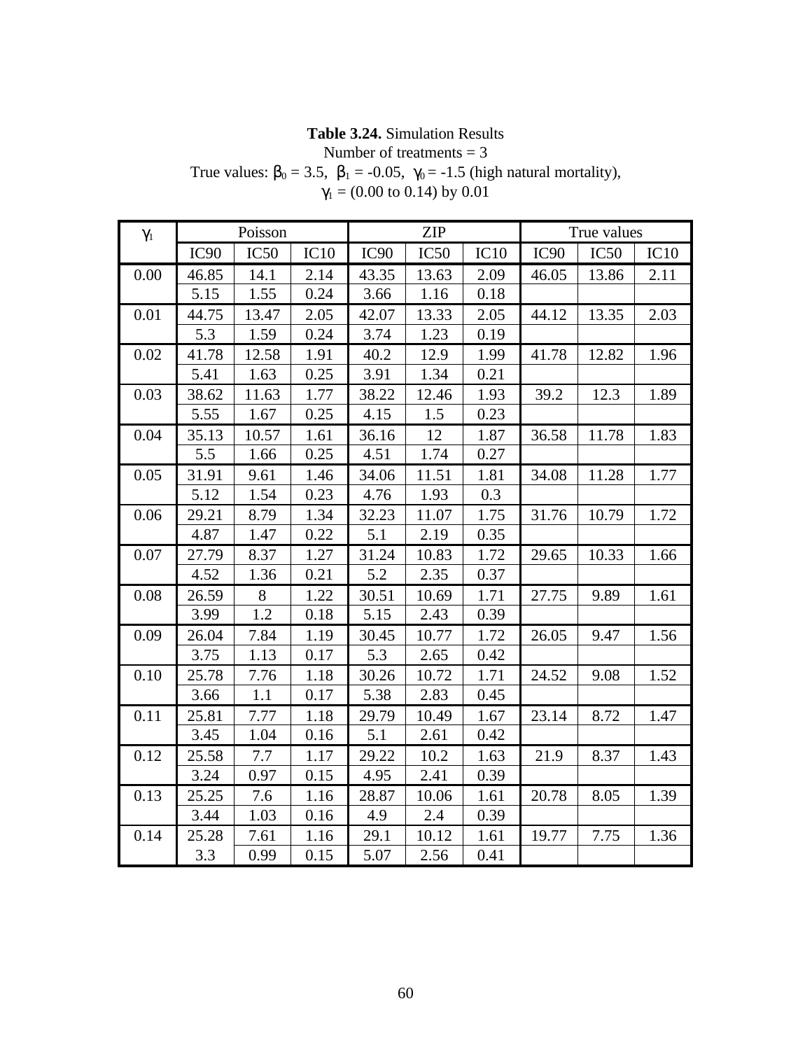**Table 3.24.** Simulation Results
Number of treatments = 3
True values: $\beta_0$ = 3.5, $\beta_1$ = -0.05, $\gamma_0$ = -1.5 (high natural mortality),
$\gamma_1$ = (0.00 to 0.14) by 0.01

| $\gamma_1$ | Poisson | | | ZIP | | | True values | | |
|---|---|---|---|---|---|---|---|---|---|
| | IC90 | IC50 | IC10 | IC90 | IC50 | IC10 | IC90 | IC50 | IC10 |
| 0.00 | 46.85 | 14.1 | 2.14 | 43.35 | 13.63 | 2.09 | 46.05 | 13.86 | 2.11 |
| | 5.15 | 1.55 | 0.24 | 3.66 | 1.16 | 0.18 | | | |
| 0.01 | 44.75 | 13.47 | 2.05 | 42.07 | 13.33 | 2.05 | 44.12 | 13.35 | 2.03 |
| | 5.3 | 1.59 | 0.24 | 3.74 | 1.23 | 0.19 | | | |
| 0.02 | 41.78 | 12.58 | 1.91 | 40.2 | 12.9 | 1.99 | 41.78 | 12.82 | 1.96 |
| | 5.41 | 1.63 | 0.25 | 3.91 | 1.34 | 0.21 | | | |
| 0.03 | 38.62 | 11.63 | 1.77 | 38.22 | 12.46 | 1.93 | 39.2 | 12.3 | 1.89 |
| | 5.55 | 1.67 | 0.25 | 4.15 | 1.5 | 0.23 | | | |
| 0.04 | 35.13 | 10.57 | 1.61 | 36.16 | 12 | 1.87 | 36.58 | 11.78 | 1.83 |
| | 5.5 | 1.66 | 0.25 | 4.51 | 1.74 | 0.27 | | | |
| 0.05 | 31.91 | 9.61 | 1.46 | 34.06 | 11.51 | 1.81 | 34.08 | 11.28 | 1.77 |
| | 5.12 | 1.54 | 0.23 | 4.76 | 1.93 | 0.3 | | | |
| 0.06 | 29.21 | 8.79 | 1.34 | 32.23 | 11.07 | 1.75 | 31.76 | 10.79 | 1.72 |
| | 4.87 | 1.47 | 0.22 | 5.1 | 2.19 | 0.35 | | | |
| 0.07 | 27.79 | 8.37 | 1.27 | 31.24 | 10.83 | 1.72 | 29.65 | 10.33 | 1.66 |
| | 4.52 | 1.36 | 0.21 | 5.2 | 2.35 | 0.37 | | | |
| 0.08 | 26.59 | 8 | 1.22 | 30.51 | 10.69 | 1.71 | 27.75 | 9.89 | 1.61 |
| | 3.99 | 1.2 | 0.18 | 5.15 | 2.43 | 0.39 | | | |
| 0.09 | 26.04 | 7.84 | 1.19 | 30.45 | 10.77 | 1.72 | 26.05 | 9.47 | 1.56 |
| | 3.75 | 1.13 | 0.17 | 5.3 | 2.65 | 0.42 | | | |
| 0.10 | 25.78 | 7.76 | 1.18 | 30.26 | 10.72 | 1.71 | 24.52 | 9.08 | 1.52 |
| | 3.66 | 1.1 | 0.17 | 5.38 | 2.83 | 0.45 | | | |
| 0.11 | 25.81 | 7.77 | 1.18 | 29.79 | 10.49 | 1.67 | 23.14 | 8.72 | 1.47 |
| | 3.45 | 1.04 | 0.16 | 5.1 | 2.61 | 0.42 | | | |
| 0.12 | 25.58 | 7.7 | 1.17 | 29.22 | 10.2 | 1.63 | 21.9 | 8.37 | 1.43 |
| | 3.24 | 0.97 | 0.15 | 4.95 | 2.41 | 0.39 | | | |
| 0.13 | 25.25 | 7.6 | 1.16 | 28.87 | 10.06 | 1.61 | 20.78 | 8.05 | 1.39 |
| | 3.44 | 1.03 | 0.16 | 4.9 | 2.4 | 0.39 | | | |
| 0.14 | 25.28 | 7.61 | 1.16 | 29.1 | 10.12 | 1.61 | 19.77 | 7.75 | 1.36 |
| | 3.3 | 0.99 | 0.15 | 5.07 | 2.56 | 0.41 | | | |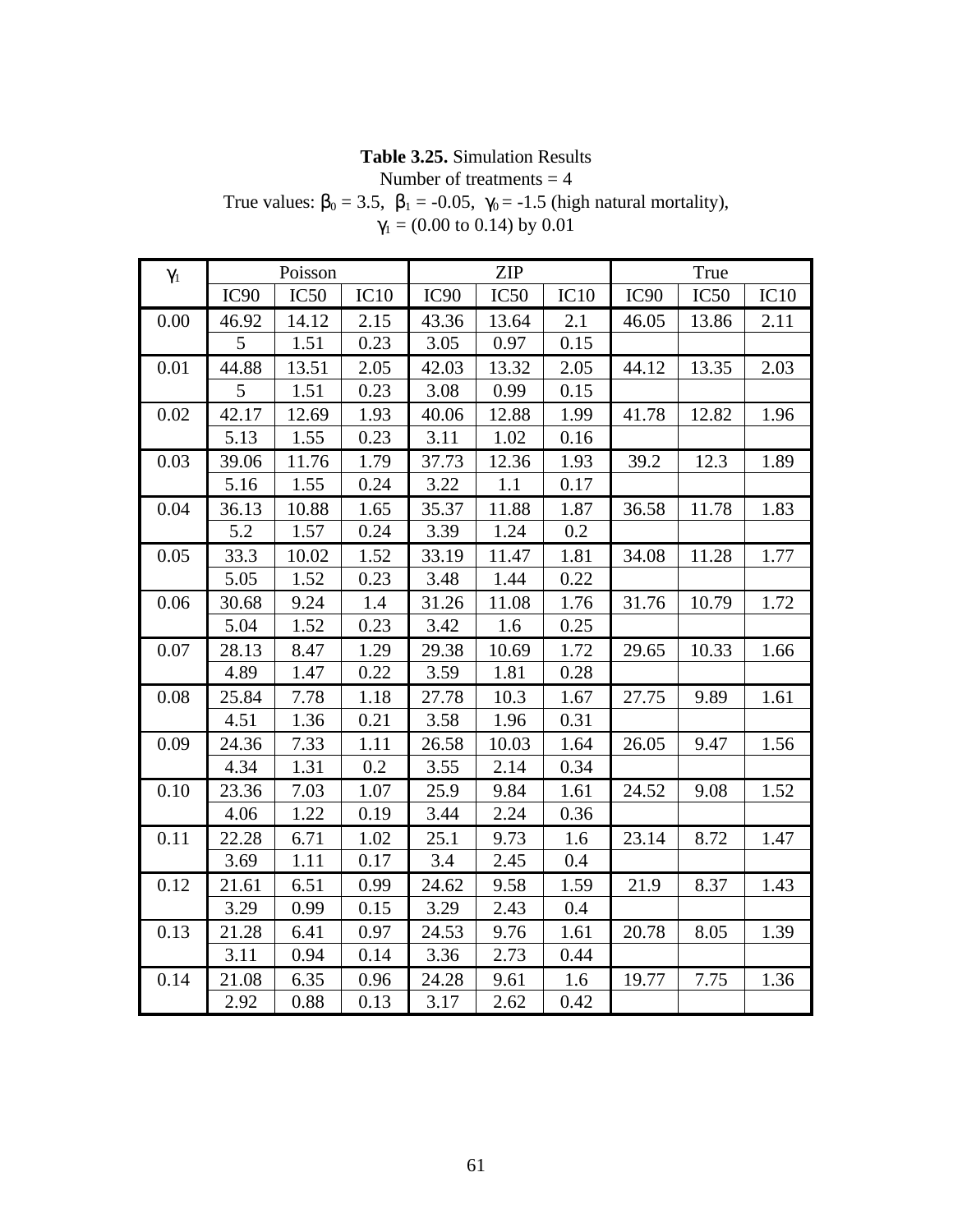**Table 3.25.** Simulation Results
Number of treatments = 4
True values: $\beta_0$ = 3.5, $\beta_1$ = -0.05, $\gamma_0$ = -1.5 (high natural mortality),
$\gamma_1$ = (0.00 to 0.14) by 0.01

| $\gamma_1$ | Poisson | | | ZIP | | | True | | |
|---|---|---|---|---|---|---|---|---|---|
| | IC90 | IC50 | IC10 | IC90 | IC50 | IC10 | IC90 | IC50 | IC10 |
| 0.00 | 46.92 | 14.12 | 2.15 | 43.36 | 13.64 | 2.1 | 46.05 | 13.86 | 2.11 |
| | 5 | 1.51 | 0.23 | 3.05 | 0.97 | 0.15 | | | |
| 0.01 | 44.88 | 13.51 | 2.05 | 42.03 | 13.32 | 2.05 | 44.12 | 13.35 | 2.03 |
| | 5 | 1.51 | 0.23 | 3.08 | 0.99 | 0.15 | | | |
| 0.02 | 42.17 | 12.69 | 1.93 | 40.06 | 12.88 | 1.99 | 41.78 | 12.82 | 1.96 |
| | 5.13 | 1.55 | 0.23 | 3.11 | 1.02 | 0.16 | | | |
| 0.03 | 39.06 | 11.76 | 1.79 | 37.73 | 12.36 | 1.93 | 39.2 | 12.3 | 1.89 |
| | 5.16 | 1.55 | 0.24 | 3.22 | 1.1 | 0.17 | | | |
| 0.04 | 36.13 | 10.88 | 1.65 | 35.37 | 11.88 | 1.87 | 36.58 | 11.78 | 1.83 |
| | 5.2 | 1.57 | 0.24 | 3.39 | 1.24 | 0.2 | | | |
| 0.05 | 33.3 | 10.02 | 1.52 | 33.19 | 11.47 | 1.81 | 34.08 | 11.28 | 1.77 |
| | 5.05 | 1.52 | 0.23 | 3.48 | 1.44 | 0.22 | | | |
| 0.06 | 30.68 | 9.24 | 1.4 | 31.26 | 11.08 | 1.76 | 31.76 | 10.79 | 1.72 |
| | 5.04 | 1.52 | 0.23 | 3.42 | 1.6 | 0.25 | | | |
| 0.07 | 28.13 | 8.47 | 1.29 | 29.38 | 10.69 | 1.72 | 29.65 | 10.33 | 1.66 |
| | 4.89 | 1.47 | 0.22 | 3.59 | 1.81 | 0.28 | | | |
| 0.08 | 25.84 | 7.78 | 1.18 | 27.78 | 10.3 | 1.67 | 27.75 | 9.89 | 1.61 |
| | 4.51 | 1.36 | 0.21 | 3.58 | 1.96 | 0.31 | | | |
| 0.09 | 24.36 | 7.33 | 1.11 | 26.58 | 10.03 | 1.64 | 26.05 | 9.47 | 1.56 |
| | 4.34 | 1.31 | 0.2 | 3.55 | 2.14 | 0.34 | | | |
| 0.10 | 23.36 | 7.03 | 1.07 | 25.9 | 9.84 | 1.61 | 24.52 | 9.08 | 1.52 |
| | 4.06 | 1.22 | 0.19 | 3.44 | 2.24 | 0.36 | | | |
| 0.11 | 22.28 | 6.71 | 1.02 | 25.1 | 9.73 | 1.6 | 23.14 | 8.72 | 1.47 |
| | 3.69 | 1.11 | 0.17 | 3.4 | 2.45 | 0.4 | | | |
| 0.12 | 21.61 | 6.51 | 0.99 | 24.62 | 9.58 | 1.59 | 21.9 | 8.37 | 1.43 |
| | 3.29 | 0.99 | 0.15 | 3.29 | 2.43 | 0.4 | | | |
| 0.13 | 21.28 | 6.41 | 0.97 | 24.53 | 9.76 | 1.61 | 20.78 | 8.05 | 1.39 |
| | 3.11 | 0.94 | 0.14 | 3.36 | 2.73 | 0.44 | | | |
| 0.14 | 21.08 | 6.35 | 0.96 | 24.28 | 9.61 | 1.6 | 19.77 | 7.75 | 1.36 |
| | 2.92 | 0.88 | 0.13 | 3.17 | 2.62 | 0.42 | | | |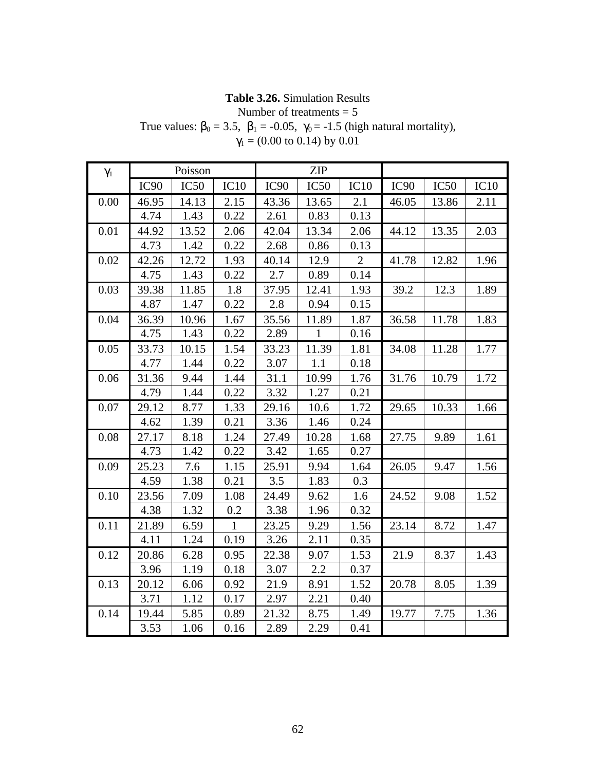**Table 3.26.** Simulation Results
Number of treatments = 5
True values: $\beta_0$ = 3.5, $\beta_1$ = -0.05, $\gamma_0$ = -1.5 (high natural mortality),
$\gamma_1$ = (0.00 to 0.14) by 0.01

| $\gamma_1$ | Poisson | | | ZIP | | | | | |
|---|---|---|---|---|---|---|---|---|---|
| | IC90 | IC50 | IC10 | IC90 | IC50 | IC10 | IC90 | IC50 | IC10 |
| 0.00 | 46.95 | 14.13 | 2.15 | 43.36 | 13.65 | 2.1 | 46.05 | 13.86 | 2.11 |
| | 4.74 | 1.43 | 0.22 | 2.61 | 0.83 | 0.13 | | | |
| 0.01 | 44.92 | 13.52 | 2.06 | 42.04 | 13.34 | 2.06 | 44.12 | 13.35 | 2.03 |
| | 4.73 | 1.42 | 0.22 | 2.68 | 0.86 | 0.13 | | | |
| 0.02 | 42.26 | 12.72 | 1.93 | 40.14 | 12.9 | 2 | 41.78 | 12.82 | 1.96 |
| | 4.75 | 1.43 | 0.22 | 2.7 | 0.89 | 0.14 | | | |
| 0.03 | 39.38 | 11.85 | 1.8 | 37.95 | 12.41 | 1.93 | 39.2 | 12.3 | 1.89 |
| | 4.87 | 1.47 | 0.22 | 2.8 | 0.94 | 0.15 | | | |
| 0.04 | 36.39 | 10.96 | 1.67 | 35.56 | 11.89 | 1.87 | 36.58 | 11.78 | 1.83 |
| | 4.75 | 1.43 | 0.22 | 2.89 | 1 | 0.16 | | | |
| 0.05 | 33.73 | 10.15 | 1.54 | 33.23 | 11.39 | 1.81 | 34.08 | 11.28 | 1.77 |
| | 4.77 | 1.44 | 0.22 | 3.07 | 1.1 | 0.18 | | | |
| 0.06 | 31.36 | 9.44 | 1.44 | 31.1 | 10.99 | 1.76 | 31.76 | 10.79 | 1.72 |
| | 4.79 | 1.44 | 0.22 | 3.32 | 1.27 | 0.21 | | | |
| 0.07 | 29.12 | 8.77 | 1.33 | 29.16 | 10.6 | 1.72 | 29.65 | 10.33 | 1.66 |
| | 4.62 | 1.39 | 0.21 | 3.36 | 1.46 | 0.24 | | | |
| 0.08 | 27.17 | 8.18 | 1.24 | 27.49 | 10.28 | 1.68 | 27.75 | 9.89 | 1.61 |
| | 4.73 | 1.42 | 0.22 | 3.42 | 1.65 | 0.27 | | | |
| 0.09 | 25.23 | 7.6 | 1.15 | 25.91 | 9.94 | 1.64 | 26.05 | 9.47 | 1.56 |
| | 4.59 | 1.38 | 0.21 | 3.5 | 1.83 | 0.3 | | | |
| 0.10 | 23.56 | 7.09 | 1.08 | 24.49 | 9.62 | 1.6 | 24.52 | 9.08 | 1.52 |
| | 4.38 | 1.32 | 0.2 | 3.38 | 1.96 | 0.32 | | | |
| 0.11 | 21.89 | 6.59 | 1 | 23.25 | 9.29 | 1.56 | 23.14 | 8.72 | 1.47 |
| | 4.11 | 1.24 | 0.19 | 3.26 | 2.11 | 0.35 | | | |
| 0.12 | 20.86 | 6.28 | 0.95 | 22.38 | 9.07 | 1.53 | 21.9 | 8.37 | 1.43 |
| | 3.96 | 1.19 | 0.18 | 3.07 | 2.2 | 0.37 | | | |
| 0.13 | 20.12 | 6.06 | 0.92 | 21.9 | 8.91 | 1.52 | 20.78 | 8.05 | 1.39 |
| | 3.71 | 1.12 | 0.17 | 2.97 | 2.21 | 0.40 | | | |
| 0.14 | 19.44 | 5.85 | 0.89 | 21.32 | 8.75 | 1.49 | 19.77 | 7.75 | 1.36 |
| | 3.53 | 1.06 | 0.16 | 2.89 | 2.29 | 0.41 | | | |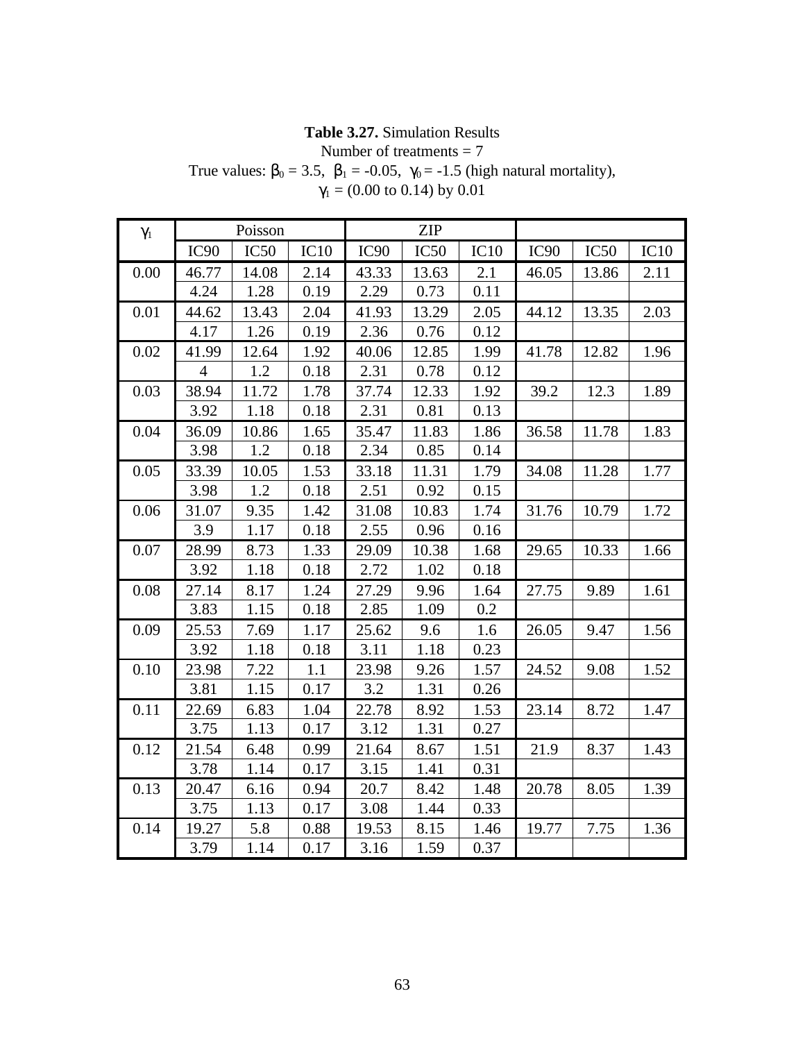**Table 3.27.** Simulation Results
Number of treatments = 7
True values: $\beta_0$ = 3.5, $\beta_1$ = -0.05, $\gamma_0$ = -1.5 (high natural mortality),
$\gamma_1$ = (0.00 to 0.14) by 0.01

| $\gamma_1$ | Poisson | | | ZIP | | | | | |
|---|---|---|---|---|---|---|---|---|---|
| | IC90 | IC50 | IC10 | IC90 | IC50 | IC10 | IC90 | IC50 | IC10 |
| 0.00 | 46.77 | 14.08 | 2.14 | 43.33 | 13.63 | 2.1 | 46.05 | 13.86 | 2.11 |
| | 4.24 | 1.28 | 0.19 | 2.29 | 0.73 | 0.11 | | | |
| 0.01 | 44.62 | 13.43 | 2.04 | 41.93 | 13.29 | 2.05 | 44.12 | 13.35 | 2.03 |
| | 4.17 | 1.26 | 0.19 | 2.36 | 0.76 | 0.12 | | | |
| 0.02 | 41.99 | 12.64 | 1.92 | 40.06 | 12.85 | 1.99 | 41.78 | 12.82 | 1.96 |
| | 4 | 1.2 | 0.18 | 2.31 | 0.78 | 0.12 | | | |
| 0.03 | 38.94 | 11.72 | 1.78 | 37.74 | 12.33 | 1.92 | 39.2 | 12.3 | 1.89 |
| | 3.92 | 1.18 | 0.18 | 2.31 | 0.81 | 0.13 | | | |
| 0.04 | 36.09 | 10.86 | 1.65 | 35.47 | 11.83 | 1.86 | 36.58 | 11.78 | 1.83 |
| | 3.98 | 1.2 | 0.18 | 2.34 | 0.85 | 0.14 | | | |
| 0.05 | 33.39 | 10.05 | 1.53 | 33.18 | 11.31 | 1.79 | 34.08 | 11.28 | 1.77 |
| | 3.98 | 1.2 | 0.18 | 2.51 | 0.92 | 0.15 | | | |
| 0.06 | 31.07 | 9.35 | 1.42 | 31.08 | 10.83 | 1.74 | 31.76 | 10.79 | 1.72 |
| | 3.9 | 1.17 | 0.18 | 2.55 | 0.96 | 0.16 | | | |
| 0.07 | 28.99 | 8.73 | 1.33 | 29.09 | 10.38 | 1.68 | 29.65 | 10.33 | 1.66 |
| | 3.92 | 1.18 | 0.18 | 2.72 | 1.02 | 0.18 | | | |
| 0.08 | 27.14 | 8.17 | 1.24 | 27.29 | 9.96 | 1.64 | 27.75 | 9.89 | 1.61 |
| | 3.83 | 1.15 | 0.18 | 2.85 | 1.09 | 0.2 | | | |
| 0.09 | 25.53 | 7.69 | 1.17 | 25.62 | 9.6 | 1.6 | 26.05 | 9.47 | 1.56 |
| | 3.92 | 1.18 | 0.18 | 3.11 | 1.18 | 0.23 | | | |
| 0.10 | 23.98 | 7.22 | 1.1 | 23.98 | 9.26 | 1.57 | 24.52 | 9.08 | 1.52 |
| | 3.81 | 1.15 | 0.17 | 3.2 | 1.31 | 0.26 | | | |
| 0.11 | 22.69 | 6.83 | 1.04 | 22.78 | 8.92 | 1.53 | 23.14 | 8.72 | 1.47 |
| | 3.75 | 1.13 | 0.17 | 3.12 | 1.31 | 0.27 | | | |
| 0.12 | 21.54 | 6.48 | 0.99 | 21.64 | 8.67 | 1.51 | 21.9 | 8.37 | 1.43 |
| | 3.78 | 1.14 | 0.17 | 3.15 | 1.41 | 0.31 | | | |
| 0.13 | 20.47 | 6.16 | 0.94 | 20.7 | 8.42 | 1.48 | 20.78 | 8.05 | 1.39 |
| | 3.75 | 1.13 | 0.17 | 3.08 | 1.44 | 0.33 | | | |
| 0.14 | 19.27 | 5.8 | 0.88 | 19.53 | 8.15 | 1.46 | 19.77 | 7.75 | 1.36 |
| | 3.79 | 1.14 | 0.17 | 3.16 | 1.59 | 0.37 | | | |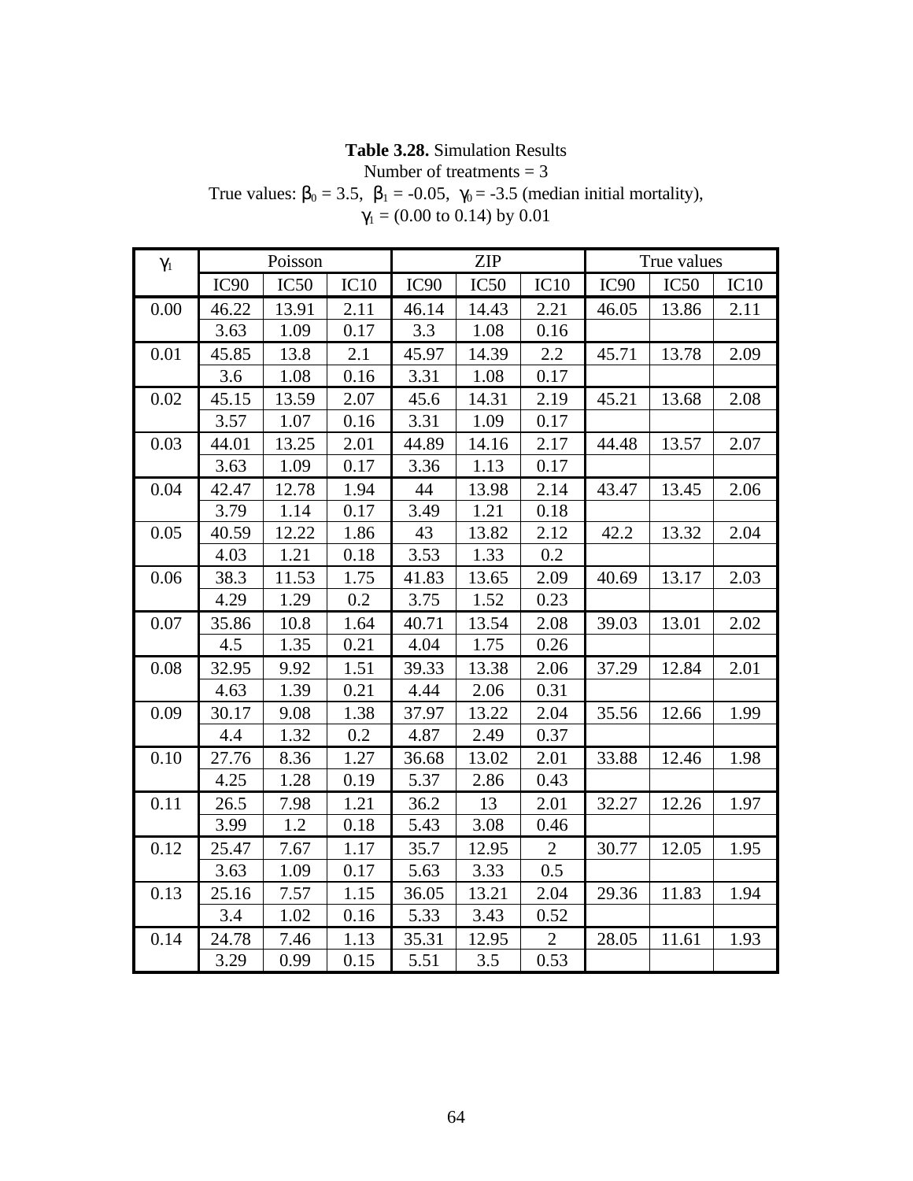**Table 3.28.** Simulation Results

Number of treatments = 3

True values: $\beta_0 = 3.5$, $\beta_1 = -0.05$, $\gamma_0 = -3.5$ (median initial mortality),

$\gamma_1 = (0.00 \text{ to } 0.14)$ by 0.01

| $\gamma_1$ | Poisson | | | ZIP | | | True values | | |
|---|---|---|---|---|---|---|---|---|---|
| | IC90 | IC50 | IC10 | IC90 | IC50 | IC10 | IC90 | IC50 | IC10 |
| 0.00 | 46.22 | 13.91 | 2.11 | 46.14 | 14.43 | 2.21 | 46.05 | 13.86 | 2.11 |
| | 3.63 | 1.09 | 0.17 | 3.3 | 1.08 | 0.16 | | | |
| 0.01 | 45.85 | 13.8 | 2.1 | 45.97 | 14.39 | 2.2 | 45.71 | 13.78 | 2.09 |
| | 3.6 | 1.08 | 0.16 | 3.31 | 1.08 | 0.17 | | | |
| 0.02 | 45.15 | 13.59 | 2.07 | 45.6 | 14.31 | 2.19 | 45.21 | 13.68 | 2.08 |
| | 3.57 | 1.07 | 0.16 | 3.31 | 1.09 | 0.17 | | | |
| 0.03 | 44.01 | 13.25 | 2.01 | 44.89 | 14.16 | 2.17 | 44.48 | 13.57 | 2.07 |
| | 3.63 | 1.09 | 0.17 | 3.36 | 1.13 | 0.17 | | | |
| 0.04 | 42.47 | 12.78 | 1.94 | 44 | 13.98 | 2.14 | 43.47 | 13.45 | 2.06 |
| | 3.79 | 1.14 | 0.17 | 3.49 | 1.21 | 0.18 | | | |
| 0.05 | 40.59 | 12.22 | 1.86 | 43 | 13.82 | 2.12 | 42.2 | 13.32 | 2.04 |
| | 4.03 | 1.21 | 0.18 | 3.53 | 1.33 | 0.2 | | | |
| 0.06 | 38.3 | 11.53 | 1.75 | 41.83 | 13.65 | 2.09 | 40.69 | 13.17 | 2.03 |
| | 4.29 | 1.29 | 0.2 | 3.75 | 1.52 | 0.23 | | | |
| 0.07 | 35.86 | 10.8 | 1.64 | 40.71 | 13.54 | 2.08 | 39.03 | 13.01 | 2.02 |
| | 4.5 | 1.35 | 0.21 | 4.04 | 1.75 | 0.26 | | | |
| 0.08 | 32.95 | 9.92 | 1.51 | 39.33 | 13.38 | 2.06 | 37.29 | 12.84 | 2.01 |
| | 4.63 | 1.39 | 0.21 | 4.44 | 2.06 | 0.31 | | | |
| 0.09 | 30.17 | 9.08 | 1.38 | 37.97 | 13.22 | 2.04 | 35.56 | 12.66 | 1.99 |
| | 4.4 | 1.32 | 0.2 | 4.87 | 2.49 | 0.37 | | | |
| 0.10 | 27.76 | 8.36 | 1.27 | 36.68 | 13.02 | 2.01 | 33.88 | 12.46 | 1.98 |
| | 4.25 | 1.28 | 0.19 | 5.37 | 2.86 | 0.43 | | | |
| 0.11 | 26.5 | 7.98 | 1.21 | 36.2 | 13 | 2.01 | 32.27 | 12.26 | 1.97 |
| | 3.99 | 1.2 | 0.18 | 5.43 | 3.08 | 0.46 | | | |
| 0.12 | 25.47 | 7.67 | 1.17 | 35.7 | 12.95 | 2 | 30.77 | 12.05 | 1.95 |
| | 3.63 | 1.09 | 0.17 | 5.63 | 3.33 | 0.5 | | | |
| 0.13 | 25.16 | 7.57 | 1.15 | 36.05 | 13.21 | 2.04 | 29.36 | 11.83 | 1.94 |
| | 3.4 | 1.02 | 0.16 | 5.33 | 3.43 | 0.52 | | | |
| 0.14 | 24.78 | 7.46 | 1.13 | 35.31 | 12.95 | 2 | 28.05 | 11.61 | 1.93 |
| | 3.29 | 0.99 | 0.15 | 5.51 | 3.5 | 0.53 | | | |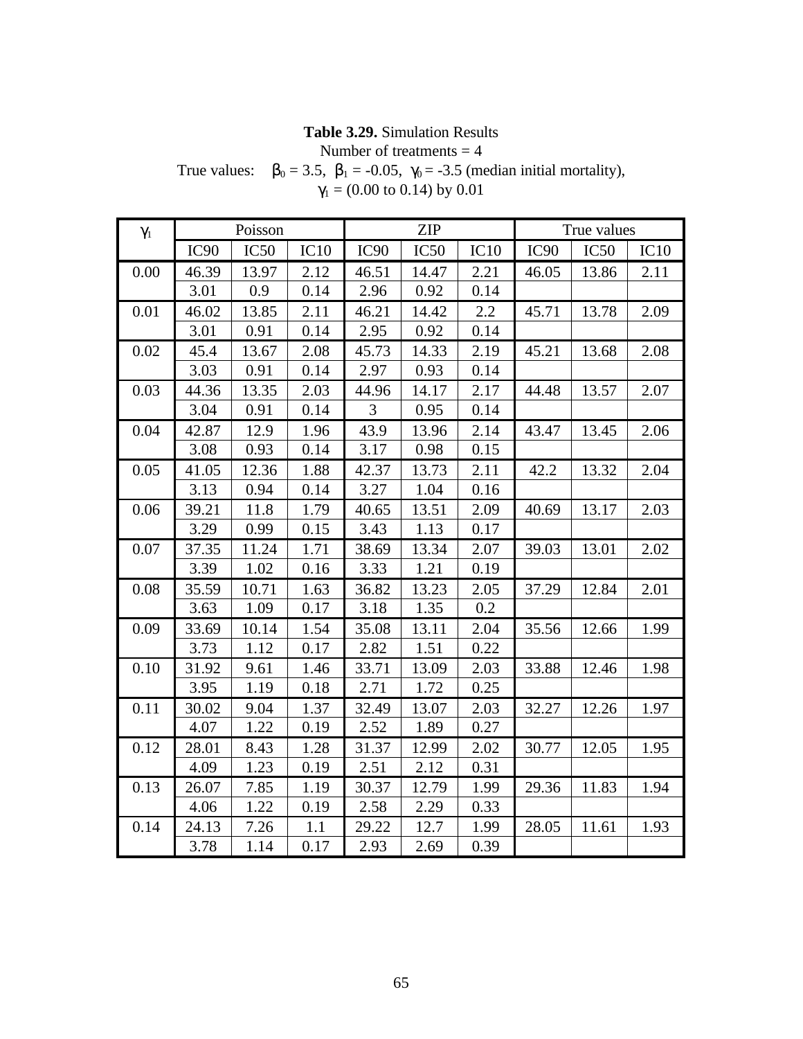**Table 3.29.** Simulation Results

Number of treatments = 4

True values: $\beta_0 = 3.5$, $\beta_1 = -0.05$, $\gamma_0 = -3.5$ (median initial mortality),

$\gamma_1 = (0.00 \text{ to } 0.14)$ by 0.01

| $\gamma_1$ | Poisson | | | ZIP | | | True values | | |
|---|---|---|---|---|---|---|---|---|---|
| | IC90 | IC50 | IC10 | IC90 | IC50 | IC10 | IC90 | IC50 | IC10 |
| 0.00 | 46.39 | 13.97 | 2.12 | 46.51 | 14.47 | 2.21 | 46.05 | 13.86 | 2.11 |
| | 3.01 | 0.9 | 0.14 | 2.96 | 0.92 | 0.14 | | | |
| 0.01 | 46.02 | 13.85 | 2.11 | 46.21 | 14.42 | 2.2 | 45.71 | 13.78 | 2.09 |
| | 3.01 | 0.91 | 0.14 | 2.95 | 0.92 | 0.14 | | | |
| 0.02 | 45.4 | 13.67 | 2.08 | 45.73 | 14.33 | 2.19 | 45.21 | 13.68 | 2.08 |
| | 3.03 | 0.91 | 0.14 | 2.97 | 0.93 | 0.14 | | | |
| 0.03 | 44.36 | 13.35 | 2.03 | 44.96 | 14.17 | 2.17 | 44.48 | 13.57 | 2.07 |
| | 3.04 | 0.91 | 0.14 | 3 | 0.95 | 0.14 | | | |
| 0.04 | 42.87 | 12.9 | 1.96 | 43.9 | 13.96 | 2.14 | 43.47 | 13.45 | 2.06 |
| | 3.08 | 0.93 | 0.14 | 3.17 | 0.98 | 0.15 | | | |
| 0.05 | 41.05 | 12.36 | 1.88 | 42.37 | 13.73 | 2.11 | 42.2 | 13.32 | 2.04 |
| | 3.13 | 0.94 | 0.14 | 3.27 | 1.04 | 0.16 | | | |
| 0.06 | 39.21 | 11.8 | 1.79 | 40.65 | 13.51 | 2.09 | 40.69 | 13.17 | 2.03 |
| | 3.29 | 0.99 | 0.15 | 3.43 | 1.13 | 0.17 | | | |
| 0.07 | 37.35 | 11.24 | 1.71 | 38.69 | 13.34 | 2.07 | 39.03 | 13.01 | 2.02 |
| | 3.39 | 1.02 | 0.16 | 3.33 | 1.21 | 0.19 | | | |
| 0.08 | 35.59 | 10.71 | 1.63 | 36.82 | 13.23 | 2.05 | 37.29 | 12.84 | 2.01 |
| | 3.63 | 1.09 | 0.17 | 3.18 | 1.35 | 0.2 | | | |
| 0.09 | 33.69 | 10.14 | 1.54 | 35.08 | 13.11 | 2.04 | 35.56 | 12.66 | 1.99 |
| | 3.73 | 1.12 | 0.17 | 2.82 | 1.51 | 0.22 | | | |
| 0.10 | 31.92 | 9.61 | 1.46 | 33.71 | 13.09 | 2.03 | 33.88 | 12.46 | 1.98 |
| | 3.95 | 1.19 | 0.18 | 2.71 | 1.72 | 0.25 | | | |
| 0.11 | 30.02 | 9.04 | 1.37 | 32.49 | 13.07 | 2.03 | 32.27 | 12.26 | 1.97 |
| | 4.07 | 1.22 | 0.19 | 2.52 | 1.89 | 0.27 | | | |
| 0.12 | 28.01 | 8.43 | 1.28 | 31.37 | 12.99 | 2.02 | 30.77 | 12.05 | 1.95 |
| | 4.09 | 1.23 | 0.19 | 2.51 | 2.12 | 0.31 | | | |
| 0.13 | 26.07 | 7.85 | 1.19 | 30.37 | 12.79 | 1.99 | 29.36 | 11.83 | 1.94 |
| | 4.06 | 1.22 | 0.19 | 2.58 | 2.29 | 0.33 | | | |
| 0.14 | 24.13 | 7.26 | 1.1 | 29.22 | 12.7 | 1.99 | 28.05 | 11.61 | 1.93 |
| | 3.78 | 1.14 | 0.17 | 2.93 | 2.69 | 0.39 | | | |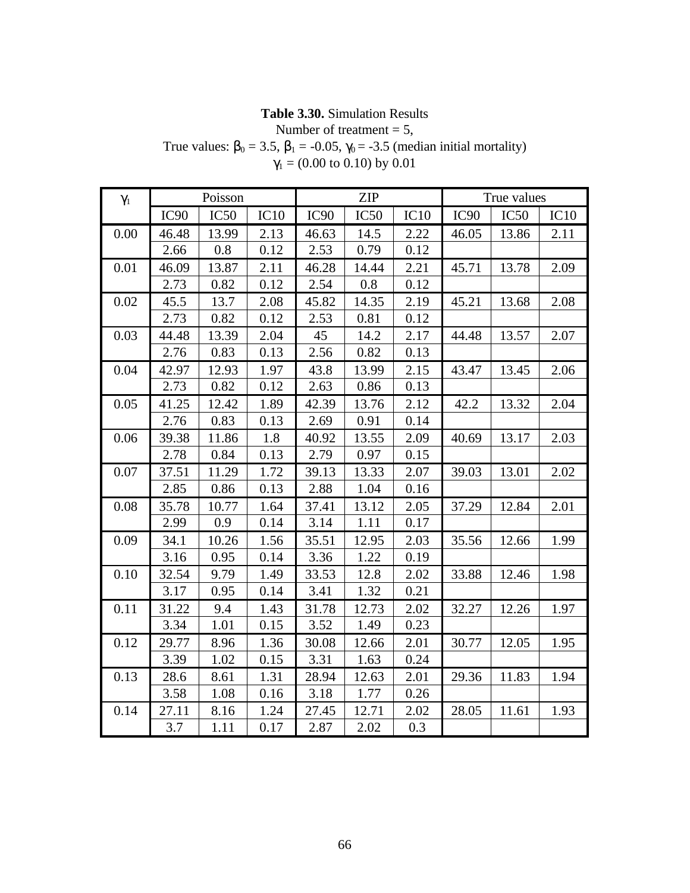**Table 3.30.** Simulation Results
Number of treatment = 5,
True values: $\beta_0$ = 3.5, $\beta_1$ = -0.05, $\gamma_0$ = -3.5 (median initial mortality)
$\gamma_1$ = (0.00 to 0.10) by 0.01

| $\gamma_1$ | Poisson | | | ZIP | | | True values | | |
|---|---|---|---|---|---|---|---|---|---|
| | IC90 | IC50 | IC10 | IC90 | IC50 | IC10 | IC90 | IC50 | IC10 |
| 0.00 | 46.48 | 13.99 | 2.13 | 46.63 | 14.5 | 2.22 | 46.05 | 13.86 | 2.11 |
| | 2.66 | 0.8 | 0.12 | 2.53 | 0.79 | 0.12 | | | |
| 0.01 | 46.09 | 13.87 | 2.11 | 46.28 | 14.44 | 2.21 | 45.71 | 13.78 | 2.09 |
| | 2.73 | 0.82 | 0.12 | 2.54 | 0.8 | 0.12 | | | |
| 0.02 | 45.5 | 13.7 | 2.08 | 45.82 | 14.35 | 2.19 | 45.21 | 13.68 | 2.08 |
| | 2.73 | 0.82 | 0.12 | 2.53 | 0.81 | 0.12 | | | |
| 0.03 | 44.48 | 13.39 | 2.04 | 45 | 14.2 | 2.17 | 44.48 | 13.57 | 2.07 |
| | 2.76 | 0.83 | 0.13 | 2.56 | 0.82 | 0.13 | | | |
| 0.04 | 42.97 | 12.93 | 1.97 | 43.8 | 13.99 | 2.15 | 43.47 | 13.45 | 2.06 |
| | 2.73 | 0.82 | 0.12 | 2.63 | 0.86 | 0.13 | | | |
| 0.05 | 41.25 | 12.42 | 1.89 | 42.39 | 13.76 | 2.12 | 42.2 | 13.32 | 2.04 |
| | 2.76 | 0.83 | 0.13 | 2.69 | 0.91 | 0.14 | | | |
| 0.06 | 39.38 | 11.86 | 1.8 | 40.92 | 13.55 | 2.09 | 40.69 | 13.17 | 2.03 |
| | 2.78 | 0.84 | 0.13 | 2.79 | 0.97 | 0.15 | | | |
| 0.07 | 37.51 | 11.29 | 1.72 | 39.13 | 13.33 | 2.07 | 39.03 | 13.01 | 2.02 |
| | 2.85 | 0.86 | 0.13 | 2.88 | 1.04 | 0.16 | | | |
| 0.08 | 35.78 | 10.77 | 1.64 | 37.41 | 13.12 | 2.05 | 37.29 | 12.84 | 2.01 |
| | 2.99 | 0.9 | 0.14 | 3.14 | 1.11 | 0.17 | | | |
| 0.09 | 34.1 | 10.26 | 1.56 | 35.51 | 12.95 | 2.03 | 35.56 | 12.66 | 1.99 |
| | 3.16 | 0.95 | 0.14 | 3.36 | 1.22 | 0.19 | | | |
| 0.10 | 32.54 | 9.79 | 1.49 | 33.53 | 12.8 | 2.02 | 33.88 | 12.46 | 1.98 |
| | 3.17 | 0.95 | 0.14 | 3.41 | 1.32 | 0.21 | | | |
| 0.11 | 31.22 | 9.4 | 1.43 | 31.78 | 12.73 | 2.02 | 32.27 | 12.26 | 1.97 |
| | 3.34 | 1.01 | 0.15 | 3.52 | 1.49 | 0.23 | | | |
| 0.12 | 29.77 | 8.96 | 1.36 | 30.08 | 12.66 | 2.01 | 30.77 | 12.05 | 1.95 |
| | 3.39 | 1.02 | 0.15 | 3.31 | 1.63 | 0.24 | | | |
| 0.13 | 28.6 | 8.61 | 1.31 | 28.94 | 12.63 | 2.01 | 29.36 | 11.83 | 1.94 |
| | 3.58 | 1.08 | 0.16 | 3.18 | 1.77 | 0.26 | | | |
| 0.14 | 27.11 | 8.16 | 1.24 | 27.45 | 12.71 | 2.02 | 28.05 | 11.61 | 1.93 |
| | 3.7 | 1.11 | 0.17 | 2.87 | 2.02 | 0.3 | | | |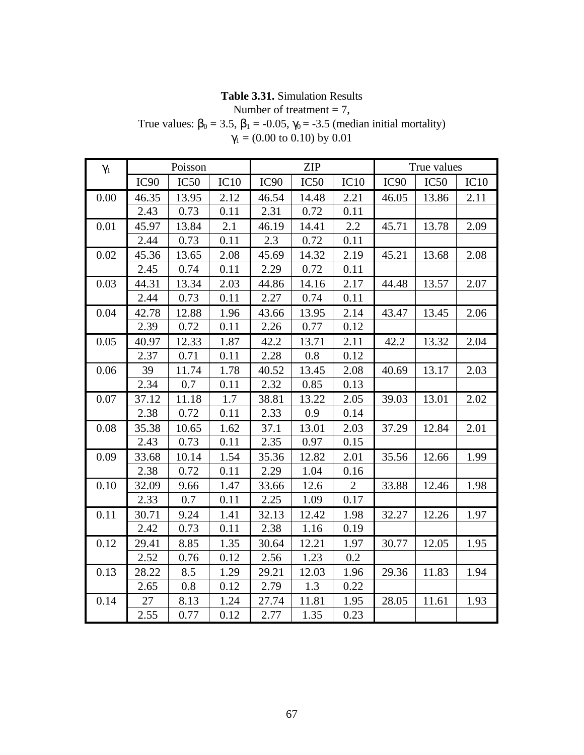**Table 3.31.** Simulation Results
Number of treatment = 7,
True values: $\beta_0$ = 3.5, $\beta_1$ = -0.05, $\gamma_0$ = -3.5 (median initial mortality)
$\gamma_1$ = (0.00 to 0.10) by 0.01

| $\gamma_1$ | Poisson | | | ZIP | | | True values | | |
|---|---|---|---|---|---|---|---|---|---|
| | IC90 | IC50 | IC10 | IC90 | IC50 | IC10 | IC90 | IC50 | IC10 |
| 0.00 | 46.35 | 13.95 | 2.12 | 46.54 | 14.48 | 2.21 | 46.05 | 13.86 | 2.11 |
| | 2.43 | 0.73 | 0.11 | 2.31 | 0.72 | 0.11 | | | |
| 0.01 | 45.97 | 13.84 | 2.1 | 46.19 | 14.41 | 2.2 | 45.71 | 13.78 | 2.09 |
| | 2.44 | 0.73 | 0.11 | 2.3 | 0.72 | 0.11 | | | |
| 0.02 | 45.36 | 13.65 | 2.08 | 45.69 | 14.32 | 2.19 | 45.21 | 13.68 | 2.08 |
| | 2.45 | 0.74 | 0.11 | 2.29 | 0.72 | 0.11 | | | |
| 0.03 | 44.31 | 13.34 | 2.03 | 44.86 | 14.16 | 2.17 | 44.48 | 13.57 | 2.07 |
| | 2.44 | 0.73 | 0.11 | 2.27 | 0.74 | 0.11 | | | |
| 0.04 | 42.78 | 12.88 | 1.96 | 43.66 | 13.95 | 2.14 | 43.47 | 13.45 | 2.06 |
| | 2.39 | 0.72 | 0.11 | 2.26 | 0.77 | 0.12 | | | |
| 0.05 | 40.97 | 12.33 | 1.87 | 42.2 | 13.71 | 2.11 | 42.2 | 13.32 | 2.04 |
| | 2.37 | 0.71 | 0.11 | 2.28 | 0.8 | 0.12 | | | |
| 0.06 | 39 | 11.74 | 1.78 | 40.52 | 13.45 | 2.08 | 40.69 | 13.17 | 2.03 |
| | 2.34 | 0.7 | 0.11 | 2.32 | 0.85 | 0.13 | | | |
| 0.07 | 37.12 | 11.18 | 1.7 | 38.81 | 13.22 | 2.05 | 39.03 | 13.01 | 2.02 |
| | 2.38 | 0.72 | 0.11 | 2.33 | 0.9 | 0.14 | | | |
| 0.08 | 35.38 | 10.65 | 1.62 | 37.1 | 13.01 | 2.03 | 37.29 | 12.84 | 2.01 |
| | 2.43 | 0.73 | 0.11 | 2.35 | 0.97 | 0.15 | | | |
| 0.09 | 33.68 | 10.14 | 1.54 | 35.36 | 12.82 | 2.01 | 35.56 | 12.66 | 1.99 |
| | 2.38 | 0.72 | 0.11 | 2.29 | 1.04 | 0.16 | | | |
| 0.10 | 32.09 | 9.66 | 1.47 | 33.66 | 12.6 | 2 | 33.88 | 12.46 | 1.98 |
| | 2.33 | 0.7 | 0.11 | 2.25 | 1.09 | 0.17 | | | |
| 0.11 | 30.71 | 9.24 | 1.41 | 32.13 | 12.42 | 1.98 | 32.27 | 12.26 | 1.97 |
| | 2.42 | 0.73 | 0.11 | 2.38 | 1.16 | 0.19 | | | |
| 0.12 | 29.41 | 8.85 | 1.35 | 30.64 | 12.21 | 1.97 | 30.77 | 12.05 | 1.95 |
| | 2.52 | 0.76 | 0.12 | 2.56 | 1.23 | 0.2 | | | |
| 0.13 | 28.22 | 8.5 | 1.29 | 29.21 | 12.03 | 1.96 | 29.36 | 11.83 | 1.94 |
| | 2.65 | 0.8 | 0.12 | 2.79 | 1.3 | 0.22 | | | |
| 0.14 | 27 | 8.13 | 1.24 | 27.74 | 11.81 | 1.95 | 28.05 | 11.61 | 1.93 |
| | 2.55 | 0.77 | 0.12 | 2.77 | 1.35 | 0.23 | | | |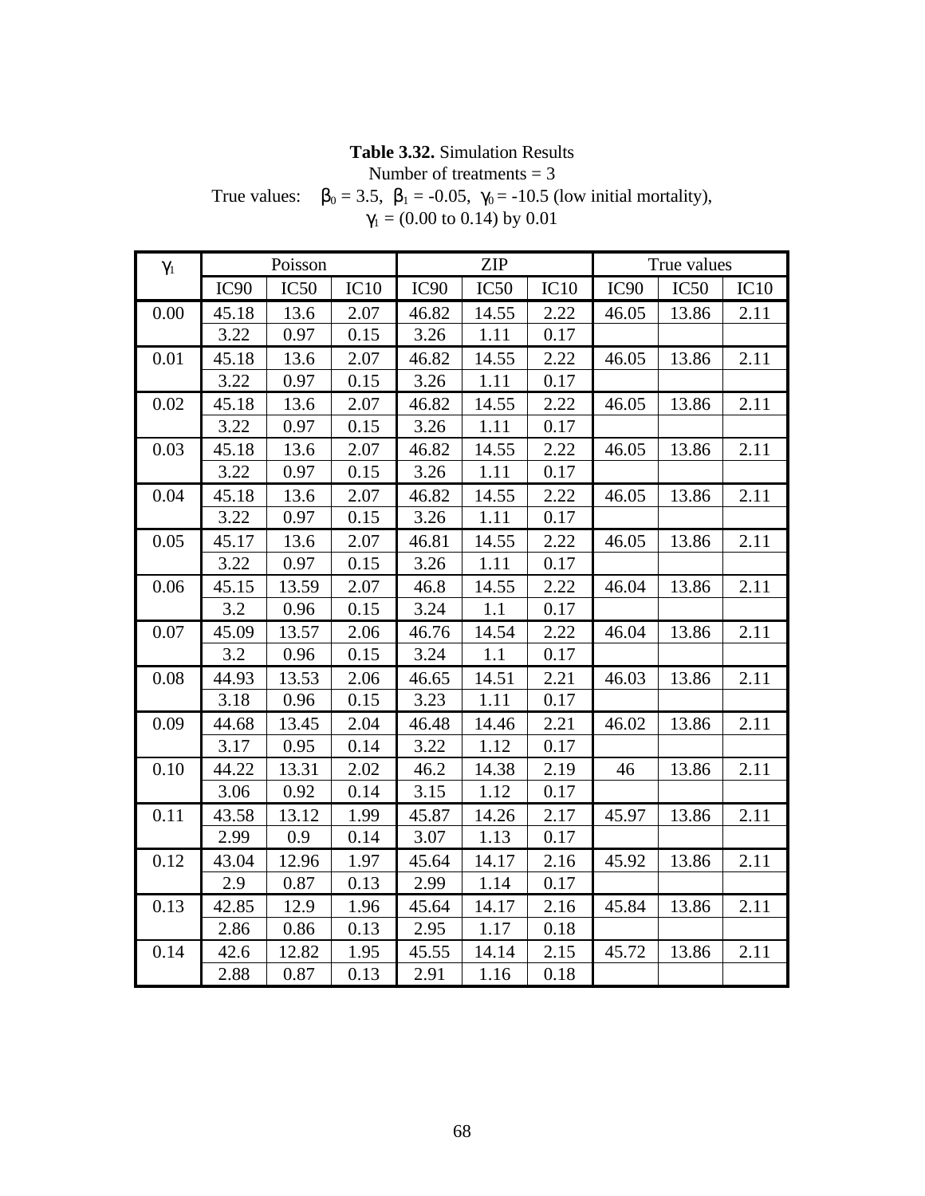**Table 3.32.** Simulation Results
Number of treatments = 3
True values: $\beta_0 = 3.5$, $\beta_1 = -0.05$, $\gamma_0 = -10.5$ (low initial mortality),
$\gamma_1 = (0.00$ to $0.14)$ by 0.01

| $\gamma_1$ | Poisson | | | ZIP | | | True values | | |
|---|---|---|---|---|---|---|---|---|---|
| | IC90 | IC50 | IC10 | IC90 | IC50 | IC10 | IC90 | IC50 | IC10 |
| 0.00 | 45.18 | 13.6 | 2.07 | 46.82 | 14.55 | 2.22 | 46.05 | 13.86 | 2.11 |
| | 3.22 | 0.97 | 0.15 | 3.26 | 1.11 | 0.17 | | | |
| 0.01 | 45.18 | 13.6 | 2.07 | 46.82 | 14.55 | 2.22 | 46.05 | 13.86 | 2.11 |
| | 3.22 | 0.97 | 0.15 | 3.26 | 1.11 | 0.17 | | | |
| 0.02 | 45.18 | 13.6 | 2.07 | 46.82 | 14.55 | 2.22 | 46.05 | 13.86 | 2.11 |
| | 3.22 | 0.97 | 0.15 | 3.26 | 1.11 | 0.17 | | | |
| 0.03 | 45.18 | 13.6 | 2.07 | 46.82 | 14.55 | 2.22 | 46.05 | 13.86 | 2.11 |
| | 3.22 | 0.97 | 0.15 | 3.26 | 1.11 | 0.17 | | | |
| 0.04 | 45.18 | 13.6 | 2.07 | 46.82 | 14.55 | 2.22 | 46.05 | 13.86 | 2.11 |
| | 3.22 | 0.97 | 0.15 | 3.26 | 1.11 | 0.17 | | | |
| 0.05 | 45.17 | 13.6 | 2.07 | 46.81 | 14.55 | 2.22 | 46.05 | 13.86 | 2.11 |
| | 3.22 | 0.97 | 0.15 | 3.26 | 1.11 | 0.17 | | | |
| 0.06 | 45.15 | 13.59 | 2.07 | 46.8 | 14.55 | 2.22 | 46.04 | 13.86 | 2.11 |
| | 3.2 | 0.96 | 0.15 | 3.24 | 1.1 | 0.17 | | | |
| 0.07 | 45.09 | 13.57 | 2.06 | 46.76 | 14.54 | 2.22 | 46.04 | 13.86 | 2.11 |
| | 3.2 | 0.96 | 0.15 | 3.24 | 1.1 | 0.17 | | | |
| 0.08 | 44.93 | 13.53 | 2.06 | 46.65 | 14.51 | 2.21 | 46.03 | 13.86 | 2.11 |
| | 3.18 | 0.96 | 0.15 | 3.23 | 1.11 | 0.17 | | | |
| 0.09 | 44.68 | 13.45 | 2.04 | 46.48 | 14.46 | 2.21 | 46.02 | 13.86 | 2.11 |
| | 3.17 | 0.95 | 0.14 | 3.22 | 1.12 | 0.17 | | | |
| 0.10 | 44.22 | 13.31 | 2.02 | 46.2 | 14.38 | 2.19 | 46 | 13.86 | 2.11 |
| | 3.06 | 0.92 | 0.14 | 3.15 | 1.12 | 0.17 | | | |
| 0.11 | 43.58 | 13.12 | 1.99 | 45.87 | 14.26 | 2.17 | 45.97 | 13.86 | 2.11 |
| | 2.99 | 0.9 | 0.14 | 3.07 | 1.13 | 0.17 | | | |
| 0.12 | 43.04 | 12.96 | 1.97 | 45.64 | 14.17 | 2.16 | 45.92 | 13.86 | 2.11 |
| | 2.9 | 0.87 | 0.13 | 2.99 | 1.14 | 0.17 | | | |
| 0.13 | 42.85 | 12.9 | 1.96 | 45.64 | 14.17 | 2.16 | 45.84 | 13.86 | 2.11 |
| | 2.86 | 0.86 | 0.13 | 2.95 | 1.17 | 0.18 | | | |
| 0.14 | 42.6 | 12.82 | 1.95 | 45.55 | 14.14 | 2.15 | 45.72 | 13.86 | 2.11 |
| | 2.88 | 0.87 | 0.13 | 2.91 | 1.16 | 0.18 | | | |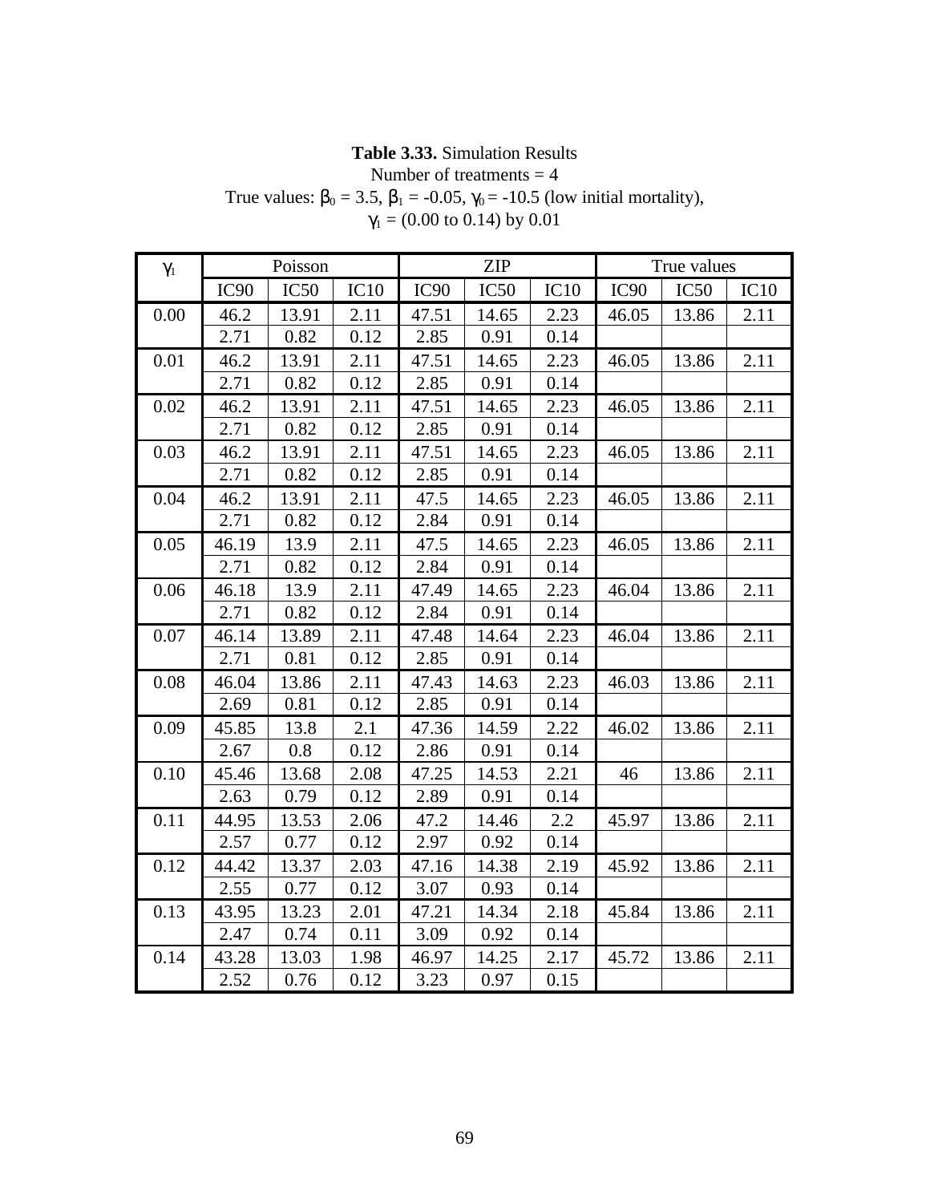**Table 3.33.** Simulation Results
Number of treatments = 4
True values: $\beta_0$ = 3.5, $\beta_1$ = -0.05, $\gamma_0$ = -10.5 (low initial mortality),
$\gamma_1$ = (0.00 to 0.14) by 0.01

| $\gamma_1$ | Poisson | | | ZIP | | | True values | | |
|---|---|---|---|---|---|---|---|---|---|
| | IC90 | IC50 | IC10 | IC90 | IC50 | IC10 | IC90 | IC50 | IC10 |
| 0.00 | 46.2 | 13.91 | 2.11 | 47.51 | 14.65 | 2.23 | 46.05 | 13.86 | 2.11 |
| | 2.71 | 0.82 | 0.12 | 2.85 | 0.91 | 0.14 | | | |
| 0.01 | 46.2 | 13.91 | 2.11 | 47.51 | 14.65 | 2.23 | 46.05 | 13.86 | 2.11 |
| | 2.71 | 0.82 | 0.12 | 2.85 | 0.91 | 0.14 | | | |
| 0.02 | 46.2 | 13.91 | 2.11 | 47.51 | 14.65 | 2.23 | 46.05 | 13.86 | 2.11 |
| | 2.71 | 0.82 | 0.12 | 2.85 | 0.91 | 0.14 | | | |
| 0.03 | 46.2 | 13.91 | 2.11 | 47.51 | 14.65 | 2.23 | 46.05 | 13.86 | 2.11 |
| | 2.71 | 0.82 | 0.12 | 2.85 | 0.91 | 0.14 | | | |
| 0.04 | 46.2 | 13.91 | 2.11 | 47.5 | 14.65 | 2.23 | 46.05 | 13.86 | 2.11 |
| | 2.71 | 0.82 | 0.12 | 2.84 | 0.91 | 0.14 | | | |
| 0.05 | 46.19 | 13.9 | 2.11 | 47.5 | 14.65 | 2.23 | 46.05 | 13.86 | 2.11 |
| | 2.71 | 0.82 | 0.12 | 2.84 | 0.91 | 0.14 | | | |
| 0.06 | 46.18 | 13.9 | 2.11 | 47.49 | 14.65 | 2.23 | 46.04 | 13.86 | 2.11 |
| | 2.71 | 0.82 | 0.12 | 2.84 | 0.91 | 0.14 | | | |
| 0.07 | 46.14 | 13.89 | 2.11 | 47.48 | 14.64 | 2.23 | 46.04 | 13.86 | 2.11 |
| | 2.71 | 0.81 | 0.12 | 2.85 | 0.91 | 0.14 | | | |
| 0.08 | 46.04 | 13.86 | 2.11 | 47.43 | 14.63 | 2.23 | 46.03 | 13.86 | 2.11 |
| | 2.69 | 0.81 | 0.12 | 2.85 | 0.91 | 0.14 | | | |
| 0.09 | 45.85 | 13.8 | 2.1 | 47.36 | 14.59 | 2.22 | 46.02 | 13.86 | 2.11 |
| | 2.67 | 0.8 | 0.12 | 2.86 | 0.91 | 0.14 | | | |
| 0.10 | 45.46 | 13.68 | 2.08 | 47.25 | 14.53 | 2.21 | 46 | 13.86 | 2.11 |
| | 2.63 | 0.79 | 0.12 | 2.89 | 0.91 | 0.14 | | | |
| 0.11 | 44.95 | 13.53 | 2.06 | 47.2 | 14.46 | 2.2 | 45.97 | 13.86 | 2.11 |
| | 2.57 | 0.77 | 0.12 | 2.97 | 0.92 | 0.14 | | | |
| 0.12 | 44.42 | 13.37 | 2.03 | 47.16 | 14.38 | 2.19 | 45.92 | 13.86 | 2.11 |
| | 2.55 | 0.77 | 0.12 | 3.07 | 0.93 | 0.14 | | | |
| 0.13 | 43.95 | 13.23 | 2.01 | 47.21 | 14.34 | 2.18 | 45.84 | 13.86 | 2.11 |
| | 2.47 | 0.74 | 0.11 | 3.09 | 0.92 | 0.14 | | | |
| 0.14 | 43.28 | 13.03 | 1.98 | 46.97 | 14.25 | 2.17 | 45.72 | 13.86 | 2.11 |
| | 2.52 | 0.76 | 0.12 | 3.23 | 0.97 | 0.15 | | | |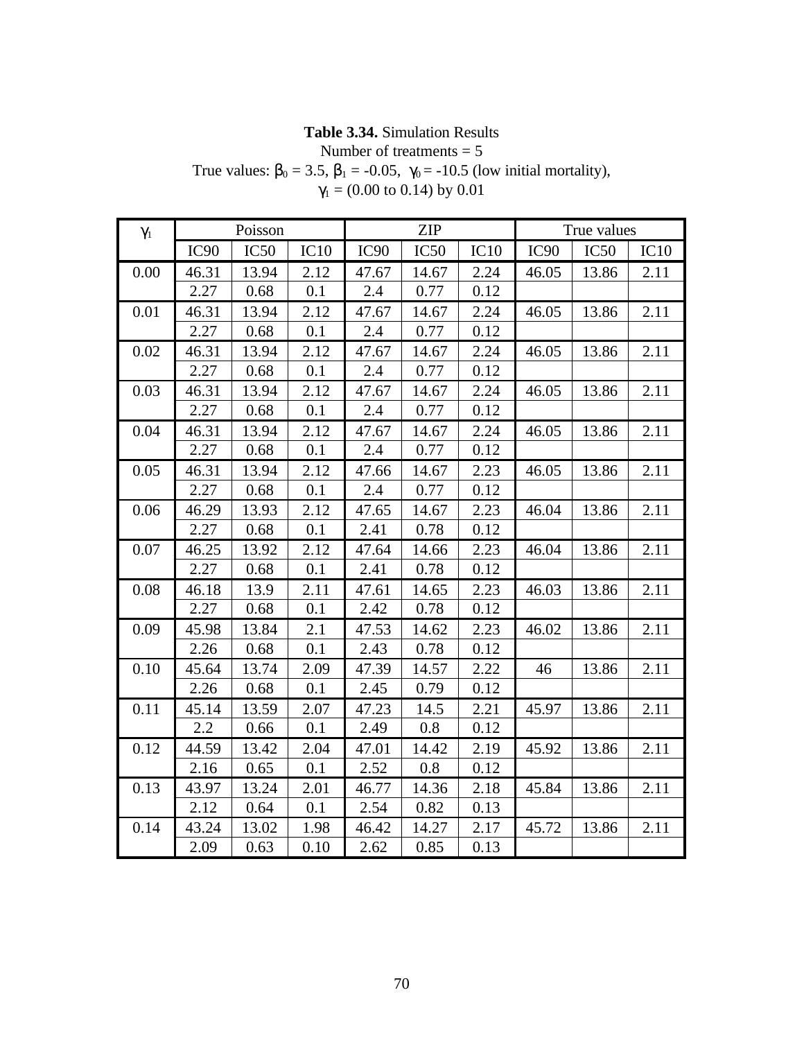**Table 3.34.** Simulation Results
Number of treatments = 5
True values: $\beta_0$ = 3.5, $\beta_1$ = -0.05, $\gamma_0$ = -10.5 (low initial mortality),
$\gamma_1$ = (0.00 to 0.14) by 0.01

| $\gamma_1$ | Poisson | | | ZIP | | | True values | | |
|---|---|---|---|---|---|---|---|---|---|
| | IC90 | IC50 | IC10 | IC90 | IC50 | IC10 | IC90 | IC50 | IC10 |
| 0.00 | 46.31 | 13.94 | 2.12 | 47.67 | 14.67 | 2.24 | 46.05 | 13.86 | 2.11 |
| | 2.27 | 0.68 | 0.1 | 2.4 | 0.77 | 0.12 | | | |
| 0.01 | 46.31 | 13.94 | 2.12 | 47.67 | 14.67 | 2.24 | 46.05 | 13.86 | 2.11 |
| | 2.27 | 0.68 | 0.1 | 2.4 | 0.77 | 0.12 | | | |
| 0.02 | 46.31 | 13.94 | 2.12 | 47.67 | 14.67 | 2.24 | 46.05 | 13.86 | 2.11 |
| | 2.27 | 0.68 | 0.1 | 2.4 | 0.77 | 0.12 | | | |
| 0.03 | 46.31 | 13.94 | 2.12 | 47.67 | 14.67 | 2.24 | 46.05 | 13.86 | 2.11 |
| | 2.27 | 0.68 | 0.1 | 2.4 | 0.77 | 0.12 | | | |
| 0.04 | 46.31 | 13.94 | 2.12 | 47.67 | 14.67 | 2.24 | 46.05 | 13.86 | 2.11 |
| | 2.27 | 0.68 | 0.1 | 2.4 | 0.77 | 0.12 | | | |
| 0.05 | 46.31 | 13.94 | 2.12 | 47.66 | 14.67 | 2.23 | 46.05 | 13.86 | 2.11 |
| | 2.27 | 0.68 | 0.1 | 2.4 | 0.77 | 0.12 | | | |
| 0.06 | 46.29 | 13.93 | 2.12 | 47.65 | 14.67 | 2.23 | 46.04 | 13.86 | 2.11 |
| | 2.27 | 0.68 | 0.1 | 2.41 | 0.78 | 0.12 | | | |
| 0.07 | 46.25 | 13.92 | 2.12 | 47.64 | 14.66 | 2.23 | 46.04 | 13.86 | 2.11 |
| | 2.27 | 0.68 | 0.1 | 2.41 | 0.78 | 0.12 | | | |
| 0.08 | 46.18 | 13.9 | 2.11 | 47.61 | 14.65 | 2.23 | 46.03 | 13.86 | 2.11 |
| | 2.27 | 0.68 | 0.1 | 2.42 | 0.78 | 0.12 | | | |
| 0.09 | 45.98 | 13.84 | 2.1 | 47.53 | 14.62 | 2.23 | 46.02 | 13.86 | 2.11 |
| | 2.26 | 0.68 | 0.1 | 2.43 | 0.78 | 0.12 | | | |
| 0.10 | 45.64 | 13.74 | 2.09 | 47.39 | 14.57 | 2.22 | 46 | 13.86 | 2.11 |
| | 2.26 | 0.68 | 0.1 | 2.45 | 0.79 | 0.12 | | | |
| 0.11 | 45.14 | 13.59 | 2.07 | 47.23 | 14.5 | 2.21 | 45.97 | 13.86 | 2.11 |
| | 2.2 | 0.66 | 0.1 | 2.49 | 0.8 | 0.12 | | | |
| 0.12 | 44.59 | 13.42 | 2.04 | 47.01 | 14.42 | 2.19 | 45.92 | 13.86 | 2.11 |
| | 2.16 | 0.65 | 0.1 | 2.52 | 0.8 | 0.12 | | | |
| 0.13 | 43.97 | 13.24 | 2.01 | 46.77 | 14.36 | 2.18 | 45.84 | 13.86 | 2.11 |
| | 2.12 | 0.64 | 0.1 | 2.54 | 0.82 | 0.13 | | | |
| 0.14 | 43.24 | 13.02 | 1.98 | 46.42 | 14.27 | 2.17 | 45.72 | 13.86 | 2.11 |
| | 2.09 | 0.63 | 0.10 | 2.62 | 0.85 | 0.13 | | | |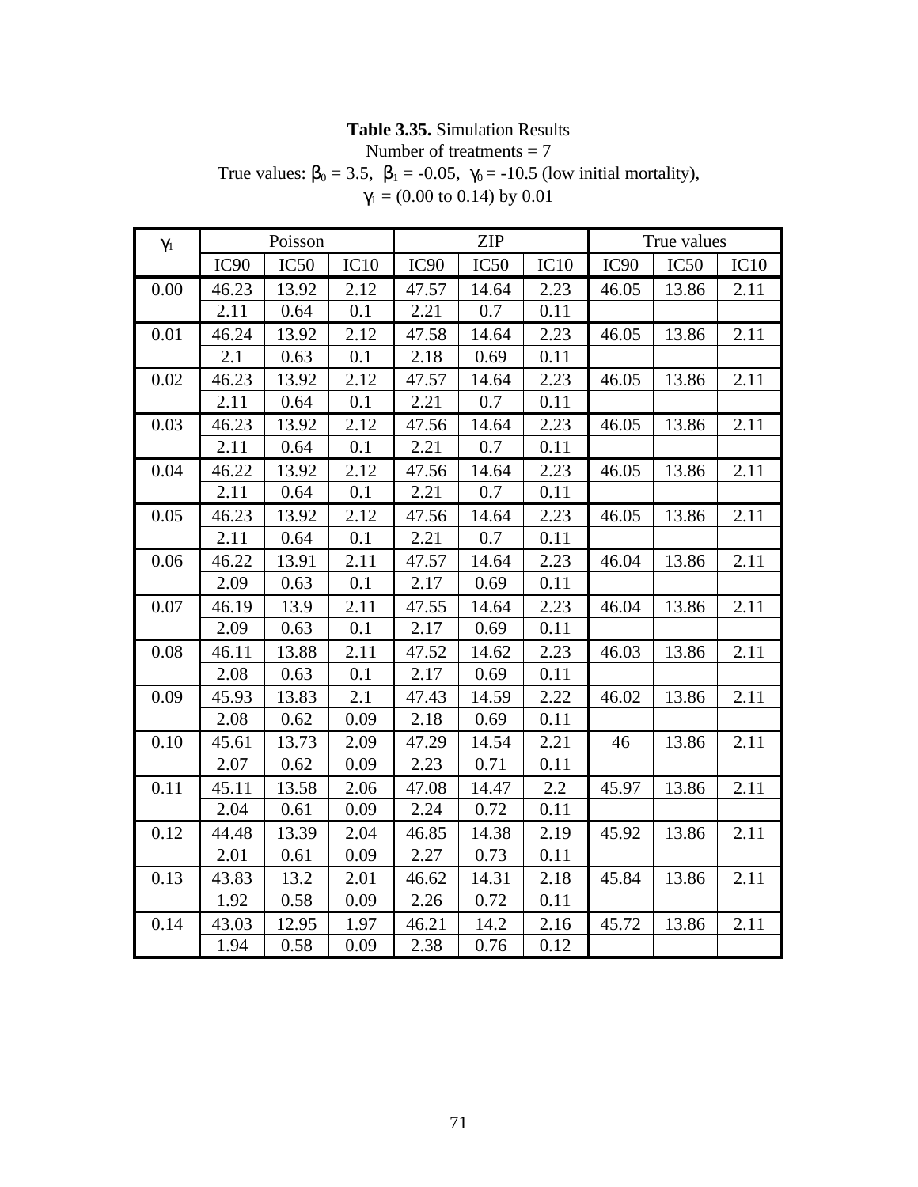**Table 3.35.** Simulation Results

Number of treatments = 7

True values: $\beta_0 = 3.5$, $\beta_1 = -0.05$, $\gamma_0 = -10.5$ (low initial mortality),

$\gamma_1 = (0.00 \text{ to } 0.14)$ by 0.01

| $\gamma_1$ | Poisson | | | ZIP | | | True values | | |
|---|---|---|---|---|---|---|---|---|---|
| | IC90 | IC50 | IC10 | IC90 | IC50 | IC10 | IC90 | IC50 | IC10 |
| 0.00 | 46.23 | 13.92 | 2.12 | 47.57 | 14.64 | 2.23 | 46.05 | 13.86 | 2.11 |
| | 2.11 | 0.64 | 0.1 | 2.21 | 0.7 | 0.11 | | | |
| 0.01 | 46.24 | 13.92 | 2.12 | 47.58 | 14.64 | 2.23 | 46.05 | 13.86 | 2.11 |
| | 2.1 | 0.63 | 0.1 | 2.18 | 0.69 | 0.11 | | | |
| 0.02 | 46.23 | 13.92 | 2.12 | 47.57 | 14.64 | 2.23 | 46.05 | 13.86 | 2.11 |
| | 2.11 | 0.64 | 0.1 | 2.21 | 0.7 | 0.11 | | | |
| 0.03 | 46.23 | 13.92 | 2.12 | 47.56 | 14.64 | 2.23 | 46.05 | 13.86 | 2.11 |
| | 2.11 | 0.64 | 0.1 | 2.21 | 0.7 | 0.11 | | | |
| 0.04 | 46.22 | 13.92 | 2.12 | 47.56 | 14.64 | 2.23 | 46.05 | 13.86 | 2.11 |
| | 2.11 | 0.64 | 0.1 | 2.21 | 0.7 | 0.11 | | | |
| 0.05 | 46.23 | 13.92 | 2.12 | 47.56 | 14.64 | 2.23 | 46.05 | 13.86 | 2.11 |
| | 2.11 | 0.64 | 0.1 | 2.21 | 0.7 | 0.11 | | | |
| 0.06 | 46.22 | 13.91 | 2.11 | 47.57 | 14.64 | 2.23 | 46.04 | 13.86 | 2.11 |
| | 2.09 | 0.63 | 0.1 | 2.17 | 0.69 | 0.11 | | | |
| 0.07 | 46.19 | 13.9 | 2.11 | 47.55 | 14.64 | 2.23 | 46.04 | 13.86 | 2.11 |
| | 2.09 | 0.63 | 0.1 | 2.17 | 0.69 | 0.11 | | | |
| 0.08 | 46.11 | 13.88 | 2.11 | 47.52 | 14.62 | 2.23 | 46.03 | 13.86 | 2.11 |
| | 2.08 | 0.63 | 0.1 | 2.17 | 0.69 | 0.11 | | | |
| 0.09 | 45.93 | 13.83 | 2.1 | 47.43 | 14.59 | 2.22 | 46.02 | 13.86 | 2.11 |
| | 2.08 | 0.62 | 0.09 | 2.18 | 0.69 | 0.11 | | | |
| 0.10 | 45.61 | 13.73 | 2.09 | 47.29 | 14.54 | 2.21 | 46 | 13.86 | 2.11 |
| | 2.07 | 0.62 | 0.09 | 2.23 | 0.71 | 0.11 | | | |
| 0.11 | 45.11 | 13.58 | 2.06 | 47.08 | 14.47 | 2.2 | 45.97 | 13.86 | 2.11 |
| | 2.04 | 0.61 | 0.09 | 2.24 | 0.72 | 0.11 | | | |
| 0.12 | 44.48 | 13.39 | 2.04 | 46.85 | 14.38 | 2.19 | 45.92 | 13.86 | 2.11 |
| | 2.01 | 0.61 | 0.09 | 2.27 | 0.73 | 0.11 | | | |
| 0.13 | 43.83 | 13.2 | 2.01 | 46.62 | 14.31 | 2.18 | 45.84 | 13.86 | 2.11 |
| | 1.92 | 0.58 | 0.09 | 2.26 | 0.72 | 0.11 | | | |
| 0.14 | 43.03 | 12.95 | 1.97 | 46.21 | 14.2 | 2.16 | 45.72 | 13.86 | 2.11 |
| | 1.94 | 0.58 | 0.09 | 2.38 | 0.76 | 0.12 | | | |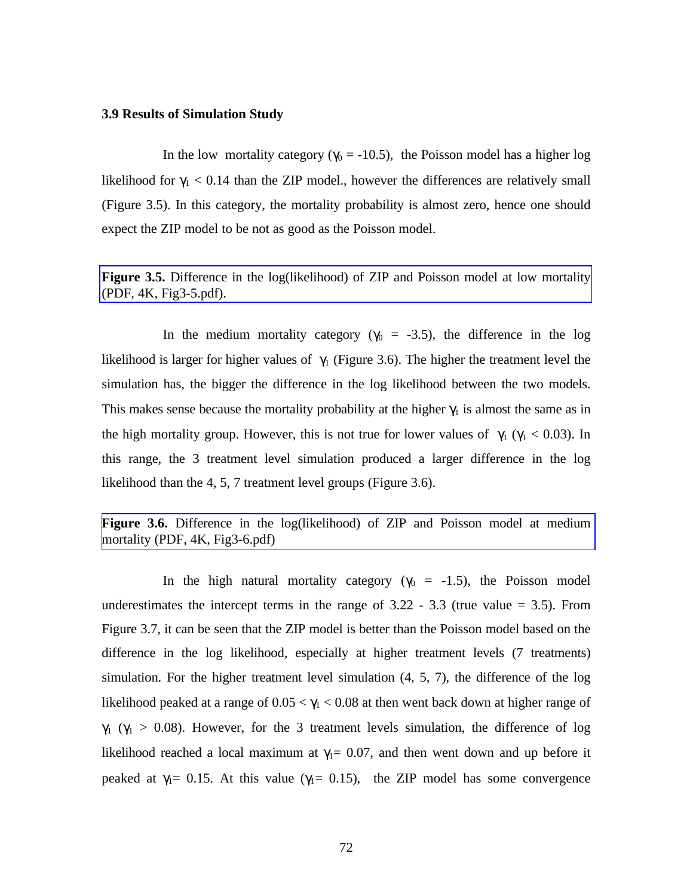### 3.9 Results of Simulation Study

In the low mortality category ($\gamma_0 = -10.5$), the Poisson model has a higher log likelihood for $\gamma_1 < 0.14$ than the ZIP model., however the differences are relatively small (Figure 3.5). In this category, the mortality probability is almost zero, hence one should expect the ZIP model to be not as good as the Poisson model.

**Figure 3.5.** Difference in the log(likelihood) of ZIP and Poisson model at low mortality (PDF, 4K, Fig3-5.pdf).

In the medium mortality category ($\gamma_0 = -3.5$), the difference in the log likelihood is larger for higher values of $\gamma_1$ (Figure 3.6). The higher the treatment level the simulation has, the bigger the difference in the log likelihood between the two models. This makes sense because the mortality probability at the higher $\gamma_1$ is almost the same as in the high mortality group. However, this is not true for lower values of $\gamma_1$ ($\gamma_1 < 0.03$). In this range, the 3 treatment level simulation produced a larger difference in the log likelihood than the 4, 5, 7 treatment level groups (Figure 3.6).

**Figure 3.6.** Difference in the log(likelihood) of ZIP and Poisson model at medium mortality (PDF, 4K, Fig3-6.pdf)

In the high natural mortality category ($\gamma_0 = -1.5$), the Poisson model underestimates the intercept terms in the range of 3.22 - 3.3 (true value = 3.5). From Figure 3.7, it can be seen that the ZIP model is better than the Poisson model based on the difference in the log likelihood, especially at higher treatment levels (7 treatments) simulation. For the higher treatment level simulation (4, 5, 7), the difference of the log likelihood peaked at a range of $0.05 < \gamma_1 < 0.08$ at then went back down at higher range of $\gamma_1$ ($\gamma_1 > 0.08$). However, for the 3 treatment levels simulation, the difference of log likelihood reached a local maximum at $\gamma_1 = 0.07$, and then went down and up before it peaked at $\gamma_1 = 0.15$. At this value ($\gamma_1 = 0.15$), the ZIP model has some convergence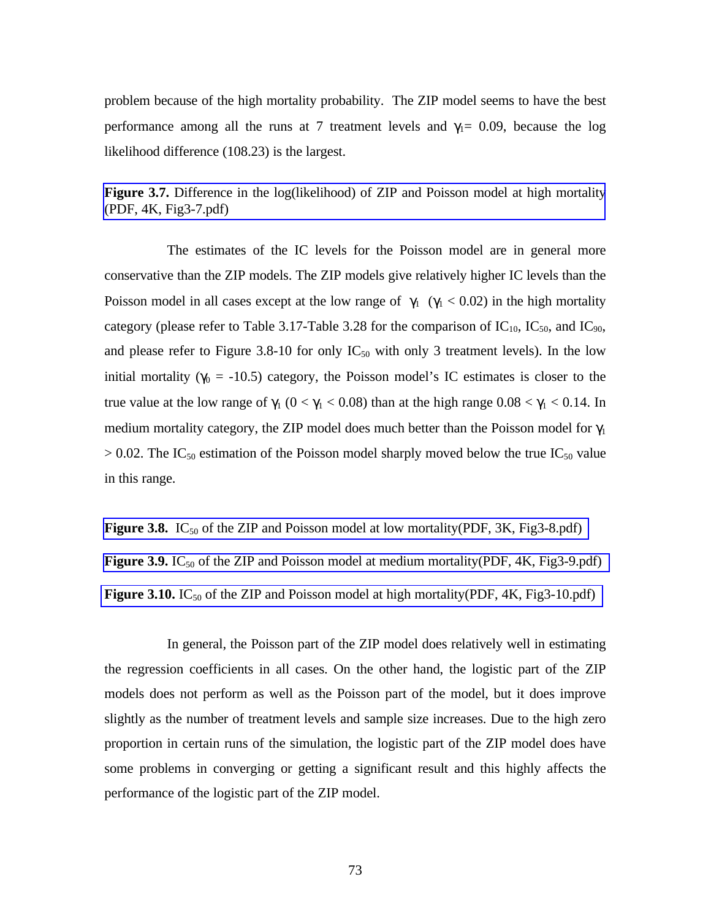problem because of the high mortality probability. The ZIP model seems to have the best performance among all the runs at 7 treatment levels and $\gamma_1 = 0.09$, because the log likelihood difference (108.23) is the largest.

**Figure 3.7.** Difference in the log(likelihood) of ZIP and Poisson model at high mortality (PDF, 4K, Fig3-7.pdf)

The estimates of the IC levels for the Poisson model are in general more conservative than the ZIP models. The ZIP models give relatively higher IC levels than the Poisson model in all cases except at the low range of $\gamma_1$ ($\gamma_1 < 0.02$) in the high mortality category (please refer to Table 3.17-Table 3.28 for the comparison of $IC_{10}$, $IC_{50}$, and $IC_{90}$, and please refer to Figure 3.8-10 for only $IC_{50}$ with only 3 treatment levels). In the low initial mortality ($\gamma_0 = -10.5$) category, the Poisson model's IC estimates is closer to the true value at the low range of $\gamma_1$ ($0 < \gamma_1 < 0.08$) than at the high range $0.08 < \gamma_1 < 0.14$. In medium mortality category, the ZIP model does much better than the Poisson model for $\gamma_1 > 0.02$. The $IC_{50}$ estimation of the Poisson model sharply moved below the true $IC_{50}$ value in this range.

**Figure 3.8.** $IC_{50}$ of the ZIP and Poisson model at low mortality(PDF, 3K, Fig3-8.pdf)

**Figure 3.9.** $IC_{50}$ of the ZIP and Poisson model at medium mortality(PDF, 4K, Fig3-9.pdf)

**Figure 3.10.** $IC_{50}$ of the ZIP and Poisson model at high mortality(PDF, 4K, Fig3-10.pdf)

In general, the Poisson part of the ZIP model does relatively well in estimating the regression coefficients in all cases. On the other hand, the logistic part of the ZIP models does not perform as well as the Poisson part of the model, but it does improve slightly as the number of treatment levels and sample size increases. Due to the high zero proportion in certain runs of the simulation, the logistic part of the ZIP model does have some problems in converging or getting a significant result and this highly affects the performance of the logistic part of the ZIP model.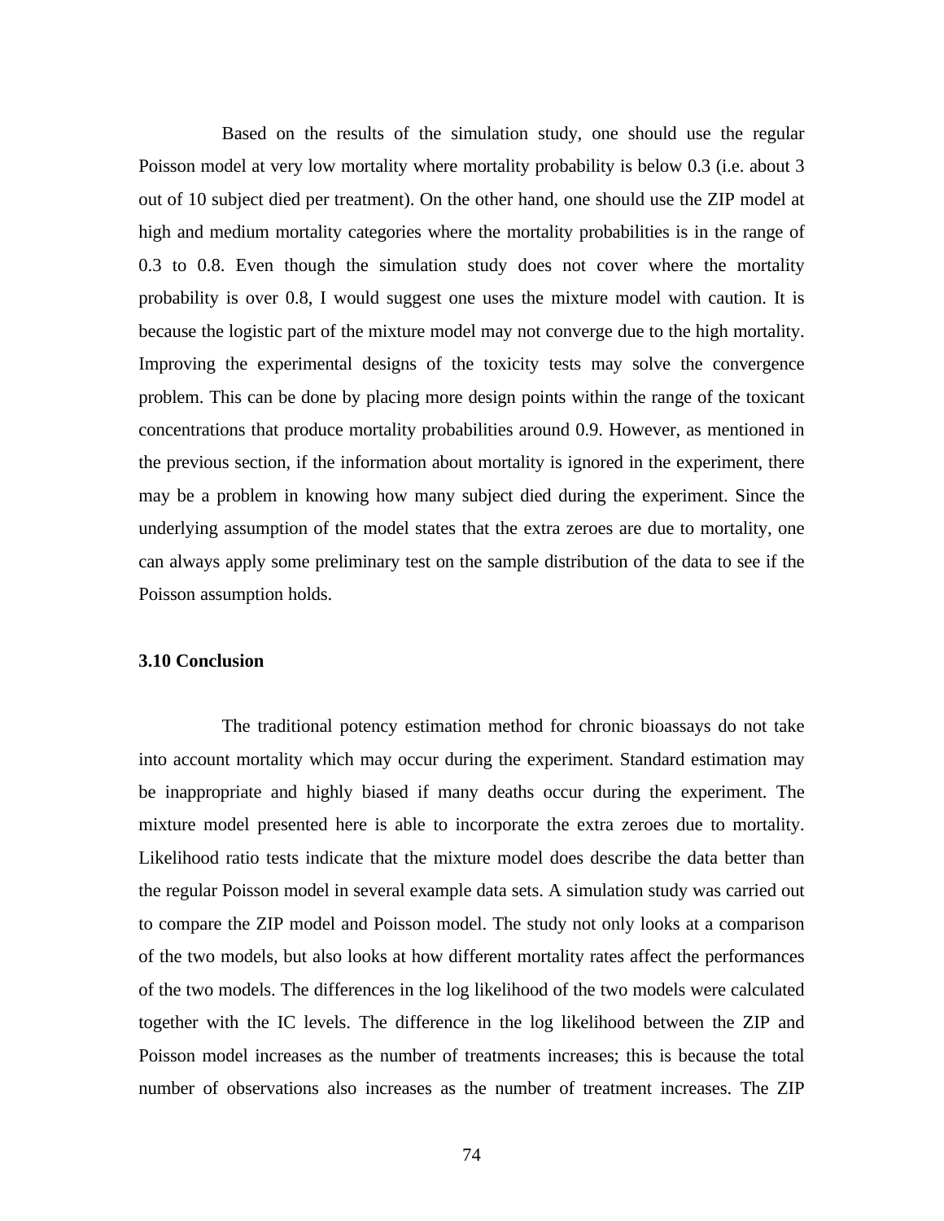Based on the results of the simulation study, one should use the regular Poisson model at very low mortality where mortality probability is below 0.3 (i.e. about 3 out of 10 subject died per treatment). On the other hand, one should use the ZIP model at high and medium mortality categories where the mortality probabilities is in the range of 0.3 to 0.8. Even though the simulation study does not cover where the mortality probability is over 0.8, I would suggest one uses the mixture model with caution. It is because the logistic part of the mixture model may not converge due to the high mortality. Improving the experimental designs of the toxicity tests may solve the convergence problem. This can be done by placing more design points within the range of the toxicant concentrations that produce mortality probabilities around 0.9. However, as mentioned in the previous section, if the information about mortality is ignored in the experiment, there may be a problem in knowing how many subject died during the experiment. Since the underlying assumption of the model states that the extra zeroes are due to mortality, one can always apply some preliminary test on the sample distribution of the data to see if the Poisson assumption holds.

### 3.10 Conclusion

The traditional potency estimation method for chronic bioassays do not take into account mortality which may occur during the experiment. Standard estimation may be inappropriate and highly biased if many deaths occur during the experiment. The mixture model presented here is able to incorporate the extra zeroes due to mortality. Likelihood ratio tests indicate that the mixture model does describe the data better than the regular Poisson model in several example data sets. A simulation study was carried out to compare the ZIP model and Poisson model. The study not only looks at a comparison of the two models, but also looks at how different mortality rates affect the performances of the two models. The differences in the log likelihood of the two models were calculated together with the IC levels. The difference in the log likelihood between the ZIP and Poisson model increases as the number of treatments increases; this is because the total number of observations also increases as the number of treatment increases. The ZIP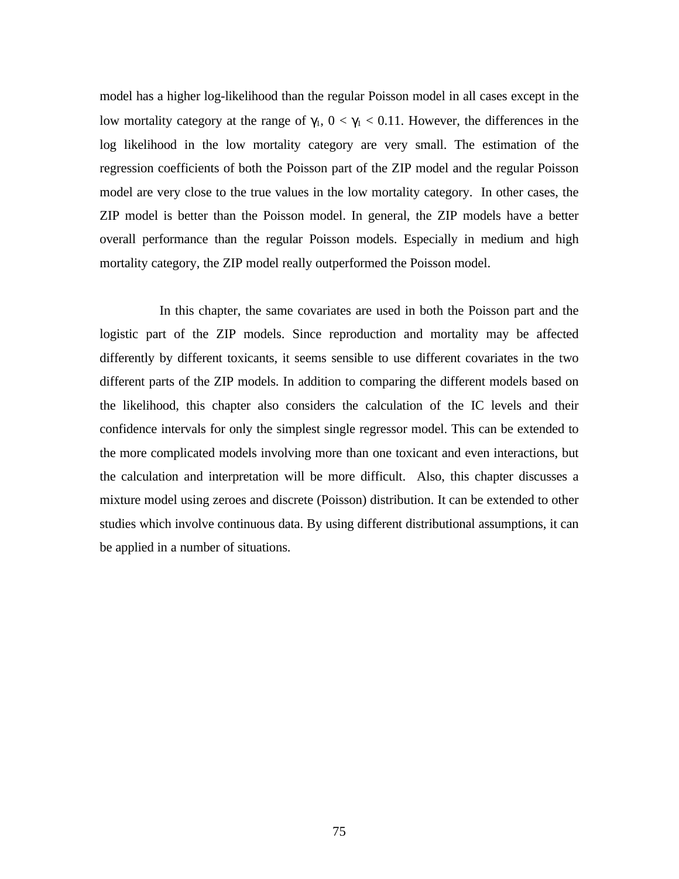model has a higher log-likelihood than the regular Poisson model in all cases except in the low mortality category at the range of $\gamma_1$, $0 < \gamma_1 < 0.11$. However, the differences in the log likelihood in the low mortality category are very small. The estimation of the regression coefficients of both the Poisson part of the ZIP model and the regular Poisson model are very close to the true values in the low mortality category. In other cases, the ZIP model is better than the Poisson model. In general, the ZIP models have a better overall performance than the regular Poisson models. Especially in medium and high mortality category, the ZIP model really outperformed the Poisson model.

In this chapter, the same covariates are used in both the Poisson part and the logistic part of the ZIP models. Since reproduction and mortality may be affected differently by different toxicants, it seems sensible to use different covariates in the two different parts of the ZIP models. In addition to comparing the different models based on the likelihood, this chapter also considers the calculation of the IC levels and their confidence intervals for only the simplest single regressor model. This can be extended to the more complicated models involving more than one toxicant and even interactions, but the calculation and interpretation will be more difficult. Also, this chapter discusses a mixture model using zeroes and discrete (Poisson) distribution. It can be extended to other studies which involve continuous data. By using different distributional assumptions, it can be applied in a number of situations.